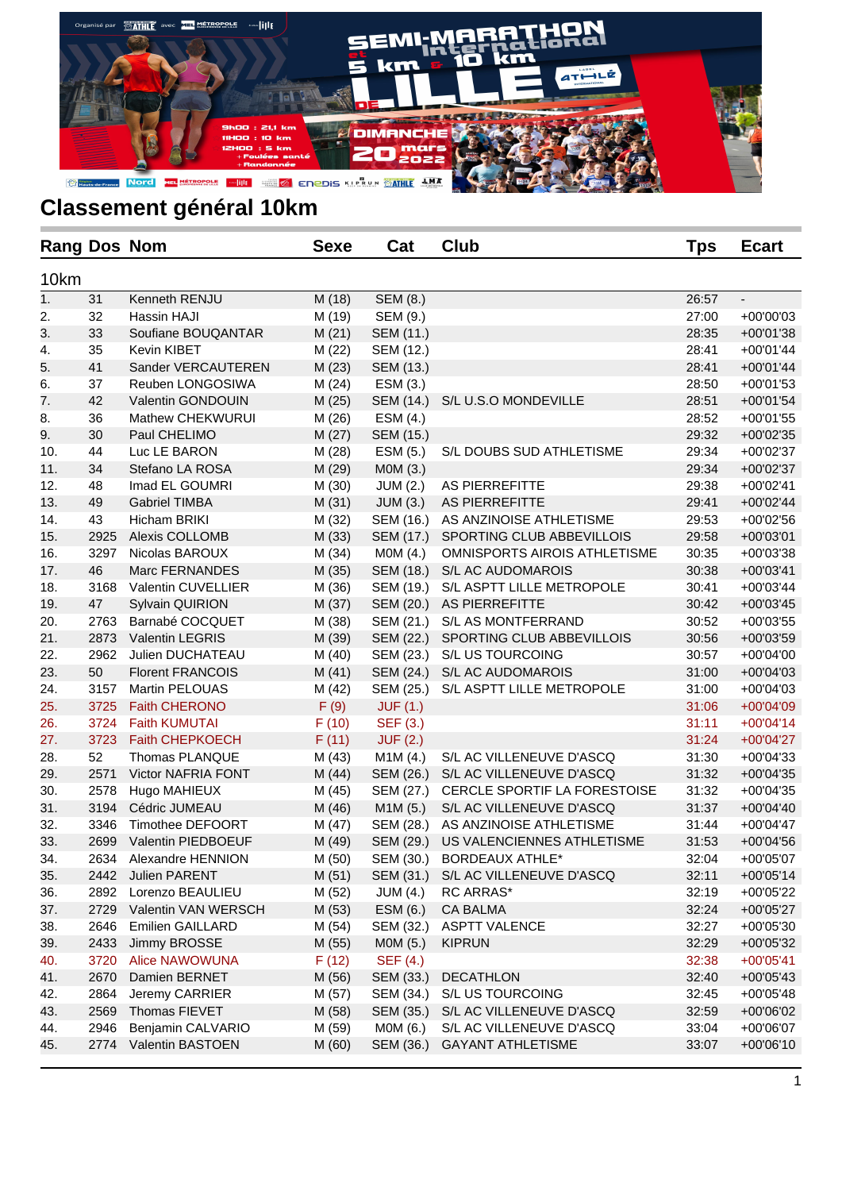# Classement général 10km

| Rang | Dos | Nom | Sexe | Cat | Club | Tps | Ecart |
|---|---|---|---|---|---|---|---|
| **10km** | | | | | | | |
| 1. | 31 | Kenneth RENJU | M (18) | SEM (8.) | | 26:57 | - |
| 2. | 32 | Hassin HAJI | M (19) | SEM (9.) | | 27:00 | +00'00'03 |
| 3. | 33 | Soufiane BOUQANTAR | M (21) | SEM (11.) | | 28:35 | +00'01'38 |
| 4. | 35 | Kevin KIBET | M (22) | SEM (12.) | | 28:41 | +00'01'44 |
| 5. | 41 | Sander VERCAUTEREN | M (23) | SEM (13.) | | 28:41 | +00'01'44 |
| 6. | 37 | Reuben LONGOSIWA | M (24) | ESM (3.) | | 28:50 | +00'01'53 |
| 7. | 42 | Valentin GONDOUIN | M (25) | SEM (14.) | S/L U.S.O MONDEVILLE | 28:51 | +00'01'54 |
| 8. | 36 | Mathew CHEKWURUI | M (26) | ESM (4.) | | 28:52 | +00'01'55 |
| 9. | 30 | Paul CHELIMO | M (27) | SEM (15.) | | 29:32 | +00'02'35 |
| 10. | 44 | Luc LE BARON | M (28) | ESM (5.) | S/L DOUBS SUD ATHLETISME | 29:34 | +00'02'37 |
| 11. | 34 | Stefano LA ROSA | M (29) | M0M (3.) | | 29:34 | +00'02'37 |
| 12. | 48 | Imad EL GOUMRI | M (30) | JUM (2.) | AS PIERREFITTE | 29:38 | +00'02'41 |
| 13. | 49 | Gabriel TIMBA | M (31) | JUM (3.) | AS PIERREFITTE | 29:41 | +00'02'44 |
| 14. | 43 | Hicham BRIKI | M (32) | SEM (16.) | AS ANZINOISE ATHLETISME | 29:53 | +00'02'56 |
| 15. | 2925 | Alexis COLLOMB | M (33) | SEM (17.) | SPORTING CLUB ABBEVILLOIS | 29:58 | +00'03'01 |
| 16. | 3297 | Nicolas BAROUX | M (34) | M0M (4.) | OMNISPORTS AIROIS ATHLETISME | 30:35 | +00'03'38 |
| 17. | 46 | Marc FERNANDES | M (35) | SEM (18.) | S/L AC AUDOMAROIS | 30:38 | +00'03'41 |
| 18. | 3168 | Valentin CUVELLIER | M (36) | SEM (19.) | S/L ASPTT LILLE METROPOLE | 30:41 | +00'03'44 |
| 19. | 47 | Sylvain QUIRION | M (37) | SEM (20.) | AS PIERREFITTE | 30:42 | +00'03'45 |
| 20. | 2763 | Barnabé COCQUET | M (38) | SEM (21.) | S/L AS MONTFERRAND | 30:52 | +00'03'55 |
| 21. | 2873 | Valentin LEGRIS | M (39) | SEM (22.) | SPORTING CLUB ABBEVILLOIS | 30:56 | +00'03'59 |
| 22. | 2962 | Julien DUCHATEAU | M (40) | SEM (23.) | S/L US TOURCOING | 30:57 | +00'04'00 |
| 23. | 50 | Florent FRANCOIS | M (41) | SEM (24.) | S/L AC AUDOMAROIS | 31:00 | +00'04'03 |
| 24. | 3157 | Martin PELOUAS | M (42) | SEM (25.) | S/L ASPTT LILLE METROPOLE | 31:00 | +00'04'03 |
| 25. | 3725 | Faith CHERONO | F (9) | JUF (1.) | | 31:06 | +00'04'09 |
| 26. | 3724 | Faith KUMUTAI | F (10) | SEF (3.) | | 31:11 | +00'04'14 |
| 27. | 3723 | Faith CHEPKOECH | F (11) | JUF (2.) | | 31:24 | +00'04'27 |
| 28. | 52 | Thomas PLANQUE | M (43) | M1M (4.) | S/L AC VILLENEUVE D'ASCQ | 31:30 | +00'04'33 |
| 29. | 2571 | Victor NAFRIA FONT | M (44) | SEM (26.) | S/L AC VILLENEUVE D'ASCQ | 31:32 | +00'04'35 |
| 30. | 2578 | Hugo MAHIEUX | M (45) | SEM (27.) | CERCLE SPORTIF LA FORESTOISE | 31:32 | +00'04'35 |
| 31. | 3194 | Cédric JUMEAU | M (46) | M1M (5.) | S/L AC VILLENEUVE D'ASCQ | 31:37 | +00'04'40 |
| 32. | 3346 | Timothee DEFOORT | M (47) | SEM (28.) | AS ANZINOISE ATHLETISME | 31:44 | +00'04'47 |
| 33. | 2699 | Valentin PIEDBOEUF | M (49) | SEM (29.) | US VALENCIENNES ATHLETISME | 31:53 | +00'04'56 |
| 34. | 2634 | Alexandre HENNION | M (50) | SEM (30.) | BORDEAUX ATHLE* | 32:04 | +00'05'07 |
| 35. | 2442 | Julien PARENT | M (51) | SEM (31.) | S/L AC VILLENEUVE D'ASCQ | 32:11 | +00'05'14 |
| 36. | 2892 | Lorenzo BEAULIEU | M (52) | JUM (4.) | RC ARRAS* | 32:19 | +00'05'22 |
| 37. | 2729 | Valentin VAN WERSCH | M (53) | ESM (6.) | CA BALMA | 32:24 | +00'05'27 |
| 38. | 2646 | Emilien GAILLARD | M (54) | SEM (32.) | ASPTT VALENCE | 32:27 | +00'05'30 |
| 39. | 2433 | Jimmy BROSSE | M (55) | M0M (5.) | KIPRUN | 32:29 | +00'05'32 |
| 40. | 3720 | Alice NAWOWUNA | F (12) | SEF (4.) | | 32:38 | +00'05'41 |
| 41. | 2670 | Damien BERNET | M (56) | SEM (33.) | DECATHLON | 32:40 | +00'05'43 |
| 42. | 2864 | Jeremy CARRIER | M (57) | SEM (34.) | S/L US TOURCOING | 32:45 | +00'05'48 |
| 43. | 2569 | Thomas FIEVET | M (58) | SEM (35.) | S/L AC VILLENEUVE D'ASCQ | 32:59 | +00'06'02 |
| 44. | 2946 | Benjamin CALVARIO | M (59) | M0M (6.) | S/L AC VILLENEUVE D'ASCQ | 33:04 | +00'06'07 |
| 45. | 2774 | Valentin BASTOEN | M (60) | SEM (36.) | GAYANT ATHLETISME | 33:07 | +00'06'10 |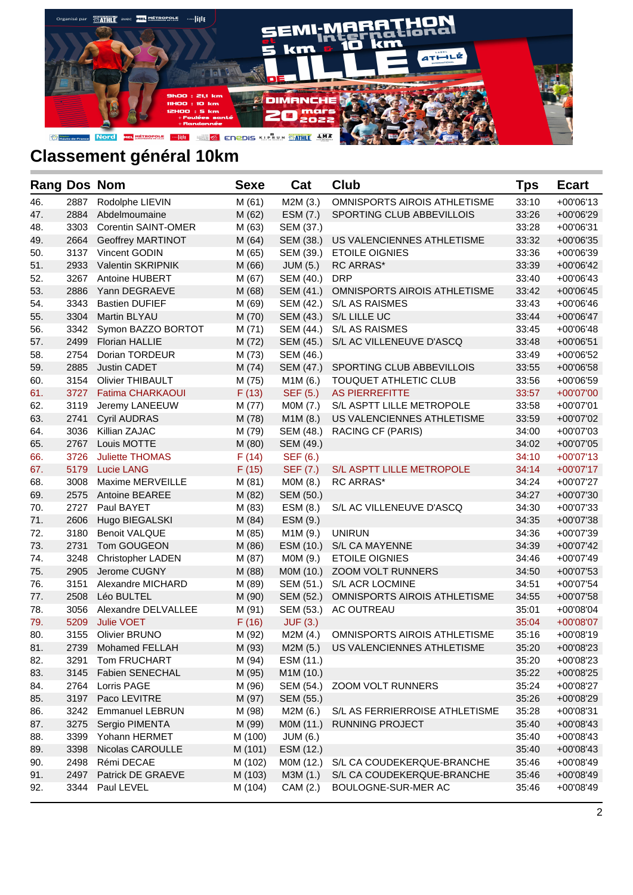## Classement général 10km

| Rang | Dos | Nom | Sexe | Cat | Club | Tps | Ecart |
|---|---|---|---|---|---|---|---|
| 46. | 2887 | Rodolphe LIEVIN | M (61) | M2M (3.) | OMNISPORTS AIROIS ATHLETISME | 33:10 | +00'06'13 |
| 47. | 2884 | Abdelmoumaine | M (62) | ESM (7.) | SPORTING CLUB ABBEVILLOIS | 33:26 | +00'06'29 |
| 48. | 3303 | Corentin SAINT-OMER | M (63) | SEM (37.) | | 33:28 | +00'06'31 |
| 49. | 2664 | Geoffrey MARTINOT | M (64) | SEM (38.) | US VALENCIENNES ATHLETISME | 33:32 | +00'06'35 |
| 50. | 3137 | Vincent GODIN | M (65) | SEM (39.) | ETOILE OIGNIES | 33:36 | +00'06'39 |
| 51. | 2933 | Valentin SKRIPNIK | M (66) | JUM (5.) | RC ARRAS* | 33:39 | +00'06'42 |
| 52. | 3267 | Antoine HUBERT | M (67) | SEM (40.) | DRP | 33:40 | +00'06'43 |
| 53. | 2886 | Yann DEGRAEVE | M (68) | SEM (41.) | OMNISPORTS AIROIS ATHLETISME | 33:42 | +00'06'45 |
| 54. | 3343 | Bastien DUFIEF | M (69) | SEM (42.) | S/L AS RAISMES | 33:43 | +00'06'46 |
| 55. | 3304 | Martin BLYAU | M (70) | SEM (43.) | S/L LILLE UC | 33:44 | +00'06'47 |
| 56. | 3342 | Symon BAZZO BORTOT | M (71) | SEM (44.) | S/L AS RAISMES | 33:45 | +00'06'48 |
| 57. | 2499 | Florian HALLIE | M (72) | SEM (45.) | S/L AC VILLENEUVE D'ASCQ | 33:48 | +00'06'51 |
| 58. | 2754 | Dorian TORDEUR | M (73) | SEM (46.) | | 33:49 | +00'06'52 |
| 59. | 2885 | Justin CADET | M (74) | SEM (47.) | SPORTING CLUB ABBEVILLOIS | 33:55 | +00'06'58 |
| 60. | 3154 | Olivier THIBAULT | M (75) | M1M (6.) | TOUQUET ATHLETIC CLUB | 33:56 | +00'06'59 |
| 61. | 3727 | Fatima CHARKAOUI | F (13) | SEF (5.) | AS PIERREFITTE | 33:57 | +00'07'00 |
| 62. | 3119 | Jeremy LANEEUW | M (77) | M0M (7.) | S/L ASPTT LILLE METROPOLE | 33:58 | +00'07'01 |
| 63. | 2741 | Cyril AUDRAS | M (78) | M1M (8.) | US VALENCIENNES ATHLETISME | 33:59 | +00'07'02 |
| 64. | 3036 | Killian ZAJAC | M (79) | SEM (48.) | RACING CF (PARIS) | 34:00 | +00'07'03 |
| 65. | 2767 | Louis MOTTE | M (80) | SEM (49.) | | 34:02 | +00'07'05 |
| 66. | 3726 | Juliette THOMAS | F (14) | SEF (6.) | | 34:10 | +00'07'13 |
| 67. | 5179 | Lucie LANG | F (15) | SEF (7.) | S/L ASPTT LILLE METROPOLE | 34:14 | +00'07'17 |
| 68. | 3008 | Maxime MERVEILLE | M (81) | M0M (8.) | RC ARRAS* | 34:24 | +00'07'27 |
| 69. | 2575 | Antoine BEAREE | M (82) | SEM (50.) | | 34:27 | +00'07'30 |
| 70. | 2727 | Paul BAYET | M (83) | ESM (8.) | S/L AC VILLENEUVE D'ASCQ | 34:30 | +00'07'33 |
| 71. | 2606 | Hugo BIEGALSKI | M (84) | ESM (9.) | | 34:35 | +00'07'38 |
| 72. | 3180 | Benoit VALQUE | M (85) | M1M (9.) | UNIRUN | 34:36 | +00'07'39 |
| 73. | 2731 | Tom GOUGEON | M (86) | ESM (10.) | S/L CA MAYENNE | 34:39 | +00'07'42 |
| 74. | 3248 | Christopher LADEN | M (87) | M0M (9.) | ETOILE OIGNIES | 34:46 | +00'07'49 |
| 75. | 2905 | Jerome CUGNY | M (88) | M0M (10.) | ZOOM VOLT RUNNERS | 34:50 | +00'07'53 |
| 76. | 3151 | Alexandre MICHARD | M (89) | SEM (51.) | S/L ACR LOCMINE | 34:51 | +00'07'54 |
| 77. | 2508 | Léo BULTEL | M (90) | SEM (52.) | OMNISPORTS AIROIS ATHLETISME | 34:55 | +00'07'58 |
| 78. | 3056 | Alexandre DELVALLEE | M (91) | SEM (53.) | AC OUTREAU | 35:01 | +00'08'04 |
| 79. | 5209 | Julie VOET | F (16) | JUF (3.) | | 35:04 | +00'08'07 |
| 80. | 3155 | Olivier BRUNO | M (92) | M2M (4.) | OMNISPORTS AIROIS ATHLETISME | 35:16 | +00'08'19 |
| 81. | 2739 | Mohamed FELLAH | M (93) | M2M (5.) | US VALENCIENNES ATHLETISME | 35:20 | +00'08'23 |
| 82. | 3291 | Tom FRUCHART | M (94) | ESM (11.) | | 35:20 | +00'08'23 |
| 83. | 3145 | Fabien SENECHAL | M (95) | M1M (10.) | | 35:22 | +00'08'25 |
| 84. | 2764 | Lorris PAGE | M (96) | SEM (54.) | ZOOM VOLT RUNNERS | 35:24 | +00'08'27 |
| 85. | 3197 | Paco LEVITRE | M (97) | SEM (55.) | | 35:26 | +00'08'29 |
| 86. | 3242 | Emmanuel LEBRUN | M (98) | M2M (6.) | S/L AS FERRIERROISE ATHLETISME | 35:28 | +00'08'31 |
| 87. | 3275 | Sergio PIMENTA | M (99) | M0M (11.) | RUNNING PROJECT | 35:40 | +00'08'43 |
| 88. | 3399 | Yohann HERMET | M (100) | JUM (6.) | | 35:40 | +00'08'43 |
| 89. | 3398 | Nicolas CAROULLE | M (101) | ESM (12.) | | 35:40 | +00'08'43 |
| 90. | 2498 | Rémi DECAE | M (102) | M0M (12.) | S/L CA COUDEKERQUE-BRANCHE | 35:46 | +00'08'49 |
| 91. | 2497 | Patrick DE GRAEVE | M (103) | M3M (1.) | S/L CA COUDEKERQUE-BRANCHE | 35:46 | +00'08'49 |
| 92. | 3344 | Paul LEVEL | M (104) | CAM (2.) | BOULOGNE-SUR-MER AC | 35:46 | +00'08'49 |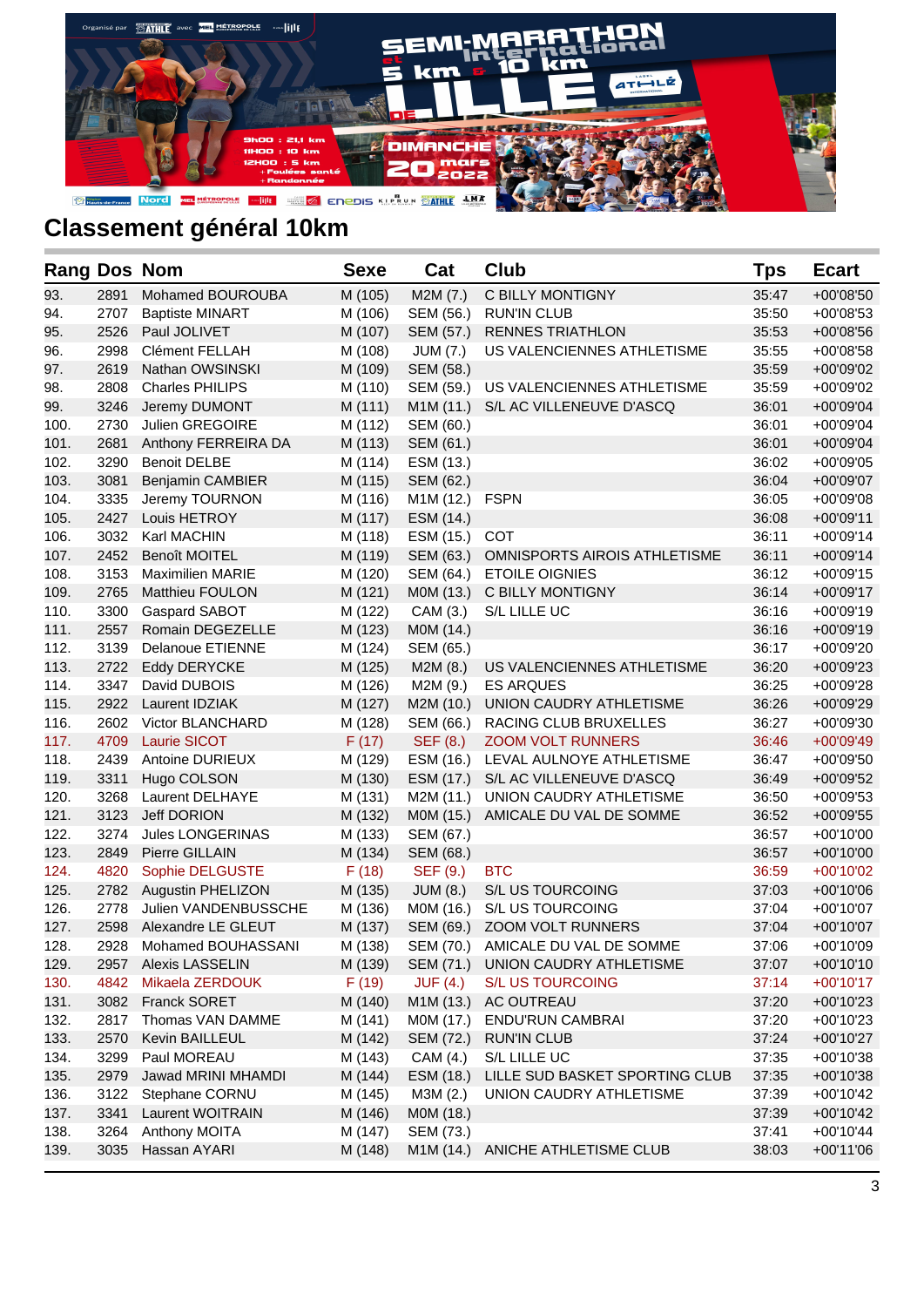## Classement général 10km

| Rang | Dos | Nom | Sexe | Cat | Club | Tps | Ecart |
|---|---|---|---|---|---|---|---|
| 93. | 2891 | Mohamed BOUROUBA | M (105) | M2M (7.) | C BILLY MONTIGNY | 35:47 | +00'08'50 |
| 94. | 2707 | Baptiste MINART | M (106) | SEM (56.) | RUN'IN CLUB | 35:50 | +00'08'53 |
| 95. | 2526 | Paul JOLIVET | M (107) | SEM (57.) | RENNES TRIATHLON | 35:53 | +00'08'56 |
| 96. | 2998 | Clément FELLAH | M (108) | JUM (7.) | US VALENCIENNES ATHLETISME | 35:55 | +00'08'58 |
| 97. | 2619 | Nathan OWSINSKI | M (109) | SEM (58.) | | 35:59 | +00'09'02 |
| 98. | 2808 | Charles PHILIPS | M (110) | SEM (59.) | US VALENCIENNES ATHLETISME | 35:59 | +00'09'02 |
| 99. | 3246 | Jeremy DUMONT | M (111) | M1M (11.) | S/L AC VILLENEUVE D'ASCQ | 36:01 | +00'09'04 |
| 100. | 2730 | Julien GREGOIRE | M (112) | SEM (60.) | | 36:01 | +00'09'04 |
| 101. | 2681 | Anthony FERREIRA DA | M (113) | SEM (61.) | | 36:01 | +00'09'04 |
| 102. | 3290 | Benoit DELBE | M (114) | ESM (13.) | | 36:02 | +00'09'05 |
| 103. | 3081 | Benjamin CAMBIER | M (115) | SEM (62.) | | 36:04 | +00'09'07 |
| 104. | 3335 | Jeremy TOURNON | M (116) | M1M (12.) | FSPN | 36:05 | +00'09'08 |
| 105. | 2427 | Louis HETROY | M (117) | ESM (14.) | | 36:08 | +00'09'11 |
| 106. | 3032 | Karl MACHIN | M (118) | ESM (15.) | COT | 36:11 | +00'09'14 |
| 107. | 2452 | Benoît MOITEL | M (119) | SEM (63.) | OMNISPORTS AIROIS ATHLETISME | 36:11 | +00'09'14 |
| 108. | 3153 | Maximilien MARIE | M (120) | SEM (64.) | ETOILE OIGNIES | 36:12 | +00'09'15 |
| 109. | 2765 | Matthieu FOULON | M (121) | M0M (13.) | C BILLY MONTIGNY | 36:14 | +00'09'17 |
| 110. | 3300 | Gaspard SABOT | M (122) | CAM (3.) | S/L LILLE UC | 36:16 | +00'09'19 |
| 111. | 2557 | Romain DEGEZELLE | M (123) | M0M (14.) | | 36:16 | +00'09'19 |
| 112. | 3139 | Delanoue ETIENNE | M (124) | SEM (65.) | | 36:17 | +00'09'20 |
| 113. | 2722 | Eddy DERYCKE | M (125) | M2M (8.) | US VALENCIENNES ATHLETISME | 36:20 | +00'09'23 |
| 114. | 3347 | David DUBOIS | M (126) | M2M (9.) | ES ARQUES | 36:25 | +00'09'28 |
| 115. | 2922 | Laurent IDZIAK | M (127) | M2M (10.) | UNION CAUDRY ATHLETISME | 36:26 | +00'09'29 |
| 116. | 2602 | Victor BLANCHARD | M (128) | SEM (66.) | RACING CLUB BRUXELLES | 36:27 | +00'09'30 |
| 117. | 4709 | Laurie SICOT | F (17) | SEF (8.) | ZOOM VOLT RUNNERS | 36:46 | +00'09'49 |
| 118. | 2439 | Antoine DURIEUX | M (129) | ESM (16.) | LEVAL AULNOYE ATHLETISME | 36:47 | +00'09'50 |
| 119. | 3311 | Hugo COLSON | M (130) | ESM (17.) | S/L AC VILLENEUVE D'ASCQ | 36:49 | +00'09'52 |
| 120. | 3268 | Laurent DELHAYE | M (131) | M2M (11.) | UNION CAUDRY ATHLETISME | 36:50 | +00'09'53 |
| 121. | 3123 | Jeff DORION | M (132) | M0M (15.) | AMICALE DU VAL DE SOMME | 36:52 | +00'09'55 |
| 122. | 3274 | Jules LONGERINAS | M (133) | SEM (67.) | | 36:57 | +00'10'00 |
| 123. | 2849 | Pierre GILLAIN | M (134) | SEM (68.) | | 36:57 | +00'10'00 |
| 124. | 4820 | Sophie DELGUSTE | F (18) | SEF (9.) | BTC | 36:59 | +00'10'02 |
| 125. | 2782 | Augustin PHELIZON | M (135) | JUM (8.) | S/L US TOURCOING | 37:03 | +00'10'06 |
| 126. | 2778 | Julien VANDENBUSSCHE | M (136) | M0M (16.) | S/L US TOURCOING | 37:04 | +00'10'07 |
| 127. | 2598 | Alexandre LE GLEUT | M (137) | SEM (69.) | ZOOM VOLT RUNNERS | 37:04 | +00'10'07 |
| 128. | 2928 | Mohamed BOUHASSANI | M (138) | SEM (70.) | AMICALE DU VAL DE SOMME | 37:06 | +00'10'09 |
| 129. | 2957 | Alexis LASSELIN | M (139) | SEM (71.) | UNION CAUDRY ATHLETISME | 37:07 | +00'10'10 |
| 130. | 4842 | Mikaela ZERDOUK | F (19) | JUF (4.) | S/L US TOURCOING | 37:14 | +00'10'17 |
| 131. | 3082 | Franck SORET | M (140) | M1M (13.) | AC OUTREAU | 37:20 | +00'10'23 |
| 132. | 2817 | Thomas VAN DAMME | M (141) | M0M (17.) | ENDU'RUN CAMBRAI | 37:20 | +00'10'23 |
| 133. | 2570 | Kevin BAILLEUL | M (142) | SEM (72.) | RUN'IN CLUB | 37:24 | +00'10'27 |
| 134. | 3299 | Paul MOREAU | M (143) | CAM (4.) | S/L LILLE UC | 37:35 | +00'10'38 |
| 135. | 2979 | Jawad MRINI MHAMDI | M (144) | ESM (18.) | LILLE SUD BASKET SPORTING CLUB | 37:35 | +00'10'38 |
| 136. | 3122 | Stephane CORNU | M (145) | M3M (2.) | UNION CAUDRY ATHLETISME | 37:39 | +00'10'42 |
| 137. | 3341 | Laurent WOITRAIN | M (146) | M0M (18.) | | 37:39 | +00'10'42 |
| 138. | 3264 | Anthony MOITA | M (147) | SEM (73.) | | 37:41 | +00'10'44 |
| 139. | 3035 | Hassan AYARI | M (148) | M1M (14.) | ANICHE ATHLETISME CLUB | 38:03 | +00'11'06 |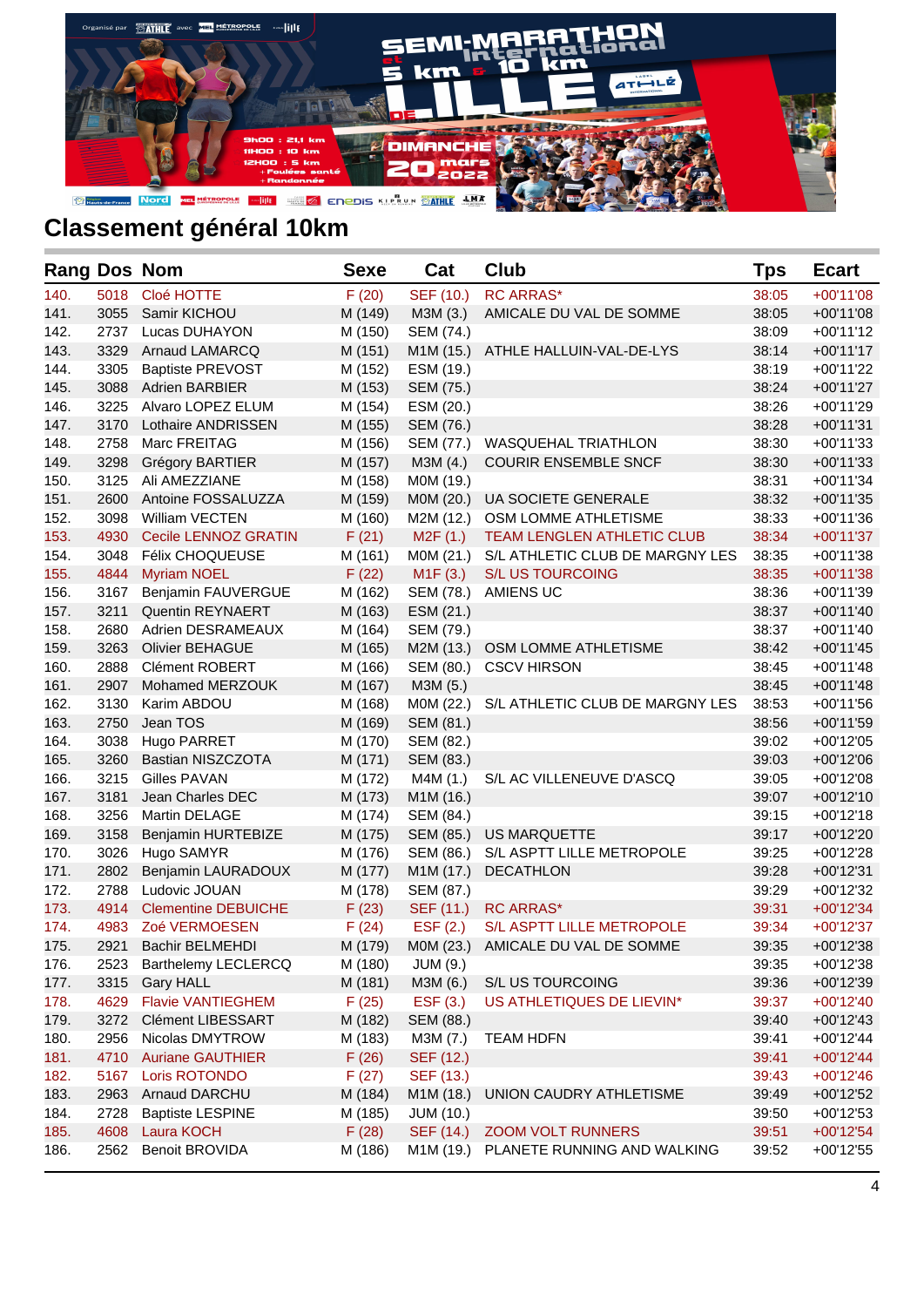## Classement général 10km

| Rang | Dos | Nom | Sexe | Cat | Club | Tps | Ecart |
|---|---|---|---|---|---|---|---|
| 140. | 5018 | Cloé HOTTE | F (20) | SEF (10.) | RC ARRAS* | 38:05 | +00'11'08 |
| 141. | 3055 | Samir KICHOU | M (149) | M3M (3.) | AMICALE DU VAL DE SOMME | 38:05 | +00'11'08 |
| 142. | 2737 | Lucas DUHAYON | M (150) | SEM (74.) | | 38:09 | +00'11'12 |
| 143. | 3329 | Arnaud LAMARCQ | M (151) | M1M (15.) | ATHLE HALLUIN-VAL-DE-LYS | 38:14 | +00'11'17 |
| 144. | 3305 | Baptiste PREVOST | M (152) | ESM (19.) | | 38:19 | +00'11'22 |
| 145. | 3088 | Adrien BARBIER | M (153) | SEM (75.) | | 38:24 | +00'11'27 |
| 146. | 3225 | Alvaro LOPEZ ELUM | M (154) | ESM (20.) | | 38:26 | +00'11'29 |
| 147. | 3170 | Lothaire ANDRISSEN | M (155) | SEM (76.) | | 38:28 | +00'11'31 |
| 148. | 2758 | Marc FREITAG | M (156) | SEM (77.) | WASQUEHAL TRIATHLON | 38:30 | +00'11'33 |
| 149. | 3298 | Grégory BARTIER | M (157) | M3M (4.) | COURIR ENSEMBLE SNCF | 38:30 | +00'11'33 |
| 150. | 3125 | Ali AMEZZIANE | M (158) | M0M (19.) | | 38:31 | +00'11'34 |
| 151. | 2600 | Antoine FOSSALUZZA | M (159) | M0M (20.) | UA SOCIETE GENERALE | 38:32 | +00'11'35 |
| 152. | 3098 | William VECTEN | M (160) | M2M (12.) | OSM LOMME ATHLETISME | 38:33 | +00'11'36 |
| 153. | 4930 | Cecile LENNOZ GRATIN | F (21) | M2F (1.) | TEAM LENGLEN ATHLETIC CLUB | 38:34 | +00'11'37 |
| 154. | 3048 | Félix CHOQUEUSE | M (161) | M0M (21.) | S/L ATHLETIC CLUB DE MARGNY LES | 38:35 | +00'11'38 |
| 155. | 4844 | Myriam NOEL | F (22) | M1F (3.) | S/L US TOURCOING | 38:35 | +00'11'38 |
| 156. | 3167 | Benjamin FAUVERGUE | M (162) | SEM (78.) | AMIENS UC | 38:36 | +00'11'39 |
| 157. | 3211 | Quentin REYNAERT | M (163) | ESM (21.) | | 38:37 | +00'11'40 |
| 158. | 2680 | Adrien DESRAMEAUX | M (164) | SEM (79.) | | 38:37 | +00'11'40 |
| 159. | 3263 | Olivier BEHAGUE | M (165) | M2M (13.) | OSM LOMME ATHLETISME | 38:42 | +00'11'45 |
| 160. | 2888 | Clément ROBERT | M (166) | SEM (80.) | CSCV HIRSON | 38:45 | +00'11'48 |
| 161. | 2907 | Mohamed MERZOUK | M (167) | M3M (5.) | | 38:45 | +00'11'48 |
| 162. | 3130 | Karim ABDOU | M (168) | M0M (22.) | S/L ATHLETIC CLUB DE MARGNY LES | 38:53 | +00'11'56 |
| 163. | 2750 | Jean TOS | M (169) | SEM (81.) | | 38:56 | +00'11'59 |
| 164. | 3038 | Hugo PARRET | M (170) | SEM (82.) | | 39:02 | +00'12'05 |
| 165. | 3260 | Bastian NISZCZOTA | M (171) | SEM (83.) | | 39:03 | +00'12'06 |
| 166. | 3215 | Gilles PAVAN | M (172) | M4M (1.) | S/L AC VILLENEUVE D'ASCQ | 39:05 | +00'12'08 |
| 167. | 3181 | Jean Charles DEC | M (173) | M1M (16.) | | 39:07 | +00'12'10 |
| 168. | 3256 | Martin DELAGE | M (174) | SEM (84.) | | 39:15 | +00'12'18 |
| 169. | 3158 | Benjamin HURTEBIZE | M (175) | SEM (85.) | US MARQUETTE | 39:17 | +00'12'20 |
| 170. | 3026 | Hugo SAMYR | M (176) | SEM (86.) | S/L ASPTT LILLE METROPOLE | 39:25 | +00'12'28 |
| 171. | 2802 | Benjamin LAURADOUX | M (177) | M1M (17.) | DECATHLON | 39:28 | +00'12'31 |
| 172. | 2788 | Ludovic JOUAN | M (178) | SEM (87.) | | 39:29 | +00'12'32 |
| 173. | 4914 | Clementine DEBUICHE | F (23) | SEF (11.) | RC ARRAS* | 39:31 | +00'12'34 |
| 174. | 4983 | Zoé VERMOESEN | F (24) | ESF (2.) | S/L ASPTT LILLE METROPOLE | 39:34 | +00'12'37 |
| 175. | 2921 | Bachir BELMEHDI | M (179) | M0M (23.) | AMICALE DU VAL DE SOMME | 39:35 | +00'12'38 |
| 176. | 2523 | Barthelemy LECLERCQ | M (180) | JUM (9.) | | 39:35 | +00'12'38 |
| 177. | 3315 | Gary HALL | M (181) | M3M (6.) | S/L US TOURCOING | 39:36 | +00'12'39 |
| 178. | 4629 | Flavie VANTIEGHEM | F (25) | ESF (3.) | US ATHLETIQUES DE LIEVIN* | 39:37 | +00'12'40 |
| 179. | 3272 | Clément LIBESSART | M (182) | SEM (88.) | | 39:40 | +00'12'43 |
| 180. | 2956 | Nicolas DMYTROW | M (183) | M3M (7.) | TEAM HDFN | 39:41 | +00'12'44 |
| 181. | 4710 | Auriane GAUTHIER | F (26) | SEF (12.) | | 39:41 | +00'12'44 |
| 182. | 5167 | Loris ROTONDO | F (27) | SEF (13.) | | 39:43 | +00'12'46 |
| 183. | 2963 | Arnaud DARCHU | M (184) | M1M (18.) | UNION CAUDRY ATHLETISME | 39:49 | +00'12'52 |
| 184. | 2728 | Baptiste LESPINE | M (185) | JUM (10.) | | 39:50 | +00'12'53 |
| 185. | 4608 | Laura KOCH | F (28) | SEF (14.) | ZOOM VOLT RUNNERS | 39:51 | +00'12'54 |
| 186. | 2562 | Benoit BROVIDA | M (186) | M1M (19.) | PLANETE RUNNING AND WALKING | 39:52 | +00'12'55 |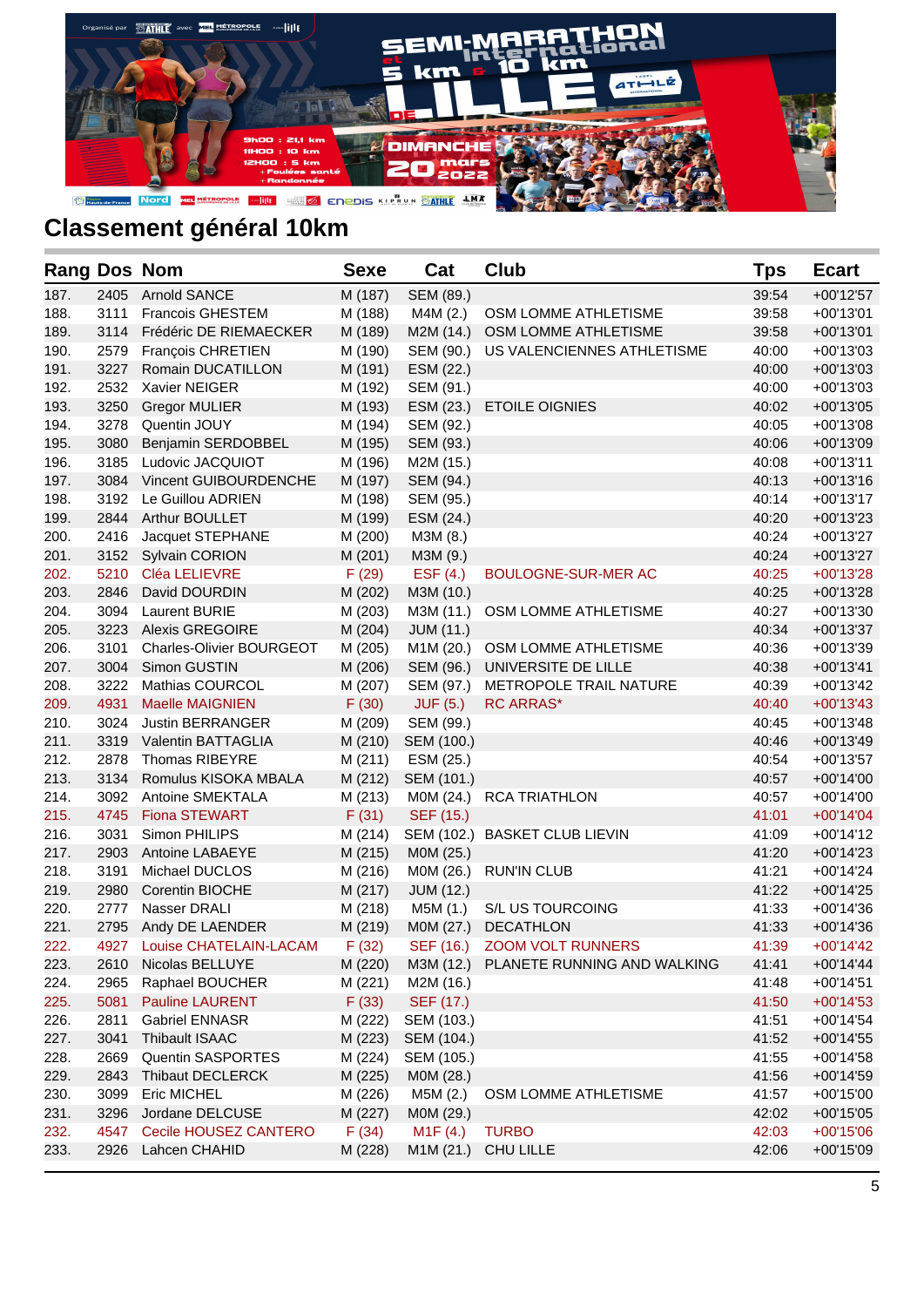## Classement général 10km

| Rang | Dos | Nom | Sexe | Cat | Club | Tps | Ecart |
|---|---|---|---|---|---|---|---|
| 187. | 2405 | Arnold SANCE | M (187) | SEM (89.) | | 39:54 | +00'12'57 |
| 188. | 3111 | Francois GHESTEM | M (188) | M4M (2.) | OSM LOMME ATHLETISME | 39:58 | +00'13'01 |
| 189. | 3114 | Frédéric DE RIEMAECKER | M (189) | M2M (14.) | OSM LOMME ATHLETISME | 39:58 | +00'13'01 |
| 190. | 2579 | François CHRETIEN | M (190) | SEM (90.) | US VALENCIENNES ATHLETISME | 40:00 | +00'13'03 |
| 191. | 3227 | Romain DUCATILLON | M (191) | ESM (22.) | | 40:00 | +00'13'03 |
| 192. | 2532 | Xavier NEIGER | M (192) | SEM (91.) | | 40:00 | +00'13'03 |
| 193. | 3250 | Gregor MULIER | M (193) | ESM (23.) | ETOILE OIGNIES | 40:02 | +00'13'05 |
| 194. | 3278 | Quentin JOUY | M (194) | SEM (92.) | | 40:05 | +00'13'08 |
| 195. | 3080 | Benjamin SERDOBBEL | M (195) | SEM (93.) | | 40:06 | +00'13'09 |
| 196. | 3185 | Ludovic JACQUIOT | M (196) | M2M (15.) | | 40:08 | +00'13'11 |
| 197. | 3084 | Vincent GUIBOURDENCHE | M (197) | SEM (94.) | | 40:13 | +00'13'16 |
| 198. | 3192 | Le Guillou ADRIEN | M (198) | SEM (95.) | | 40:14 | +00'13'17 |
| 199. | 2844 | Arthur BOULLET | M (199) | ESM (24.) | | 40:20 | +00'13'23 |
| 200. | 2416 | Jacquet STEPHANE | M (200) | M3M (8.) | | 40:24 | +00'13'27 |
| 201. | 3152 | Sylvain CORION | M (201) | M3M (9.) | | 40:24 | +00'13'27 |
| 202. | 5210 | Cléa LELIEVRE | F (29) | ESF (4.) | BOULOGNE-SUR-MER AC | 40:25 | +00'13'28 |
| 203. | 2846 | David DOURDIN | M (202) | M3M (10.) | | 40:25 | +00'13'28 |
| 204. | 3094 | Laurent BURIE | M (203) | M3M (11.) | OSM LOMME ATHLETISME | 40:27 | +00'13'30 |
| 205. | 3223 | Alexis GREGOIRE | M (204) | JUM (11.) | | 40:34 | +00'13'37 |
| 206. | 3101 | Charles-Olivier BOURGEOT | M (205) | M1M (20.) | OSM LOMME ATHLETISME | 40:36 | +00'13'39 |
| 207. | 3004 | Simon GUSTIN | M (206) | SEM (96.) | UNIVERSITE DE LILLE | 40:38 | +00'13'41 |
| 208. | 3222 | Mathias COURCOL | M (207) | SEM (97.) | METROPOLE TRAIL NATURE | 40:39 | +00'13'42 |
| 209. | 4931 | Maelle MAIGNIEN | F (30) | JUF (5.) | RC ARRAS* | 40:40 | +00'13'43 |
| 210. | 3024 | Justin BERRANGER | M (209) | SEM (99.) | | 40:45 | +00'13'48 |
| 211. | 3319 | Valentin BATTAGLIA | M (210) | SEM (100.) | | 40:46 | +00'13'49 |
| 212. | 2878 | Thomas RIBEYRE | M (211) | ESM (25.) | | 40:54 | +00'13'57 |
| 213. | 3134 | Romulus KISOKA MBALA | M (212) | SEM (101.) | | 40:57 | +00'14'00 |
| 214. | 3092 | Antoine SMEKTALA | M (213) | M0M (24.) | RCA TRIATHLON | 40:57 | +00'14'00 |
| 215. | 4745 | Fiona STEWART | F (31) | SEF (15.) | | 41:01 | +00'14'04 |
| 216. | 3031 | Simon PHILIPS | M (214) | SEM (102.) | BASKET CLUB LIEVIN | 41:09 | +00'14'12 |
| 217. | 2903 | Antoine LABAEYE | M (215) | M0M (25.) | | 41:20 | +00'14'23 |
| 218. | 3191 | Michael DUCLOS | M (216) | M0M (26.) | RUN'IN CLUB | 41:21 | +00'14'24 |
| 219. | 2980 | Corentin BIOCHE | M (217) | JUM (12.) | | 41:22 | +00'14'25 |
| 220. | 2777 | Nasser DRALI | M (218) | M5M (1.) | S/L US TOURCOING | 41:33 | +00'14'36 |
| 221. | 2795 | Andy DE LAENDER | M (219) | M0M (27.) | DECATHLON | 41:33 | +00'14'36 |
| 222. | 4927 | Louise CHATELAIN-LACAM | F (32) | SEF (16.) | ZOOM VOLT RUNNERS | 41:39 | +00'14'42 |
| 223. | 2610 | Nicolas BELLUYE | M (220) | M3M (12.) | PLANETE RUNNING AND WALKING | 41:41 | +00'14'44 |
| 224. | 2965 | Raphael BOUCHER | M (221) | M2M (16.) | | 41:48 | +00'14'51 |
| 225. | 5081 | Pauline LAURENT | F (33) | SEF (17.) | | 41:50 | +00'14'53 |
| 226. | 2811 | Gabriel ENNASR | M (222) | SEM (103.) | | 41:51 | +00'14'54 |
| 227. | 3041 | Thibault ISAAC | M (223) | SEM (104.) | | 41:52 | +00'14'55 |
| 228. | 2669 | Quentin SASPORTES | M (224) | SEM (105.) | | 41:55 | +00'14'58 |
| 229. | 2843 | Thibaut DECLERCK | M (225) | M0M (28.) | | 41:56 | +00'14'59 |
| 230. | 3099 | Eric MICHEL | M (226) | M5M (2.) | OSM LOMME ATHLETISME | 41:57 | +00'15'00 |
| 231. | 3296 | Jordane DELCUSE | M (227) | M0M (29.) | | 42:02 | +00'15'05 |
| 232. | 4547 | Cecile HOUSEZ CANTERO | F (34) | M1F (4.) | TURBO | 42:03 | +00'15'06 |
| 233. | 2926 | Lahcen CHAHID | M (228) | M1M (21.) | CHU LILLE | 42:06 | +00'15'09 |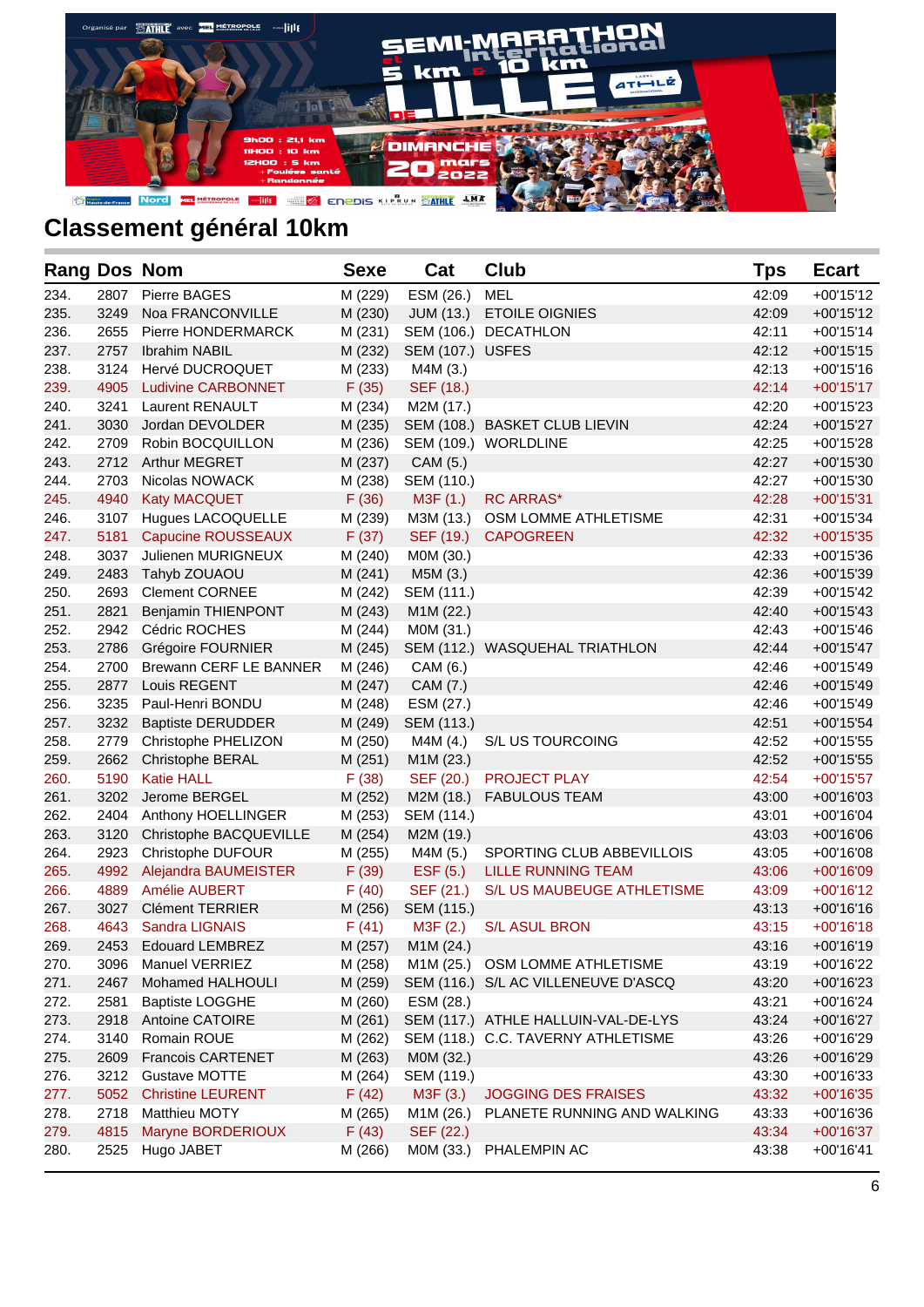## Classement général 10km

| Rang | Dos | Nom | Sexe | Cat | Club | Tps | Ecart |
|---|---|---|---|---|---|---|---|
| 234. | 2807 | Pierre BAGES | M (229) | ESM (26.) | MEL | 42:09 | +00'15'12 |
| 235. | 3249 | Noa FRANCONVILLE | M (230) | JUM (13.) | ETOILE OIGNIES | 42:09 | +00'15'12 |
| 236. | 2655 | Pierre HONDERMARCK | M (231) | SEM (106.) | DECATHLON | 42:11 | +00'15'14 |
| 237. | 2757 | Ibrahim NABIL | M (232) | SEM (107.) | USFES | 42:12 | +00'15'15 |
| 238. | 3124 | Hervé DUCROQUET | M (233) | M4M (3.) | | 42:13 | +00'15'16 |
| 239. | 4905 | Ludivine CARBONNET | F (35) | SEF (18.) | | 42:14 | +00'15'17 |
| 240. | 3241 | Laurent RENAULT | M (234) | M2M (17.) | | 42:20 | +00'15'23 |
| 241. | 3030 | Jordan DEVOLDER | M (235) | SEM (108.) | BASKET CLUB LIEVIN | 42:24 | +00'15'27 |
| 242. | 2709 | Robin BOCQUILLON | M (236) | SEM (109.) | WORLDLINE | 42:25 | +00'15'28 |
| 243. | 2712 | Arthur MEGRET | M (237) | CAM (5.) | | 42:27 | +00'15'30 |
| 244. | 2703 | Nicolas NOWACK | M (238) | SEM (110.) | | 42:27 | +00'15'30 |
| 245. | 4940 | Katy MACQUET | F (36) | M3F (1.) | RC ARRAS* | 42:28 | +00'15'31 |
| 246. | 3107 | Hugues LACOQUELLE | M (239) | M3M (13.) | OSM LOMME ATHLETISME | 42:31 | +00'15'34 |
| 247. | 5181 | Capucine ROUSSEAUX | F (37) | SEF (19.) | CAPOGREEN | 42:32 | +00'15'35 |
| 248. | 3037 | Julienen MURIGNEUX | M (240) | M0M (30.) | | 42:33 | +00'15'36 |
| 249. | 2483 | Tahyb ZOUAOU | M (241) | M5M (3.) | | 42:36 | +00'15'39 |
| 250. | 2693 | Clement CORNEE | M (242) | SEM (111.) | | 42:39 | +00'15'42 |
| 251. | 2821 | Benjamin THIENPONT | M (243) | M1M (22.) | | 42:40 | +00'15'43 |
| 252. | 2942 | Cédric ROCHES | M (244) | M0M (31.) | | 42:43 | +00'15'46 |
| 253. | 2786 | Grégoire FOURNIER | M (245) | SEM (112.) | WASQUEHAL TRIATHLON | 42:44 | +00'15'47 |
| 254. | 2700 | Brewann CERF LE BANNER | M (246) | CAM (6.) | | 42:46 | +00'15'49 |
| 255. | 2877 | Louis REGENT | M (247) | CAM (7.) | | 42:46 | +00'15'49 |
| 256. | 3235 | Paul-Henri BONDU | M (248) | ESM (27.) | | 42:46 | +00'15'49 |
| 257. | 3232 | Baptiste DERUDDER | M (249) | SEM (113.) | | 42:51 | +00'15'54 |
| 258. | 2779 | Christophe PHELIZON | M (250) | M4M (4.) | S/L US TOURCOING | 42:52 | +00'15'55 |
| 259. | 2662 | Christophe BERAL | M (251) | M1M (23.) | | 42:52 | +00'15'55 |
| 260. | 5190 | Katie HALL | F (38) | SEF (20.) | PROJECT PLAY | 42:54 | +00'15'57 |
| 261. | 3202 | Jerome BERGEL | M (252) | M2M (18.) | FABULOUS TEAM | 43:00 | +00'16'03 |
| 262. | 2404 | Anthony HOELLINGER | M (253) | SEM (114.) | | 43:01 | +00'16'04 |
| 263. | 3120 | Christophe BACQUEVILLE | M (254) | M2M (19.) | | 43:03 | +00'16'06 |
| 264. | 2923 | Christophe DUFOUR | M (255) | M4M (5.) | SPORTING CLUB ABBEVILLOIS | 43:05 | +00'16'08 |
| 265. | 4992 | Alejandra BAUMEISTER | F (39) | ESF (5.) | LILLE RUNNING TEAM | 43:06 | +00'16'09 |
| 266. | 4889 | Amélie AUBERT | F (40) | SEF (21.) | S/L US MAUBEUGE ATHLETISME | 43:09 | +00'16'12 |
| 267. | 3027 | Clément TERRIER | M (256) | SEM (115.) | | 43:13 | +00'16'16 |
| 268. | 4643 | Sandra LIGNAIS | F (41) | M3F (2.) | S/L ASUL BRON | 43:15 | +00'16'18 |
| 269. | 2453 | Edouard LEMBREZ | M (257) | M1M (24.) | | 43:16 | +00'16'19 |
| 270. | 3096 | Manuel VERRIEZ | M (258) | M1M (25.) | OSM LOMME ATHLETISME | 43:19 | +00'16'22 |
| 271. | 2467 | Mohamed HAOUHOULI | M (259) | SEM (116.) | S/L AC VILLENEUVE D'ASCQ | 43:20 | +00'16'23 |
| 272. | 2581 | Baptiste LOGGHE | M (260) | ESM (28.) | | 43:21 | +00'16'24 |
| 273. | 2918 | Antoine CATOIRE | M (261) | SEM (117.) | ATHLE HALLUIN-VAL-DE-LYS | 43:24 | +00'16'27 |
| 274. | 3140 | Romain ROUE | M (262) | SEM (118.) | C.C. TAVERNY ATHLETISME | 43:26 | +00'16'29 |
| 275. | 2609 | Francois CARTENET | M (263) | M0M (32.) | | 43:26 | +00'16'29 |
| 276. | 3212 | Gustave MOTTE | M (264) | SEM (119.) | | 43:30 | +00'16'33 |
| 277. | 5052 | Christine LEURENT | F (42) | M3F (3.) | JOGGING DES FRAISES | 43:32 | +00'16'35 |
| 278. | 2718 | Matthieu MOTY | M (265) | M1M (26.) | PLANETE RUNNING AND WALKING | 43:33 | +00'16'36 |
| 279. | 4815 | Maryne BORDERIOUX | F (43) | SEF (22.) | | 43:34 | +00'16'37 |
| 280. | 2525 | Hugo JABET | M (266) | M0M (33.) | PHALEMPIN AC | 43:38 | +00'16'41 |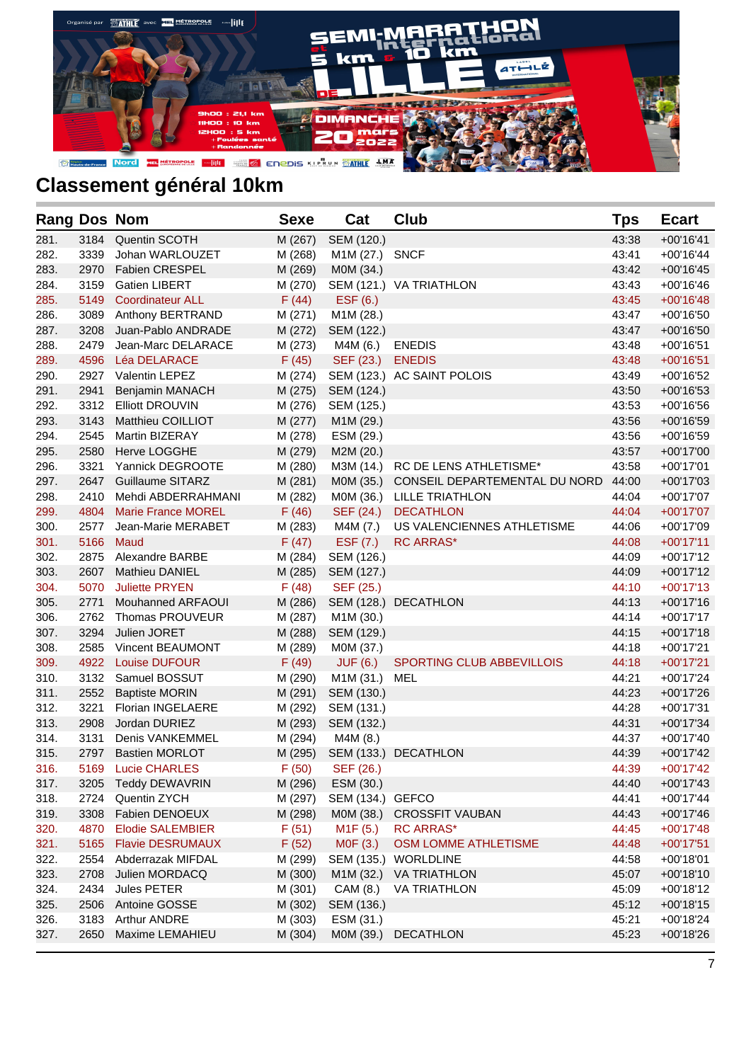## Classement général 10km

| Rang | Dos | Nom | Sexe | Cat | Club | Tps | Ecart |
|---|---|---|---|---|---|---|---|
| 281. | 3184 | Quentin SCOTH | M (267) | SEM (120.) | | 43:38 | +00'16'41 |
| 282. | 3339 | Johan WARLOUZET | M (268) | M1M (27.) | SNCF | 43:41 | +00'16'44 |
| 283. | 2970 | Fabien CRESPEL | M (269) | M0M (34.) | | 43:42 | +00'16'45 |
| 284. | 3159 | Gatien LIBERT | M (270) | SEM (121.) | VA TRIATHLON | 43:43 | +00'16'46 |
| 285. | 5149 | Coordinateur ALL | F (44) | ESF (6.) | | 43:45 | +00'16'48 |
| 286. | 3089 | Anthony BERTRAND | M (271) | M1M (28.) | | 43:47 | +00'16'50 |
| 287. | 3208 | Juan-Pablo ANDRADE | M (272) | SEM (122.) | | 43:47 | +00'16'50 |
| 288. | 2479 | Jean-Marc DELARACE | M (273) | M4M (6.) | ENEDIS | 43:48 | +00'16'51 |
| 289. | 4596 | Léa DELARACE | F (45) | SEF (23.) | ENEDIS | 43:48 | +00'16'51 |
| 290. | 2927 | Valentin LEPEZ | M (274) | SEM (123.) | AC SAINT POLOIS | 43:49 | +00'16'52 |
| 291. | 2941 | Benjamin MANACH | M (275) | SEM (124.) | | 43:50 | +00'16'53 |
| 292. | 3312 | Elliott DROUVIN | M (276) | SEM (125.) | | 43:53 | +00'16'56 |
| 293. | 3143 | Matthieu COILLIOT | M (277) | M1M (29.) | | 43:56 | +00'16'59 |
| 294. | 2545 | Martin BIZERAY | M (278) | ESM (29.) | | 43:56 | +00'16'59 |
| 295. | 2580 | Herve LOGGHE | M (279) | M2M (20.) | | 43:57 | +00'17'00 |
| 296. | 3321 | Yannick DEGROOTE | M (280) | M3M (14.) | RC DE LENS ATHLETISME* | 43:58 | +00'17'01 |
| 297. | 2647 | Guillaume SITARZ | M (281) | M0M (35.) | CONSEIL DEPARTEMENTAL DU NORD | 44:00 | +00'17'03 |
| 298. | 2410 | Mehdi ABDERRAHMANI | M (282) | M0M (36.) | LILLE TRIATHLON | 44:04 | +00'17'07 |
| 299. | 4804 | Marie France MOREL | F (46) | SEF (24.) | DECATHLON | 44:04 | +00'17'07 |
| 300. | 2577 | Jean-Marie MERABET | M (283) | M4M (7.) | US VALENCIENNES ATHLETISME | 44:06 | +00'17'09 |
| 301. | 5166 | Maud | F (47) | ESF (7.) | RC ARRAS* | 44:08 | +00'17'11 |
| 302. | 2875 | Alexandre BARBE | M (284) | SEM (126.) | | 44:09 | +00'17'12 |
| 303. | 2607 | Mathieu DANIEL | M (285) | SEM (127.) | | 44:09 | +00'17'12 |
| 304. | 5070 | Juliette PRYEN | F (48) | SEF (25.) | | 44:10 | +00'17'13 |
| 305. | 2771 | Mouhanned ARFAOUI | M (286) | SEM (128.) | DECATHLON | 44:13 | +00'17'16 |
| 306. | 2762 | Thomas PROUVEUR | M (287) | M1M (30.) | | 44:14 | +00'17'17 |
| 307. | 3294 | Julien JORET | M (288) | SEM (129.) | | 44:15 | +00'17'18 |
| 308. | 2585 | Vincent BEAUMONT | M (289) | M0M (37.) | | 44:18 | +00'17'21 |
| 309. | 4922 | Louise DUFOUR | F (49) | JUF (6.) | SPORTING CLUB ABBEVILLOIS | 44:18 | +00'17'21 |
| 310. | 3132 | Samuel BOSSUT | M (290) | M1M (31.) | MEL | 44:21 | +00'17'24 |
| 311. | 2552 | Baptiste MORIN | M (291) | SEM (130.) | | 44:23 | +00'17'26 |
| 312. | 3221 | Florian INGELAERE | M (292) | SEM (131.) | | 44:28 | +00'17'31 |
| 313. | 2908 | Jordan DURIEZ | M (293) | SEM (132.) | | 44:31 | +00'17'34 |
| 314. | 3131 | Denis VANKEMMEL | M (294) | M4M (8.) | | 44:37 | +00'17'40 |
| 315. | 2797 | Bastien MORLOT | M (295) | SEM (133.) | DECATHLON | 44:39 | +00'17'42 |
| 316. | 5169 | Lucie CHARLES | F (50) | SEF (26.) | | 44:39 | +00'17'42 |
| 317. | 3205 | Teddy DEWAVRIN | M (296) | ESM (30.) | | 44:40 | +00'17'43 |
| 318. | 2724 | Quentin ZYCH | M (297) | SEM (134.) | GEFCO | 44:41 | +00'17'44 |
| 319. | 3308 | Fabien DENOEUX | M (298) | M0M (38.) | CROSSFIT VAUBAN | 44:43 | +00'17'46 |
| 320. | 4870 | Elodie SALEMBIER | F (51) | M1F (5.) | RC ARRAS* | 44:45 | +00'17'48 |
| 321. | 5165 | Flavie DESRUMAUX | F (52) | M0F (3.) | OSM LOMME ATHLETISME | 44:48 | +00'17'51 |
| 322. | 2554 | Abderrazak MIFDAL | M (299) | SEM (135.) | WORLDLINE | 44:58 | +00'18'01 |
| 323. | 2708 | Julien MORDACQ | M (300) | M1M (32.) | VA TRIATHLON | 45:07 | +00'18'10 |
| 324. | 2434 | Jules PETER | M (301) | CAM (8.) | VA TRIATHLON | 45:09 | +00'18'12 |
| 325. | 2506 | Antoine GOSSE | M (302) | SEM (136.) | | 45:12 | +00'18'15 |
| 326. | 3183 | Arthur ANDRE | M (303) | ESM (31.) | | 45:21 | +00'18'24 |
| 327. | 2650 | Maxime LEMAHIEU | M (304) | M0M (39.) | DECATHLON | 45:23 | +00'18'26 |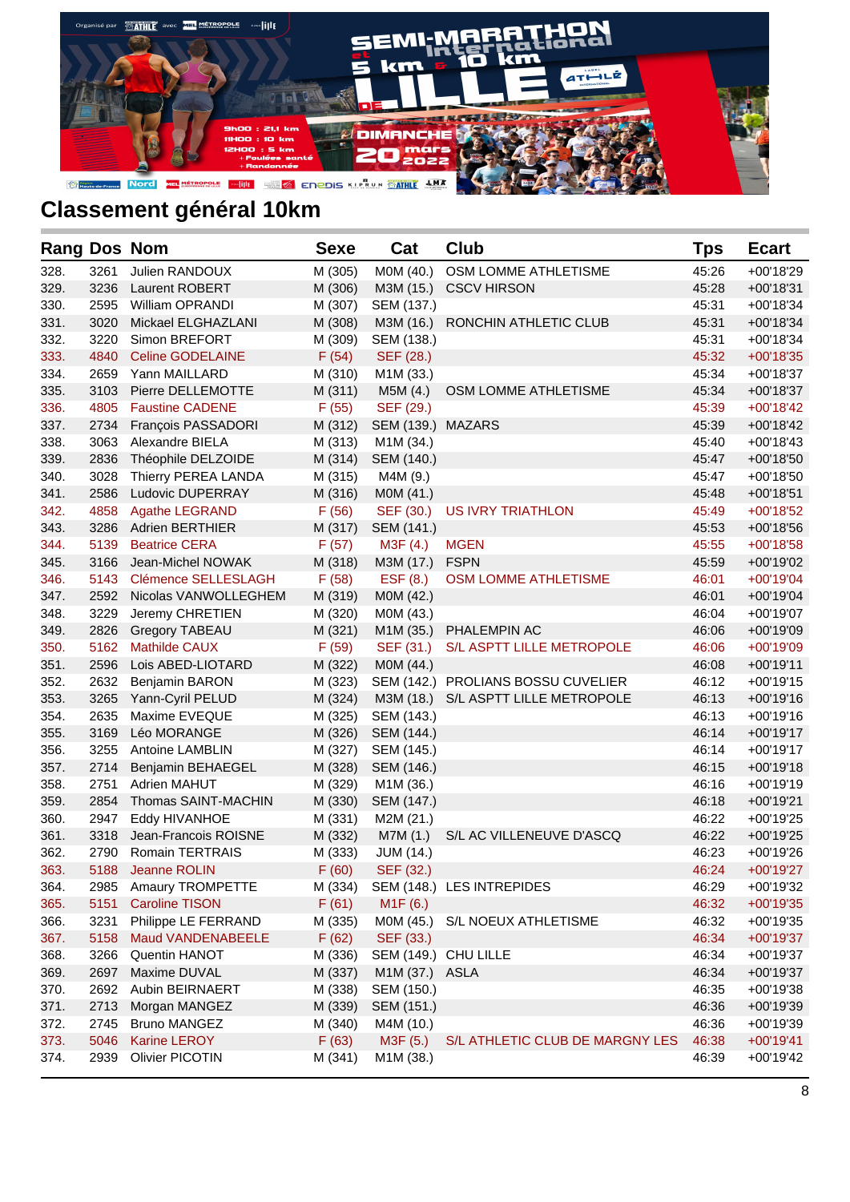## Classement général 10km

| Rang | Dos | Nom | Sexe | Cat | Club | Tps | Ecart |
|---|---|---|---|---|---|---|---|
| 328. | 3261 | Julien RANDOUX | M (305) | M0M (40.) | OSM LOMME ATHLETISME | 45:26 | +00'18'29 |
| 329. | 3236 | Laurent ROBERT | M (306) | M3M (15.) | CSCV HIRSON | 45:28 | +00'18'31 |
| 330. | 2595 | William OPRANDI | M (307) | SEM (137.) | | 45:31 | +00'18'34 |
| 331. | 3020 | Mickael ELGHAZLANI | M (308) | M3M (16.) | RONCHIN ATHLETIC CLUB | 45:31 | +00'18'34 |
| 332. | 3220 | Simon BREFORT | M (309) | SEM (138.) | | 45:31 | +00'18'34 |
| 333. | 4840 | Celine GODELAINE | F (54) | SEF (28.) | | 45:32 | +00'18'35 |
| 334. | 2659 | Yann MAILLARD | M (310) | M1M (33.) | | 45:34 | +00'18'37 |
| 335. | 3103 | Pierre DELLEMOTTE | M (311) | M5M (4.) | OSM LOMME ATHLETISME | 45:34 | +00'18'37 |
| 336. | 4805 | Faustine CADENE | F (55) | SEF (29.) | | 45:39 | +00'18'42 |
| 337. | 2734 | François PASSADORI | M (312) | SEM (139.) | MAZARS | 45:39 | +00'18'42 |
| 338. | 3063 | Alexandre BIELA | M (313) | M1M (34.) | | 45:40 | +00'18'43 |
| 339. | 2836 | Théophile DELZOIDE | M (314) | SEM (140.) | | 45:47 | +00'18'50 |
| 340. | 3028 | Thierry PEREA LANDA | M (315) | M4M (9.) | | 45:47 | +00'18'50 |
| 341. | 2586 | Ludovic DUPERRAY | M (316) | M0M (41.) | | 45:48 | +00'18'51 |
| 342. | 4858 | Agathe LEGRAND | F (56) | SEF (30.) | US IVRY TRIATHLON | 45:49 | +00'18'52 |
| 343. | 3286 | Adrien BERTHIER | M (317) | SEM (141.) | | 45:53 | +00'18'56 |
| 344. | 5139 | Beatrice CERA | F (57) | M3F (4.) | MGEN | 45:55 | +00'18'58 |
| 345. | 3166 | Jean-Michel NOWAK | M (318) | M3M (17.) | FSPN | 45:59 | +00'19'02 |
| 346. | 5143 | Clémence SELLESLAGH | F (58) | ESF (8.) | OSM LOMME ATHLETISME | 46:01 | +00'19'04 |
| 347. | 2592 | Nicolas VANWOLLEGHEM | M (319) | M0M (42.) | | 46:01 | +00'19'04 |
| 348. | 3229 | Jeremy CHRETIEN | M (320) | M0M (43.) | | 46:04 | +00'19'07 |
| 349. | 2826 | Gregory TABEAU | M (321) | M1M (35.) | PHALEMPIN AC | 46:06 | +00'19'09 |
| 350. | 5162 | Mathilde CAUX | F (59) | SEF (31.) | S/L ASPTT LILLE METROPOLE | 46:06 | +00'19'09 |
| 351. | 2596 | Lois ABED-LIOTARD | M (322) | M0M (44.) | | 46:08 | +00'19'11 |
| 352. | 2632 | Benjamin BARON | M (323) | SEM (142.) | PROLIANS BOSSU CUVELIER | 46:12 | +00'19'15 |
| 353. | 3265 | Yann-Cyril PELUD | M (324) | M3M (18.) | S/L ASPTT LILLE METROPOLE | 46:13 | +00'19'16 |
| 354. | 2635 | Maxime EVEQUE | M (325) | SEM (143.) | | 46:13 | +00'19'16 |
| 355. | 3169 | Léo MORANGE | M (326) | SEM (144.) | | 46:14 | +00'19'17 |
| 356. | 3255 | Antoine LAMBLIN | M (327) | SEM (145.) | | 46:14 | +00'19'17 |
| 357. | 2714 | Benjamin BEHAEGEL | M (328) | SEM (146.) | | 46:15 | +00'19'18 |
| 358. | 2751 | Adrien MAHUT | M (329) | M1M (36.) | | 46:16 | +00'19'19 |
| 359. | 2854 | Thomas SAINT-MACHIN | M (330) | SEM (147.) | | 46:18 | +00'19'21 |
| 360. | 2947 | Eddy HIVANHOE | M (331) | M2M (21.) | | 46:22 | +00'19'25 |
| 361. | 3318 | Jean-Francois ROISNE | M (332) | M7M (1.) | S/L AC VILLENEUVE D'ASCQ | 46:22 | +00'19'25 |
| 362. | 2790 | Romain TERTRAIS | M (333) | JUM (14.) | | 46:23 | +00'19'26 |
| 363. | 5188 | Jeanne ROLIN | F (60) | SEF (32.) | | 46:24 | +00'19'27 |
| 364. | 2985 | Amaury TROMPETTE | M (334) | SEM (148.) | LES INTREPIDES | 46:29 | +00'19'32 |
| 365. | 5151 | Caroline TISON | F (61) | M1F (6.) | | 46:32 | +00'19'35 |
| 366. | 3231 | Philippe LE FERRAND | M (335) | M0M (45.) | S/L NOEUX ATHLETISME | 46:32 | +00'19'35 |
| 367. | 5158 | Maud VANDENABEELE | F (62) | SEF (33.) | | 46:34 | +00'19'37 |
| 368. | 3266 | Quentin HANOT | M (336) | SEM (149.) | CHU LILLE | 46:34 | +00'19'37 |
| 369. | 2697 | Maxime DUVAL | M (337) | M1M (37.) | ASLA | 46:34 | +00'19'37 |
| 370. | 2692 | Aubin BEIRNAERT | M (338) | SEM (150.) | | 46:35 | +00'19'38 |
| 371. | 2713 | Morgan MANGEZ | M (339) | SEM (151.) | | 46:36 | +00'19'39 |
| 372. | 2745 | Bruno MANGEZ | M (340) | M4M (10.) | | 46:36 | +00'19'39 |
| 373. | 5046 | Karine LEROY | F (63) | M3F (5.) | S/L ATHLETIC CLUB DE MARGNY LES | 46:38 | +00'19'41 |
| 374. | 2939 | Olivier PICOTIN | M (341) | M1M (38.) | | 46:39 | +00'19'42 |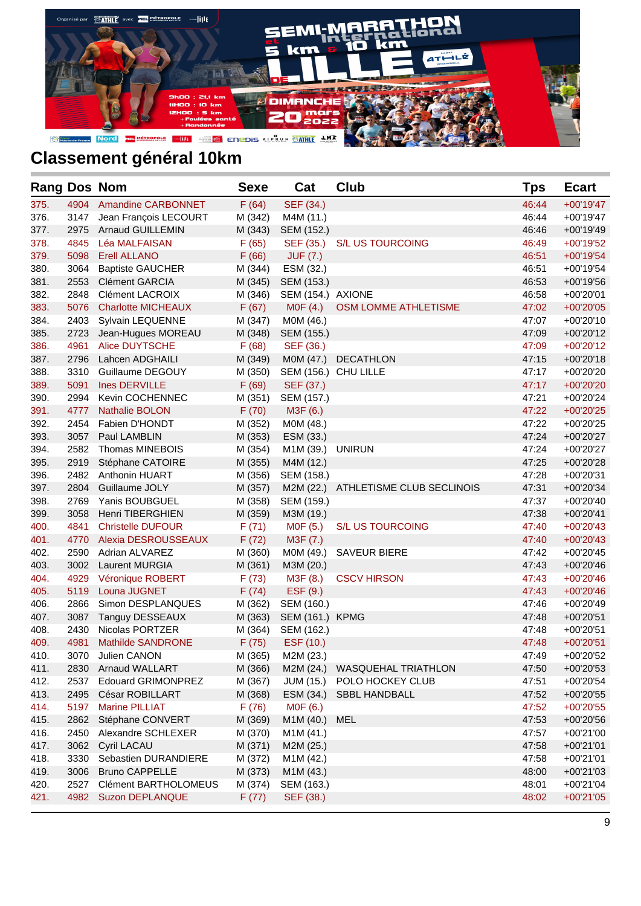## Classement général 10km

| Rang | Dos | Nom | Sexe | Cat | Club | Tps | Ecart |
|---|---|---|---|---|---|---|---|
| 375. | 4904 | Amandine CARBONNET | F (64) | SEF (34.) | | 46:44 | +00'19'47 |
| 376. | 3147 | Jean François LECOURT | M (342) | M4M (11.) | | 46:44 | +00'19'47 |
| 377. | 2975 | Arnaud GUILLEMIN | M (343) | SEM (152.) | | 46:46 | +00'19'49 |
| 378. | 4845 | Léa MALFAISAN | F (65) | SEF (35.) | S/L US TOURCOING | 46:49 | +00'19'52 |
| 379. | 5098 | Erell ALLANO | F (66) | JUF (7.) | | 46:51 | +00'19'54 |
| 380. | 3064 | Baptiste GAUCHER | M (344) | ESM (32.) | | 46:51 | +00'19'54 |
| 381. | 2553 | Clément GARCIA | M (345) | SEM (153.) | | 46:53 | +00'19'56 |
| 382. | 2848 | Clément LACROIX | M (346) | SEM (154.) | AXIONE | 46:58 | +00'20'01 |
| 383. | 5076 | Charlotte MICHEAUX | F (67) | M0F (4.) | OSM LOMME ATHLETISME | 47:02 | +00'20'05 |
| 384. | 2403 | Sylvain LEQUENNE | M (347) | M0M (46.) | | 47:07 | +00'20'10 |
| 385. | 2723 | Jean-Hugues MOREAU | M (348) | SEM (155.) | | 47:09 | +00'20'12 |
| 386. | 4961 | Alice DUYTSCHE | F (68) | SEF (36.) | | 47:09 | +00'20'12 |
| 387. | 2796 | Lahcen ADGHAILI | M (349) | M0M (47.) | DECATHLON | 47:15 | +00'20'18 |
| 388. | 3310 | Guillaume DEGOUY | M (350) | SEM (156.) | CHU LILLE | 47:17 | +00'20'20 |
| 389. | 5091 | Ines DERVILLE | F (69) | SEF (37.) | | 47:17 | +00'20'20 |
| 390. | 2994 | Kevin COCHENNEC | M (351) | SEM (157.) | | 47:21 | +00'20'24 |
| 391. | 4777 | Nathalie BOLON | F (70) | M3F (6.) | | 47:22 | +00'20'25 |
| 392. | 2454 | Fabien D'HONDT | M (352) | M0M (48.) | | 47:22 | +00'20'25 |
| 393. | 3057 | Paul LAMBLIN | M (353) | ESM (33.) | | 47:24 | +00'20'27 |
| 394. | 2582 | Thomas MINEBOIS | M (354) | M1M (39.) | UNIRUN | 47:24 | +00'20'27 |
| 395. | 2919 | Stéphane CATOIRE | M (355) | M4M (12.) | | 47:25 | +00'20'28 |
| 396. | 2482 | Anthonin HUART | M (356) | SEM (158.) | | 47:28 | +00'20'31 |
| 397. | 2804 | Guillaume JOLY | M (357) | M2M (22.) | ATHLETISME CLUB SECLINOIS | 47:31 | +00'20'34 |
| 398. | 2769 | Yanis BOUBGUEL | M (358) | SEM (159.) | | 47:37 | +00'20'40 |
| 399. | 3058 | Henri TIBERGHIEN | M (359) | M3M (19.) | | 47:38 | +00'20'41 |
| 400. | 4841 | Christelle DUFOUR | F (71) | M0F (5.) | S/L US TOURCOING | 47:40 | +00'20'43 |
| 401. | 4770 | Alexia DESROUSSEAUX | F (72) | M3F (7.) | | 47:40 | +00'20'43 |
| 402. | 2590 | Adrian ALVAREZ | M (360) | M0M (49.) | SAVEUR BIERE | 47:42 | +00'20'45 |
| 403. | 3002 | Laurent MURGIA | M (361) | M3M (20.) | | 47:43 | +00'20'46 |
| 404. | 4929 | Véronique ROBERT | F (73) | M3F (8.) | CSCV HIRSON | 47:43 | +00'20'46 |
| 405. | 5119 | Louna JUGNET | F (74) | ESF (9.) | | 47:43 | +00'20'46 |
| 406. | 2866 | Simon DESPLANQUES | M (362) | SEM (160.) | | 47:46 | +00'20'49 |
| 407. | 3087 | Tanguy DESSEAUX | M (363) | SEM (161.) | KPMG | 47:48 | +00'20'51 |
| 408. | 2430 | Nicolas PORTZER | M (364) | SEM (162.) | | 47:48 | +00'20'51 |
| 409. | 4981 | Mathilde SANDRONE | F (75) | ESF (10.) | | 47:48 | +00'20'51 |
| 410. | 3070 | Julien CANON | M (365) | M2M (23.) | | 47:49 | +00'20'52 |
| 411. | 2830 | Arnaud WALLART | M (366) | M2M (24.) | WASQUEHAL TRIATHLON | 47:50 | +00'20'53 |
| 412. | 2537 | Edouard GRIMONPREZ | M (367) | JUM (15.) | POLO HOCKEY CLUB | 47:51 | +00'20'54 |
| 413. | 2495 | César ROBILLART | M (368) | ESM (34.) | SBBL HANDBALL | 47:52 | +00'20'55 |
| 414. | 5197 | Marine PILLIAT | F (76) | M0F (6.) | | 47:52 | +00'20'55 |
| 415. | 2862 | Stéphane CONVERT | M (369) | M1M (40.) | MEL | 47:53 | +00'20'56 |
| 416. | 2450 | Alexandre SCHLEXER | M (370) | M1M (41.) | | 47:57 | +00'21'00 |
| 417. | 3062 | Cyril LACAU | M (371) | M2M (25.) | | 47:58 | +00'21'01 |
| 418. | 3330 | Sebastien DURANDIERE | M (372) | M1M (42.) | | 47:58 | +00'21'01 |
| 419. | 3006 | Bruno CAPPELLE | M (373) | M1M (43.) | | 48:00 | +00'21'03 |
| 420. | 2527 | Clément BARTHOLOMEUS | M (374) | SEM (163.) | | 48:01 | +00'21'04 |
| 421. | 4982 | Suzon DEPLANQUE | F (77) | SEF (38.) | | 48:02 | +00'21'05 |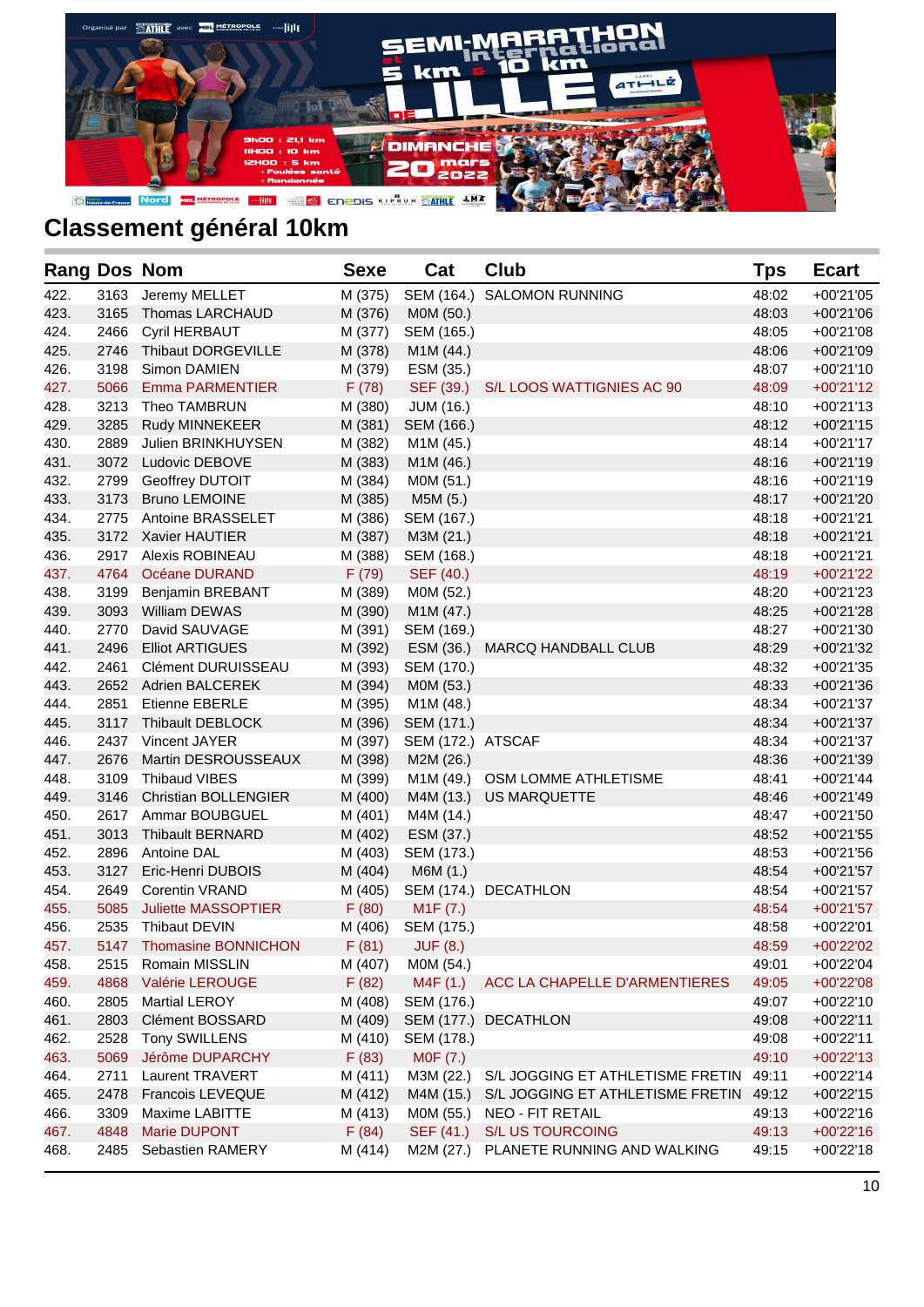## Classement général 10km

| Rang | Dos | Nom | Sexe | Cat | Club | Tps | Ecart |
|---|---|---|---|---|---|---|---|
| 422. | 3163 | Jeremy MELLET | M (375) | SEM (164.) | SALOMON RUNNING | 48:02 | +00'21'05 |
| 423. | 3165 | Thomas LARCHAUD | M (376) | M0M (50.) | | 48:03 | +00'21'06 |
| 424. | 2466 | Cyril HERBAUT | M (377) | SEM (165.) | | 48:05 | +00'21'08 |
| 425. | 2746 | Thibaut DORGEVILLE | M (378) | M1M (44.) | | 48:06 | +00'21'09 |
| 426. | 3198 | Simon DAMIEN | M (379) | ESM (35.) | | 48:07 | +00'21'10 |
| 427. | 5066 | Emma PARMENTIER | F (78) | SEF (39.) | S/L LOOS WATTIGNIES AC 90 | 48:09 | +00'21'12 |
| 428. | 3213 | Theo TAMBRUN | M (380) | JUM (16.) | | 48:10 | +00'21'13 |
| 429. | 3285 | Rudy MINNEKEER | M (381) | SEM (166.) | | 48:12 | +00'21'15 |
| 430. | 2889 | Julien BRINKHUYSEN | M (382) | M1M (45.) | | 48:14 | +00'21'17 |
| 431. | 3072 | Ludovic DEBOVE | M (383) | M1M (46.) | | 48:16 | +00'21'19 |
| 432. | 2799 | Geoffrey DUTOIT | M (384) | M0M (51.) | | 48:16 | +00'21'19 |
| 433. | 3173 | Bruno LEMOINE | M (385) | M5M (5.) | | 48:17 | +00'21'20 |
| 434. | 2775 | Antoine BRASSELET | M (386) | SEM (167.) | | 48:18 | +00'21'21 |
| 435. | 3172 | Xavier HAUTIER | M (387) | M3M (21.) | | 48:18 | +00'21'21 |
| 436. | 2917 | Alexis ROBINEAU | M (388) | SEM (168.) | | 48:18 | +00'21'21 |
| 437. | 4764 | Océane DURAND | F (79) | SEF (40.) | | 48:19 | +00'21'22 |
| 438. | 3199 | Benjamin BREBANT | M (389) | M0M (52.) | | 48:20 | +00'21'23 |
| 439. | 3093 | William DEWAS | M (390) | M1M (47.) | | 48:25 | +00'21'28 |
| 440. | 2770 | David SAUVAGE | M (391) | SEM (169.) | | 48:27 | +00'21'30 |
| 441. | 2496 | Elliot ARTIGUES | M (392) | ESM (36.) | MARCQ HANDBALL CLUB | 48:29 | +00'21'32 |
| 442. | 2461 | Clément DURUISSEAU | M (393) | SEM (170.) | | 48:32 | +00'21'35 |
| 443. | 2652 | Adrien BALCEREK | M (394) | M0M (53.) | | 48:33 | +00'21'36 |
| 444. | 2851 | Etienne EBERLE | M (395) | M1M (48.) | | 48:34 | +00'21'37 |
| 445. | 3117 | Thibault DEBLOCK | M (396) | SEM (171.) | | 48:34 | +00'21'37 |
| 446. | 2437 | Vincent JAYER | M (397) | SEM (172.) | ATSCAF | 48:34 | +00'21'37 |
| 447. | 2676 | Martin DESROUSSEAUX | M (398) | M2M (26.) | | 48:36 | +00'21'39 |
| 448. | 3109 | Thibaud VIBES | M (399) | M1M (49.) | OSM LOMME ATHLETISME | 48:41 | +00'21'44 |
| 449. | 3146 | Christian BOLLENGIER | M (400) | M4M (13.) | US MARQUETTE | 48:46 | +00'21'49 |
| 450. | 2617 | Ammar BOUBGUEL | M (401) | M4M (14.) | | 48:47 | +00'21'50 |
| 451. | 3013 | Thibault BERNARD | M (402) | ESM (37.) | | 48:52 | +00'21'55 |
| 452. | 2896 | Antoine DAL | M (403) | SEM (173.) | | 48:53 | +00'21'56 |
| 453. | 3127 | Eric-Henri DUBOIS | M (404) | M6M (1.) | | 48:54 | +00'21'57 |
| 454. | 2649 | Corentin VRAND | M (405) | SEM (174.) | DECATHLON | 48:54 | +00'21'57 |
| 455. | 5085 | Juliette MASSOPTIER | F (80) | M1F (7.) | | 48:54 | +00'21'57 |
| 456. | 2535 | Thibault DEVIN | M (406) | SEM (175.) | | 48:58 | +00'22'01 |
| 457. | 5147 | Thomasine BONNICHON | F (81) | JUF (8.) | | 48:59 | +00'22'02 |
| 458. | 2515 | Romain MISSLIN | M (407) | M0M (54.) | | 49:01 | +00'22'04 |
| 459. | 4868 | Valérie LEROUGE | F (82) | M4F (1.) | ACC LA CHAPELLE D'ARMENTIERES | 49:05 | +00'22'08 |
| 460. | 2805 | Martial LEROY | M (408) | SEM (176.) | | 49:07 | +00'22'10 |
| 461. | 2803 | Clément BOSSARD | M (409) | SEM (177.) | DECATHLON | 49:08 | +00'22'11 |
| 462. | 2528 | Tony SWILLENS | M (410) | SEM (178.) | | 49:08 | +00'22'11 |
| 463. | 5069 | Jérôme DUPARCHY | F (83) | M0F (7.) | | 49:10 | +00'22'13 |
| 464. | 2711 | Laurent TRAVERT | M (411) | M3M (22.) | S/L JOGGING ET ATHLETISME FRETIN | 49:11 | +00'22'14 |
| 465. | 2478 | Francois LEVEQUE | M (412) | M4M (15.) | S/L JOGGING ET ATHLETISME FRETIN | 49:12 | +00'22'15 |
| 466. | 3309 | Maxime LABITTE | M (413) | M0M (55.) | NEO - FIT RETAIL | 49:13 | +00'22'16 |
| 467. | 4848 | Marie DUPONT | F (84) | SEF (41.) | S/L US TOURCOING | 49:13 | +00'22'16 |
| 468. | 2485 | Sebastien RAMERY | M (414) | M2M (27.) | PLANETE RUNNING AND WALKING | 49:15 | +00'22'18 |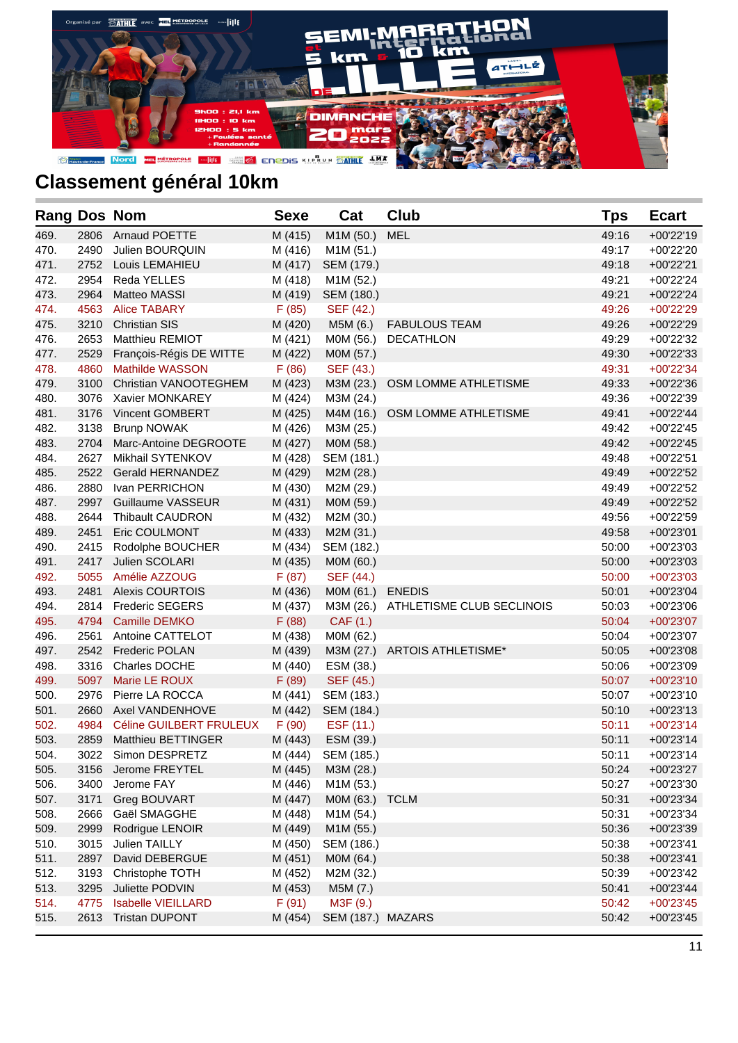## Classement général 10km

| Rang | Dos | Nom | Sexe | Cat | Club | Tps | Ecart |
|---|---|---|---|---|---|---|---|
| 469. | 2806 | Arnaud POETTE | M (415) | M1M (50.) | MEL | 49:16 | +00'22'19 |
| 470. | 2490 | Julien BOURQUIN | M (416) | M1M (51.) | | 49:17 | +00'22'20 |
| 471. | 2752 | Louis LEMAHIEU | M (417) | SEM (179.) | | 49:18 | +00'22'21 |
| 472. | 2954 | Reda YELLES | M (418) | M1M (52.) | | 49:21 | +00'22'24 |
| 473. | 2964 | Matteo MASSI | M (419) | SEM (180.) | | 49:21 | +00'22'24 |
| 474. | 4563 | Alice TABARY | F (85) | SEF (42.) | | 49:26 | +00'22'29 |
| 475. | 3210 | Christian SIS | M (420) | M5M (6.) | FABULOUS TEAM | 49:26 | +00'22'29 |
| 476. | 2653 | Matthieu REMIOT | M (421) | M0M (56.) | DECATHLON | 49:29 | +00'22'32 |
| 477. | 2529 | François-Régis DE WITTE | M (422) | M0M (57.) | | 49:30 | +00'22'33 |
| 478. | 4860 | Mathilde WASSON | F (86) | SEF (43.) | | 49:31 | +00'22'34 |
| 479. | 3100 | Christian VANOOTEGHEM | M (423) | M3M (23.) | OSM LOMME ATHLETISME | 49:33 | +00'22'36 |
| 480. | 3076 | Xavier MONKAREY | M (424) | M3M (24.) | | 49:36 | +00'22'39 |
| 481. | 3176 | Vincent GOMBERT | M (425) | M4M (16.) | OSM LOMME ATHLETISME | 49:41 | +00'22'44 |
| 482. | 3138 | Brunp NOWAK | M (426) | M3M (25.) | | 49:42 | +00'22'45 |
| 483. | 2704 | Marc-Antoine DEGROOTE | M (427) | M0M (58.) | | 49:42 | +00'22'45 |
| 484. | 2627 | Mikhail SYTENKOV | M (428) | SEM (181.) | | 49:48 | +00'22'51 |
| 485. | 2522 | Gerald HERNANDEZ | M (429) | M2M (28.) | | 49:49 | +00'22'52 |
| 486. | 2880 | Ivan PERRICHON | M (430) | M2M (29.) | | 49:49 | +00'22'52 |
| 487. | 2997 | Guillaume VASSEUR | M (431) | M0M (59.) | | 49:49 | +00'22'52 |
| 488. | 2644 | Thibault CAUDRON | M (432) | M2M (30.) | | 49:56 | +00'22'59 |
| 489. | 2451 | Eric COULMONT | M (433) | M2M (31.) | | 49:58 | +00'23'01 |
| 490. | 2415 | Rodolphe BOUCHER | M (434) | SEM (182.) | | 50:00 | +00'23'03 |
| 491. | 2417 | Julien SCOLARI | M (435) | M0M (60.) | | 50:00 | +00'23'03 |
| 492. | 5055 | Amélie AZZOUG | F (87) | SEF (44.) | | 50:00 | +00'23'03 |
| 493. | 2481 | Alexis COURTOIS | M (436) | M0M (61.) | ENEDIS | 50:01 | +00'23'04 |
| 494. | 2814 | Frederic SERGES | M (437) | M3M (26.) | ATHLETISME CLUB SECLINOIS | 50:03 | +00'23'06 |
| 495. | 4794 | Camille DEMKO | F (88) | CAF (1.) | | 50:04 | +00'23'07 |
| 496. | 2561 | Antoine CATTELOT | M (438) | M0M (62.) | | 50:04 | +00'23'07 |
| 497. | 2542 | Frederic POLAN | M (439) | M3M (27.) | ARTOIS ATHLETISME* | 50:05 | +00'23'08 |
| 498. | 3316 | Charles DOCHE | M (440) | ESM (38.) | | 50:06 | +00'23'09 |
| 499. | 5097 | Marie LE ROUX | F (89) | SEF (45.) | | 50:07 | +00'23'10 |
| 500. | 2976 | Pierre LA ROCCA | M (441) | SEM (183.) | | 50:07 | +00'23'10 |
| 501. | 2660 | Axel VANDENHOVE | M (442) | SEM (184.) | | 50:10 | +00'23'13 |
| 502. | 4984 | Céline GUILBERT FRULEUX | F (90) | ESF (11.) | | 50:11 | +00'23'14 |
| 503. | 2859 | Matthieu BETTINGER | M (443) | ESM (39.) | | 50:11 | +00'23'14 |
| 504. | 3022 | Simon DESPRETZ | M (444) | SEM (185.) | | 50:11 | +00'23'14 |
| 505. | 3156 | Jerome FREYTEL | M (445) | M3M (28.) | | 50:24 | +00'23'27 |
| 506. | 3400 | Jerome FAY | M (446) | M1M (53.) | | 50:27 | +00'23'30 |
| 507. | 3171 | Greg BOUVART | M (447) | M0M (63.) | TCLM | 50:31 | +00'23'34 |
| 508. | 2666 | Gaël SMAGGHE | M (448) | M1M (54.) | | 50:31 | +00'23'34 |
| 509. | 2999 | Rodrigue LENOIR | M (449) | M1M (55.) | | 50:36 | +00'23'39 |
| 510. | 3015 | Julien TAILLY | M (450) | SEM (186.) | | 50:38 | +00'23'41 |
| 511. | 2897 | David DEBERGUE | M (451) | M0M (64.) | | 50:38 | +00'23'41 |
| 512. | 3193 | Christophe TOTH | M (452) | M2M (32.) | | 50:39 | +00'23'42 |
| 513. | 3295 | Juliette PODVIN | M (453) | M5M (7.) | | 50:41 | +00'23'44 |
| 514. | 4775 | Isabelle VIEILLARD | F (91) | M3F (9.) | | 50:42 | +00'23'45 |
| 515. | 2613 | Tristan DUPONT | M (454) | SEM (187.) | MAZARS | 50:42 | +00'23'45 |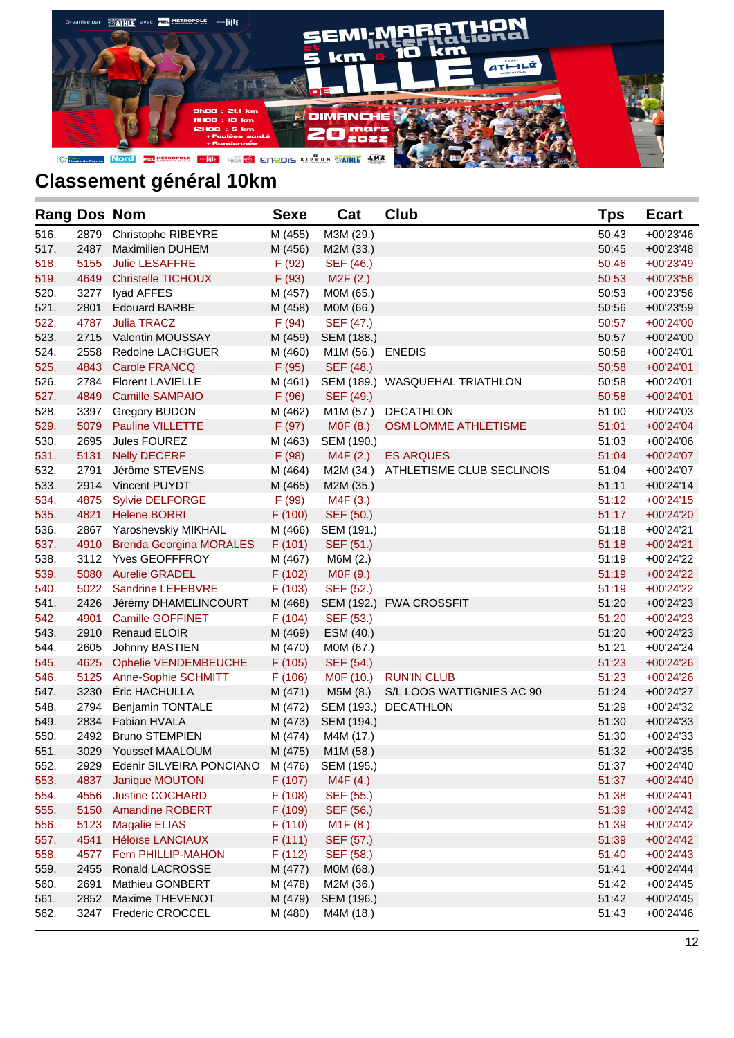## Classement général 10km

| Rang | Dos | Nom | Sexe | Cat | Club | Tps | Ecart |
|---|---|---|---|---|---|---|---|
| 516. | 2879 | Christophe RIBEYRE | M (455) | M3M (29.) | | 50:43 | +00'23'46 |
| 517. | 2487 | Maximilien DUHEM | M (456) | M2M (33.) | | 50:45 | +00'23'48 |
| 518. | 5155 | Julie LESAFFRE | F (92) | SEF (46.) | | 50:46 | +00'23'49 |
| 519. | 4649 | Christelle TICHOUX | F (93) | M2F (2.) | | 50:53 | +00'23'56 |
| 520. | 3277 | Iyad AFFES | M (457) | M0M (65.) | | 50:53 | +00'23'56 |
| 521. | 2801 | Edouard BARBE | M (458) | M0M (66.) | | 50:56 | +00'23'59 |
| 522. | 4787 | Julia TRACZ | F (94) | SEF (47.) | | 50:57 | +00'24'00 |
| 523. | 2715 | Valentin MOUSSAY | M (459) | SEM (188.) | | 50:57 | +00'24'00 |
| 524. | 2558 | Redoine LACHGUER | M (460) | M1M (56.) | ENEDIS | 50:58 | +00'24'01 |
| 525. | 4843 | Carole FRANCQ | F (95) | SEF (48.) | | 50:58 | +00'24'01 |
| 526. | 2784 | Florent LAVIELLE | M (461) | SEM (189.) | WASQUEHAL TRIATHLON | 50:58 | +00'24'01 |
| 527. | 4849 | Camille SAMPAIO | F (96) | SEF (49.) | | 50:58 | +00'24'01 |
| 528. | 3397 | Gregory BUDON | M (462) | M1M (57.) | DECATHLON | 51:00 | +00'24'03 |
| 529. | 5079 | Pauline VILLETTE | F (97) | M0F (8.) | OSM LOMME ATHLETISME | 51:01 | +00'24'04 |
| 530. | 2695 | Jules FOUREZ | M (463) | SEM (190.) | | 51:03 | +00'24'06 |
| 531. | 5131 | Nelly DECERF | F (98) | M4F (2.) | ES ARQUES | 51:04 | +00'24'07 |
| 532. | 2791 | Jérôme STEVENS | M (464) | M2M (34.) | ATHLETISME CLUB SECLINOIS | 51:04 | +00'24'07 |
| 533. | 2914 | Vincent PUYDT | M (465) | M2M (35.) | | 51:11 | +00'24'14 |
| 534. | 4875 | Sylvie DELFORGE | F (99) | M4F (3.) | | 51:12 | +00'24'15 |
| 535. | 4821 | Helene BORRI | F (100) | SEF (50.) | | 51:17 | +00'24'20 |
| 536. | 2867 | Yaroshevskiy MIKHAIL | M (466) | SEM (191.) | | 51:18 | +00'24'21 |
| 537. | 4910 | Brenda Georgina MORALES | F (101) | SEF (51.) | | 51:18 | +00'24'21 |
| 538. | 3112 | Yves GEOFFFROY | M (467) | M6M (2.) | | 51:19 | +00'24'22 |
| 539. | 5080 | Aurelie GRADEL | F (102) | M0F (9.) | | 51:19 | +00'24'22 |
| 540. | 5022 | Sandrine LEFEBVRE | F (103) | SEF (52.) | | 51:19 | +00'24'22 |
| 541. | 2426 | Jérémy DHAMELINCOURT | M (468) | SEM (192.) | FWA CROSSFIT | 51:20 | +00'24'23 |
| 542. | 4901 | Camille GOFFINET | F (104) | SEF (53.) | | 51:20 | +00'24'23 |
| 543. | 2910 | Renaud ELOIR | M (469) | ESM (40.) | | 51:20 | +00'24'23 |
| 544. | 2605 | Johnny BASTIEN | M (470) | M0M (67.) | | 51:21 | +00'24'24 |
| 545. | 4625 | Ophelie VENDEMBEUCHE | F (105) | SEF (54.) | | 51:23 | +00'24'26 |
| 546. | 5125 | Anne-Sophie SCHMITT | F (106) | M0F (10.) | RUN'IN CLUB | 51:23 | +00'24'26 |
| 547. | 3230 | Éric HACHULLA | M (471) | M5M (8.) | S/L LOOS WATTIGNIES AC 90 | 51:24 | +00'24'27 |
| 548. | 2794 | Benjamin TONTALE | M (472) | SEM (193.) | DECATHLON | 51:29 | +00'24'32 |
| 549. | 2834 | Fabian HVALA | M (473) | SEM (194.) | | 51:30 | +00'24'33 |
| 550. | 2492 | Bruno STEMPIEN | M (474) | M4M (17.) | | 51:30 | +00'24'33 |
| 551. | 3029 | Youssef MAALOUM | M (475) | M1M (58.) | | 51:32 | +00'24'35 |
| 552. | 2929 | Edenir SILVEIRA PONCIANO | M (476) | SEM (195.) | | 51:37 | +00'24'40 |
| 553. | 4837 | Janique MOUTON | F (107) | M4F (4.) | | 51:37 | +00'24'40 |
| 554. | 4556 | Justine COCHARD | F (108) | SEF (55.) | | 51:38 | +00'24'41 |
| 555. | 5150 | Amandine ROBERT | F (109) | SEF (56.) | | 51:39 | +00'24'42 |
| 556. | 5123 | Magalie ELIAS | F (110) | M1F (8.) | | 51:39 | +00'24'42 |
| 557. | 4541 | Héloïse LANCIAUX | F (111) | SEF (57.) | | 51:39 | +00'24'42 |
| 558. | 4577 | Fern PHILLIP-MAHON | F (112) | SEF (58.) | | 51:40 | +00'24'43 |
| 559. | 2455 | Ronald LACROSSE | M (477) | M0M (68.) | | 51:41 | +00'24'44 |
| 560. | 2691 | Mathieu GONBERT | M (478) | M2M (36.) | | 51:42 | +00'24'45 |
| 561. | 2852 | Maxime THEVENOT | M (479) | SEM (196.) | | 51:42 | +00'24'45 |
| 562. | 3247 | Frederic CROCCEL | M (480) | M4M (18.) | | 51:43 | +00'24'46 |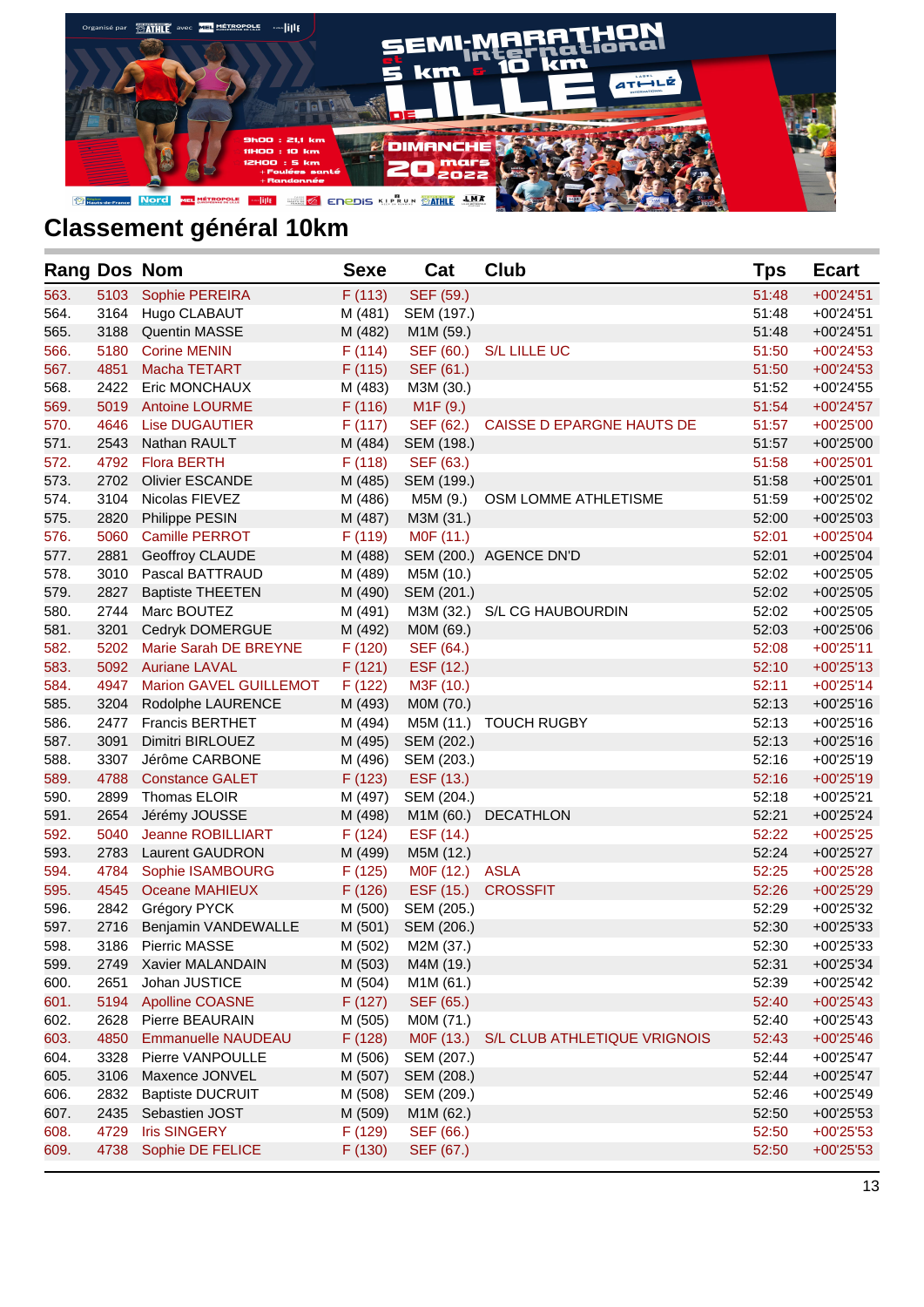## Classement général 10km

| Rang | Dos | Nom | Sexe | Cat | Club | Tps | Ecart |
|---|---|---|---|---|---|---|---|
| 563. | 5103 | Sophie PEREIRA | F (113) | SEF (59.) | | 51:48 | +00'24'51 |
| 564. | 3164 | Hugo CLABAUT | M (481) | SEM (197.) | | 51:48 | +00'24'51 |
| 565. | 3188 | Quentin MASSE | M (482) | M1M (59.) | | 51:48 | +00'24'51 |
| 566. | 5180 | Corine MENIN | F (114) | SEF (60.) | S/L LILLE UC | 51:50 | +00'24'53 |
| 567. | 4851 | Macha TETART | F (115) | SEF (61.) | | 51:50 | +00'24'53 |
| 568. | 2422 | Eric MONCHAUX | M (483) | M3M (30.) | | 51:52 | +00'24'55 |
| 569. | 5019 | Antoine LOURME | F (116) | M1F (9.) | | 51:54 | +00'24'57 |
| 570. | 4646 | Lise DUGAUTIER | F (117) | SEF (62.) | CAISSE D EPARGNE HAUTS DE | 51:57 | +00'25'00 |
| 571. | 2543 | Nathan RAULT | M (484) | SEM (198.) | | 51:57 | +00'25'00 |
| 572. | 4792 | Flora BERTH | F (118) | SEF (63.) | | 51:58 | +00'25'01 |
| 573. | 2702 | Olivier ESCANDE | M (485) | SEM (199.) | | 51:58 | +00'25'01 |
| 574. | 3104 | Nicolas FIEVEZ | M (486) | M5M (9.) | OSM LOMME ATHLETISME | 51:59 | +00'25'02 |
| 575. | 2820 | Philippe PESIN | M (487) | M3M (31.) | | 52:00 | +00'25'03 |
| 576. | 5060 | Camille PERROT | F (119) | M0F (11.) | | 52:01 | +00'25'04 |
| 577. | 2881 | Geoffroy CLAUDE | M (488) | SEM (200.) | AGENCE DN'D | 52:01 | +00'25'04 |
| 578. | 3010 | Pascal BATTRAUD | M (489) | M5M (10.) | | 52:02 | +00'25'05 |
| 579. | 2827 | Baptiste THEETEN | M (490) | SEM (201.) | | 52:02 | +00'25'05 |
| 580. | 2744 | Marc BOUTEZ | M (491) | M3M (32.) | S/L CG HAUBOURDIN | 52:02 | +00'25'05 |
| 581. | 3201 | Cedryk DOMERGUE | M (492) | M0M (69.) | | 52:03 | +00'25'06 |
| 582. | 5202 | Marie Sarah DE BREYNE | F (120) | SEF (64.) | | 52:08 | +00'25'11 |
| 583. | 5092 | Auriane LAVAL | F (121) | ESF (12.) | | 52:10 | +00'25'13 |
| 584. | 4947 | Marion GAVEL GUILLEMOT | F (122) | M3F (10.) | | 52:11 | +00'25'14 |
| 585. | 3204 | Rodolphe LAURENCE | M (493) | M0M (70.) | | 52:13 | +00'25'16 |
| 586. | 2477 | Francis BERTHET | M (494) | M5M (11.) | TOUCH RUGBY | 52:13 | +00'25'16 |
| 587. | 3091 | Dimitri BIRLOUEZ | M (495) | SEM (202.) | | 52:13 | +00'25'16 |
| 588. | 3307 | Jérôme CARBONE | M (496) | SEM (203.) | | 52:16 | +00'25'19 |
| 589. | 4788 | Constance GALET | F (123) | ESF (13.) | | 52:16 | +00'25'19 |
| 590. | 2899 | Thomas ELOIR | M (497) | SEM (204.) | | 52:18 | +00'25'21 |
| 591. | 2654 | Jérémy JOUSSE | M (498) | M1M (60.) | DECATHLON | 52:21 | +00'25'24 |
| 592. | 5040 | Jeanne ROBILLIART | F (124) | ESF (14.) | | 52:22 | +00'25'25 |
| 593. | 2783 | Laurent GAUDRON | M (499) | M5M (12.) | | 52:24 | +00'25'27 |
| 594. | 4784 | Sophie ISAMBOURG | F (125) | M0F (12.) | ASLA | 52:25 | +00'25'28 |
| 595. | 4545 | Oceane MAHIEUX | F (126) | ESF (15.) | CROSSFIT | 52:26 | +00'25'29 |
| 596. | 2842 | Grégory PYCK | M (500) | SEM (205.) | | 52:29 | +00'25'32 |
| 597. | 2716 | Benjamin VANDEWALLE | M (501) | SEM (206.) | | 52:30 | +00'25'33 |
| 598. | 3186 | Pierric MASSE | M (502) | M2M (37.) | | 52:30 | +00'25'33 |
| 599. | 2749 | Xavier MALANDAIN | M (503) | M4M (19.) | | 52:31 | +00'25'34 |
| 600. | 2651 | Johan JUSTICE | M (504) | M1M (61.) | | 52:39 | +00'25'42 |
| 601. | 5194 | Apolline COASNE | F (127) | SEF (65.) | | 52:40 | +00'25'43 |
| 602. | 2628 | Pierre BEAURAIN | M (505) | M0M (71.) | | 52:40 | +00'25'43 |
| 603. | 4850 | Emmanuelle NAUDEAU | F (128) | M0F (13.) | S/L CLUB ATHLETIQUE VRIGNOIS | 52:43 | +00'25'46 |
| 604. | 3328 | Pierre VANPOULLE | M (506) | SEM (207.) | | 52:44 | +00'25'47 |
| 605. | 3106 | Maxence JONVEL | M (507) | SEM (208.) | | 52:44 | +00'25'47 |
| 606. | 2832 | Baptiste DUCRUIT | M (508) | SEM (209.) | | 52:46 | +00'25'49 |
| 607. | 2435 | Sebastien JOST | M (509) | M1M (62.) | | 52:50 | +00'25'53 |
| 608. | 4729 | Iris SINGERY | F (129) | SEF (66.) | | 52:50 | +00'25'53 |
| 609. | 4738 | Sophie DE FELICE | F (130) | SEF (67.) | | 52:50 | +00'25'53 |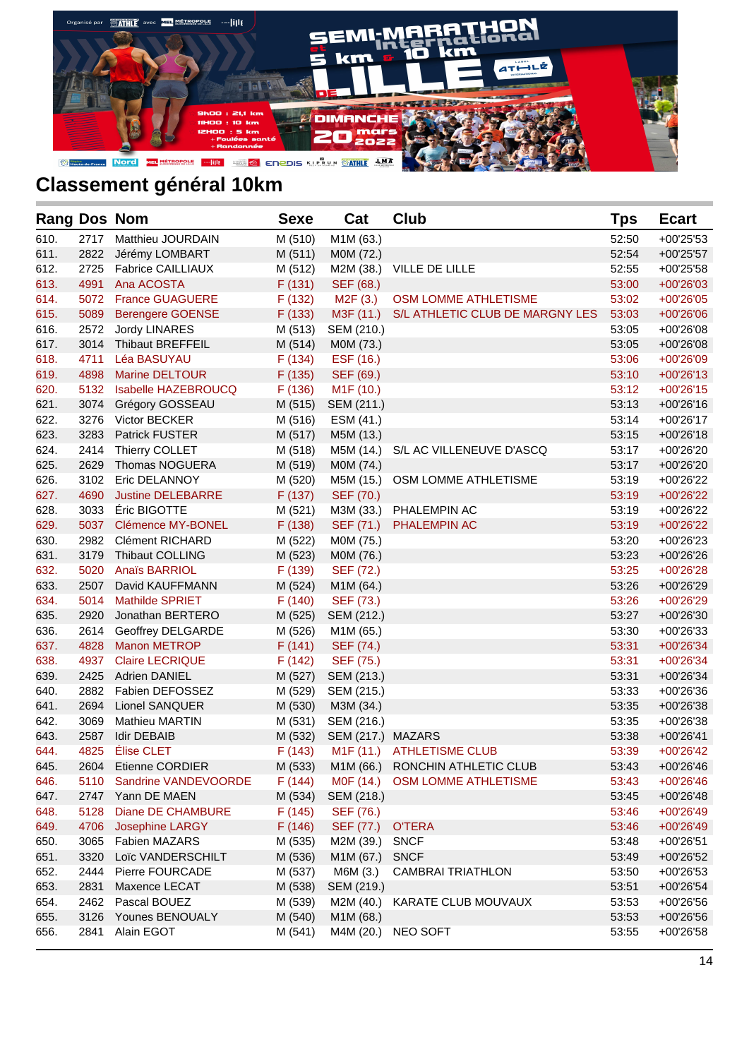## Classement général 10km

| Rang | Dos | Nom | Sexe | Cat | Club | Tps | Ecart |
|---|---|---|---|---|---|---|---|
| 610. | 2717 | Matthieu JOURDAIN | M (510) | M1M (63.) | | 52:50 | +00'25'53 |
| 611. | 2822 | Jérémy LOMBART | M (511) | M0M (72.) | | 52:54 | +00'25'57 |
| 612. | 2725 | Fabrice CAILLIAUX | M (512) | M2M (38.) | VILLE DE LILLE | 52:55 | +00'25'58 |
| 613. | 4991 | Ana ACOSTA | F (131) | SEF (68.) | | 53:00 | +00'26'03 |
| 614. | 5072 | France GUAGUERE | F (132) | M2F (3.) | OSM LOMME ATHLETISME | 53:02 | +00'26'05 |
| 615. | 5089 | Berengere GOENSE | F (133) | M3F (11.) | S/L ATHLETIC CLUB DE MARGNY LES | 53:03 | +00'26'06 |
| 616. | 2572 | Jordy LINARES | M (513) | SEM (210.) | | 53:05 | +00'26'08 |
| 617. | 3014 | Thibaut BREFFEIL | M (514) | M0M (73.) | | 53:05 | +00'26'08 |
| 618. | 4711 | Léa BASUYAU | F (134) | ESF (16.) | | 53:06 | +00'26'09 |
| 619. | 4898 | Marine DELTOUR | F (135) | SEF (69.) | | 53:10 | +00'26'13 |
| 620. | 5132 | Isabelle HAZEBROUCQ | F (136) | M1F (10.) | | 53:12 | +00'26'15 |
| 621. | 3074 | Grégory GOSSEAU | M (515) | SEM (211.) | | 53:13 | +00'26'16 |
| 622. | 3276 | Victor BECKER | M (516) | ESM (41.) | | 53:14 | +00'26'17 |
| 623. | 3283 | Patrick FUSTER | M (517) | M5M (13.) | | 53:15 | +00'26'18 |
| 624. | 2414 | Thierry COLLET | M (518) | M5M (14.) | S/L AC VILLENEUVE D'ASCQ | 53:17 | +00'26'20 |
| 625. | 2629 | Thomas NOGUERA | M (519) | M0M (74.) | | 53:17 | +00'26'20 |
| 626. | 3102 | Eric DELANNOY | M (520) | M5M (15.) | OSM LOMME ATHLETISME | 53:19 | +00'26'22 |
| 627. | 4690 | Justine DELEBARRE | F (137) | SEF (70.) | | 53:19 | +00'26'22 |
| 628. | 3033 | Éric BIGOTTE | M (521) | M3M (33.) | PHALEMPIN AC | 53:19 | +00'26'22 |
| 629. | 5037 | Clémence MY-BONEL | F (138) | SEF (71.) | PHALEMPIN AC | 53:19 | +00'26'22 |
| 630. | 2982 | Clément RICHARD | M (522) | M0M (75.) | | 53:20 | +00'26'23 |
| 631. | 3179 | Thibaut COLLING | M (523) | M0M (76.) | | 53:23 | +00'26'26 |
| 632. | 5020 | Anaïs BARRIOL | F (139) | SEF (72.) | | 53:25 | +00'26'28 |
| 633. | 2507 | David KAUFFMANN | M (524) | M1M (64.) | | 53:26 | +00'26'29 |
| 634. | 5014 | Mathilde SPRIET | F (140) | SEF (73.) | | 53:26 | +00'26'29 |
| 635. | 2920 | Jonathan BERTERO | M (525) | SEM (212.) | | 53:27 | +00'26'30 |
| 636. | 2614 | Geoffrey DELGARDE | M (526) | M1M (65.) | | 53:30 | +00'26'33 |
| 637. | 4828 | Manon METROP | F (141) | SEF (74.) | | 53:31 | +00'26'34 |
| 638. | 4937 | Claire LECRIQUE | F (142) | SEF (75.) | | 53:31 | +00'26'34 |
| 639. | 2425 | Adrien DANIEL | M (527) | SEM (213.) | | 53:31 | +00'26'34 |
| 640. | 2882 | Fabien DEFOSSEZ | M (529) | SEM (215.) | | 53:33 | +00'26'36 |
| 641. | 2694 | Lionel SANQUER | M (530) | M3M (34.) | | 53:35 | +00'26'38 |
| 642. | 3069 | Mathieu MARTIN | M (531) | SEM (216.) | | 53:35 | +00'26'38 |
| 643. | 2587 | Idir DEBAIB | M (532) | SEM (217.) | MAZARS | 53:38 | +00'26'41 |
| 644. | 4825 | Élise CLET | F (143) | M1F (11.) | ATHLETISME CLUB | 53:39 | +00'26'42 |
| 645. | 2604 | Etienne CORDIER | M (533) | M1M (66.) | RONCHIN ATHLETIC CLUB | 53:43 | +00'26'46 |
| 646. | 5110 | Sandrine VANDEVOORDE | F (144) | M0F (14.) | OSM LOMME ATHLETISME | 53:43 | +00'26'46 |
| 647. | 2747 | Yann DE MAEN | M (534) | SEM (218.) | | 53:45 | +00'26'48 |
| 648. | 5128 | Diane DE CHAMBURE | F (145) | SEF (76.) | | 53:46 | +00'26'49 |
| 649. | 4706 | Josephine LARGY | F (146) | SEF (77.) | O'TERA | 53:46 | +00'26'49 |
| 650. | 3065 | Fabien MAZARS | M (535) | M2M (39.) | SNCF | 53:48 | +00'26'51 |
| 651. | 3320 | Loïc VANDERSCHILT | M (536) | M1M (67.) | SNCF | 53:49 | +00'26'52 |
| 652. | 2444 | Pierre FOURCADE | M (537) | M6M (3.) | CAMBRAI TRIATHLON | 53:50 | +00'26'53 |
| 653. | 2831 | Maxence LECAT | M (538) | SEM (219.) | | 53:51 | +00'26'54 |
| 654. | 2462 | Pascal BOUEZ | M (539) | M2M (40.) | KARATE CLUB MOUVAUX | 53:53 | +00'26'56 |
| 655. | 3126 | Younes BENOUALY | M (540) | M1M (68.) | | 53:53 | +00'26'56 |
| 656. | 2841 | Alain EGOT | M (541) | M4M (20.) | NEO SOFT | 53:55 | +00'26'58 |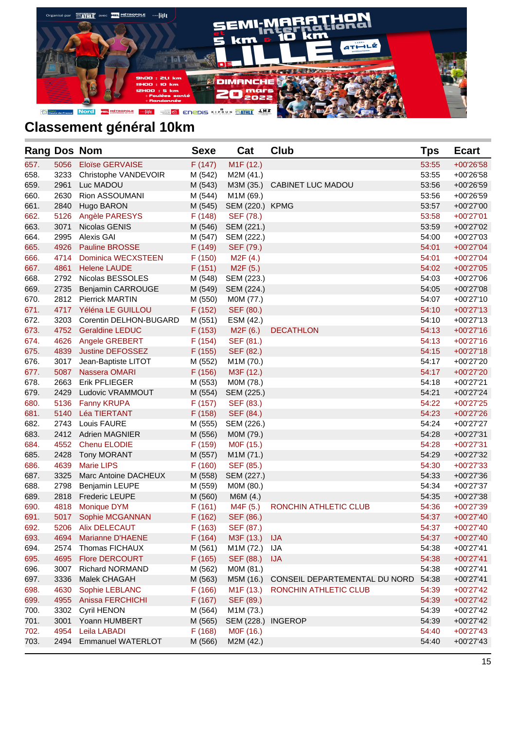## Classement général 10km

| Rang | Dos | Nom | Sexe | Cat | Club | Tps | Ecart |
|---|---|---|---|---|---|---|---|
| 657. | 5056 | Eloïse GERVAISE | F (147) | M1F (12.) | | 53:55 | +00'26'58 |
| 658. | 3233 | Christophe VANDEVOIR | M (542) | M2M (41.) | | 53:55 | +00'26'58 |
| 659. | 2961 | Luc MADOU | M (543) | M3M (35.) | CABINET LUC MADOU | 53:56 | +00'26'59 |
| 660. | 2630 | Rion ASSOUMANI | M (544) | M1M (69.) | | 53:56 | +00'26'59 |
| 661. | 2840 | Hugo BARON | M (545) | SEM (220.) | KPMG | 53:57 | +00'27'00 |
| 662. | 5126 | Angèle PARESYS | F (148) | SEF (78.) | | 53:58 | +00'27'01 |
| 663. | 3071 | Nicolas GENIS | M (546) | SEM (221.) | | 53:59 | +00'27'02 |
| 664. | 2995 | Alexis GAI | M (547) | SEM (222.) | | 54:00 | +00'27'03 |
| 665. | 4926 | Pauline BROSSE | F (149) | SEF (79.) | | 54:01 | +00'27'04 |
| 666. | 4714 | Dominica WECXSTEEN | F (150) | M2F (4.) | | 54:01 | +00'27'04 |
| 667. | 4861 | Helene LAUDE | F (151) | M2F (5.) | | 54:02 | +00'27'05 |
| 668. | 2792 | Nicolas BESSOLES | M (548) | SEM (223.) | | 54:03 | +00'27'06 |
| 669. | 2735 | Benjamin CARROUGE | M (549) | SEM (224.) | | 54:05 | +00'27'08 |
| 670. | 2812 | Pierrick MARTIN | M (550) | M0M (77.) | | 54:07 | +00'27'10 |
| 671. | 4717 | Yéléna LE GUILLOU | F (152) | SEF (80.) | | 54:10 | +00'27'13 |
| 672. | 3203 | Corentin DELHON-BUGARD | M (551) | ESM (42.) | | 54:10 | +00'27'13 |
| 673. | 4752 | Geraldine LEDUC | F (153) | M2F (6.) | DECATHLON | 54:13 | +00'27'16 |
| 674. | 4626 | Angele GREBERT | F (154) | SEF (81.) | | 54:13 | +00'27'16 |
| 675. | 4839 | Justine DEFOSSEZ | F (155) | SEF (82.) | | 54:15 | +00'27'18 |
| 676. | 3017 | Jean-Baptiste LITOT | M (552) | M1M (70.) | | 54:17 | +00'27'20 |
| 677. | 5087 | Nassera OMARI | F (156) | M3F (12.) | | 54:17 | +00'27'20 |
| 678. | 2663 | Erik PFLIEGER | M (553) | M0M (78.) | | 54:18 | +00'27'21 |
| 679. | 2429 | Ludovic VRAMMOUT | M (554) | SEM (225.) | | 54:21 | +00'27'24 |
| 680. | 5136 | Fanny KRUPA | F (157) | SEF (83.) | | 54:22 | +00'27'25 |
| 681. | 5140 | Léa TIERTANT | F (158) | SEF (84.) | | 54:23 | +00'27'26 |
| 682. | 2743 | Louis FAURE | M (555) | SEM (226.) | | 54:24 | +00'27'27 |
| 683. | 2412 | Adrien MAGNIER | M (556) | M0M (79.) | | 54:28 | +00'27'31 |
| 684. | 4552 | Chenu ELODIE | F (159) | M0F (15.) | | 54:28 | +00'27'31 |
| 685. | 2428 | Tony MORANT | M (557) | M1M (71.) | | 54:29 | +00'27'32 |
| 686. | 4639 | Marie LIPS | F (160) | SEF (85.) | | 54:30 | +00'27'33 |
| 687. | 3325 | Marc Antoine DACHEUX | M (558) | SEM (227.) | | 54:33 | +00'27'36 |
| 688. | 2798 | Benjamin LEUPE | M (559) | M0M (80.) | | 54:34 | +00'27'37 |
| 689. | 2818 | Frederic LEUPE | M (560) | M6M (4.) | | 54:35 | +00'27'38 |
| 690. | 4818 | Monique DYM | F (161) | M4F (5.) | RONCHIN ATHLETIC CLUB | 54:36 | +00'27'39 |
| 691. | 5017 | Sophie MCGANNAN | F (162) | SEF (86.) | | 54:37 | +00'27'40 |
| 692. | 5206 | Alix DELECAUT | F (163) | SEF (87.) | | 54:37 | +00'27'40 |
| 693. | 4694 | Marianne D'HAENE | F (164) | M3F (13.) | IJA | 54:37 | +00'27'40 |
| 694. | 2574 | Thomas FICHAUX | M (561) | M1M (72.) | IJA | 54:38 | +00'27'41 |
| 695. | 4695 | Flore DERCOURT | F (165) | SEF (88.) | IJA | 54:38 | +00'27'41 |
| 696. | 3007 | Richard NORMAND | M (562) | M0M (81.) | | 54:38 | +00'27'41 |
| 697. | 3336 | Malek CHAGAH | M (563) | M5M (16.) | CONSEIL DEPARTEMENTAL DU NORD | 54:38 | +00'27'41 |
| 698. | 4630 | Sophie LEBLANC | F (166) | M1F (13.) | RONCHIN ATHLETIC CLUB | 54:39 | +00'27'42 |
| 699. | 4955 | Anissa FERCHICHI | F (167) | SEF (89.) | | 54:39 | +00'27'42 |
| 700. | 3302 | Cyril HENON | M (564) | M1M (73.) | | 54:39 | +00'27'42 |
| 701. | 3001 | Yoann HUMBERT | M (565) | SEM (228.) | INGEROP | 54:39 | +00'27'42 |
| 702. | 4954 | Leila LABADI | F (168) | M0F (16.) | | 54:40 | +00'27'43 |
| 703. | 2494 | Emmanuel WATERLOT | M (566) | M2M (42.) | | 54:40 | +00'27'43 |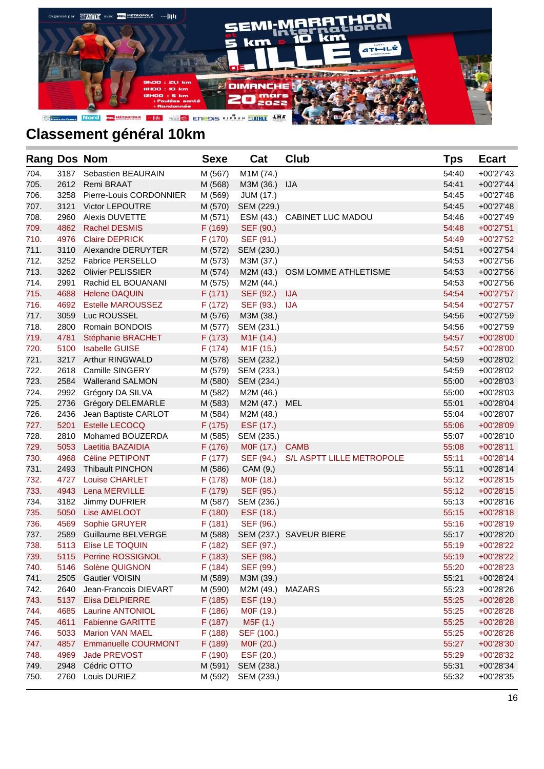## Classement général 10km

| Rang | Dos | Nom | Sexe | Cat | Club | Tps | Ecart |
|---|---|---|---|---|---|---|---|
| 704. | 3187 | Sebastien BEAURAIN | M (567) | M1M (74.) | | 54:40 | +00'27'43 |
| 705. | 2612 | Remi BRAAT | M (568) | M3M (36.) | IJA | 54:41 | +00'27'44 |
| 706. | 3258 | Pierre-Louis CORDONNIER | M (569) | JUM (17.) | | 54:45 | +00'27'48 |
| 707. | 3121 | Victor LEPOUTRE | M (570) | SEM (229.) | | 54:45 | +00'27'48 |
| 708. | 2960 | Alexis DUVETTE | M (571) | ESM (43.) | CABINET LUC MADOU | 54:46 | +00'27'49 |
| 709. | 4862 | Rachel DESMIS | F (169) | SEF (90.) | | 54:48 | +00'27'51 |
| 710. | 4976 | Claire DEPRICK | F (170) | SEF (91.) | | 54:49 | +00'27'52 |
| 711. | 3110 | Alexandre DERUYTER | M (572) | SEM (230.) | | 54:51 | +00'27'54 |
| 712. | 3252 | Fabrice PERSELLO | M (573) | M3M (37.) | | 54:53 | +00'27'56 |
| 713. | 3262 | Olivier PELISSIER | M (574) | M2M (43.) | OSM LOMME ATHLETISME | 54:53 | +00'27'56 |
| 714. | 2991 | Rachid EL BOUANANI | M (575) | M2M (44.) | | 54:53 | +00'27'56 |
| 715. | 4688 | Helene DAQUIN | F (171) | SEF (92.) | IJA | 54:54 | +00'27'57 |
| 716. | 4692 | Estelle MAROUSSEZ | F (172) | SEF (93.) | IJA | 54:54 | +00'27'57 |
| 717. | 3059 | Luc ROUSSEL | M (576) | M3M (38.) | | 54:56 | +00'27'59 |
| 718. | 2800 | Romain BONDOIS | M (577) | SEM (231.) | | 54:56 | +00'27'59 |
| 719. | 4781 | Stéphanie BRACHET | F (173) | M1F (14.) | | 54:57 | +00'28'00 |
| 720. | 5100 | Isabelle GUISE | F (174) | M1F (15.) | | 54:57 | +00'28'00 |
| 721. | 3217 | Arthur RINGWALD | M (578) | SEM (232.) | | 54:59 | +00'28'02 |
| 722. | 2618 | Camille SINGERY | M (579) | SEM (233.) | | 54:59 | +00'28'02 |
| 723. | 2584 | Wallerand SALMON | M (580) | SEM (234.) | | 55:00 | +00'28'03 |
| 724. | 2992 | Grégory DA SILVA | M (582) | M2M (46.) | | 55:00 | +00'28'03 |
| 725. | 2736 | Grégory DELEMARLE | M (583) | M2M (47.) | MEL | 55:01 | +00'28'04 |
| 726. | 2436 | Jean Baptiste CARLOT | M (584) | M2M (48.) | | 55:04 | +00'28'07 |
| 727. | 5201 | Estelle LECOCQ | F (175) | ESF (17.) | | 55:06 | +00'28'09 |
| 728. | 2810 | Mohamed BOUZERDA | M (585) | SEM (235.) | | 55:07 | +00'28'10 |
| 729. | 5053 | Laetitia BAZAIDIA | F (176) | M0F (17.) | CAMB | 55:08 | +00'28'11 |
| 730. | 4968 | Céline PETIPONT | F (177) | SEF (94.) | S/L ASPTT LILLE METROPOLE | 55:11 | +00'28'14 |
| 731. | 2493 | Thibault PINCHON | M (586) | CAM (9.) | | 55:11 | +00'28'14 |
| 732. | 4727 | Louise CHARLET | F (178) | M0F (18.) | | 55:12 | +00'28'15 |
| 733. | 4943 | Lena MERVILLE | F (179) | SEF (95.) | | 55:12 | +00'28'15 |
| 734. | 3182 | Jimmy DUFRIER | M (587) | SEM (236.) | | 55:13 | +00'28'16 |
| 735. | 5050 | Lise AMELOOT | F (180) | ESF (18.) | | 55:15 | +00'28'18 |
| 736. | 4569 | Sophie GRUYER | F (181) | SEF (96.) | | 55:16 | +00'28'19 |
| 737. | 2589 | Guillaume BELVERGE | M (588) | SEM (237.) | SAVEUR BIERE | 55:17 | +00'28'20 |
| 738. | 5113 | Elise LE TOQUIN | F (182) | SEF (97.) | | 55:19 | +00'28'22 |
| 739. | 5115 | Perrine ROSSIGNOL | F (183) | SEF (98.) | | 55:19 | +00'28'22 |
| 740. | 5146 | Solène QUIGNON | F (184) | SEF (99.) | | 55:20 | +00'28'23 |
| 741. | 2505 | Gautier VOISIN | M (589) | M3M (39.) | | 55:21 | +00'28'24 |
| 742. | 2640 | Jean-Francois DIEVART | M (590) | M2M (49.) | MAZARS | 55:23 | +00'28'26 |
| 743. | 5137 | Elisa DELPIERRE | F (185) | ESF (19.) | | 55:25 | +00'28'28 |
| 744. | 4685 | Laurine ANTONIOL | F (186) | M0F (19.) | | 55:25 | +00'28'28 |
| 745. | 4611 | Fabienne GARITTE | F (187) | M5F (1.) | | 55:25 | +00'28'28 |
| 746. | 5033 | Marion VAN MAEL | F (188) | SEF (100.) | | 55:25 | +00'28'28 |
| 747. | 4857 | Emmanuelle COURMONT | F (189) | M0F (20.) | | 55:27 | +00'28'30 |
| 748. | 4969 | Jade PREVOST | F (190) | ESF (20.) | | 55:29 | +00'28'32 |
| 749. | 2948 | Cédric OTTO | M (591) | SEM (238.) | | 55:31 | +00'28'34 |
| 750. | 2760 | Louis DURIEZ | M (592) | SEM (239.) | | 55:32 | +00'28'35 |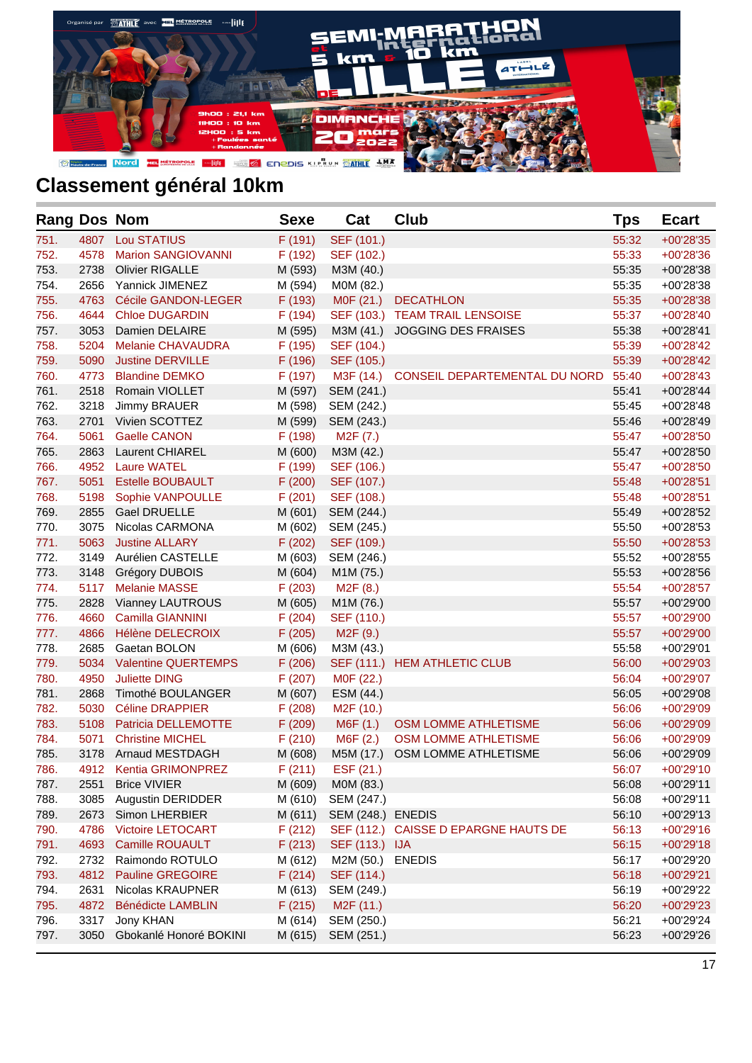## Classement général 10km

| Rang | Dos | Nom | Sexe | Cat | Club | Tps | Ecart |
|---|---|---|---|---|---|---|---|
| 751. | 4807 | Lou STATIUS | F (191) | SEF (101.) | | 55:32 | +00'28'35 |
| 752. | 4578 | Marion SANGIOVANNI | F (192) | SEF (102.) | | 55:33 | +00'28'36 |
| 753. | 2738 | Olivier RIGALLE | M (593) | M3M (40.) | | 55:35 | +00'28'38 |
| 754. | 2656 | Yannick JIMENEZ | M (594) | M0M (82.) | | 55:35 | +00'28'38 |
| 755. | 4763 | Cécile GANDON-LEGER | F (193) | M0F (21.) | DECATHLON | 55:35 | +00'28'38 |
| 756. | 4644 | Chloe DUGARDIN | F (194) | SEF (103.) | TEAM TRAIL LENSOISE | 55:37 | +00'28'40 |
| 757. | 3053 | Damien DELAIRE | M (595) | M3M (41.) | JOGGING DES FRAISES | 55:38 | +00'28'41 |
| 758. | 5204 | Melanie CHAVAUDRA | F (195) | SEF (104.) | | 55:39 | +00'28'42 |
| 759. | 5090 | Justine DERVILLE | F (196) | SEF (105.) | | 55:39 | +00'28'42 |
| 760. | 4773 | Blandine DEMKO | F (197) | M3F (14.) | CONSEIL DEPARTEMENTAL DU NORD | 55:40 | +00'28'43 |
| 761. | 2518 | Romain VIOLLET | M (597) | SEM (241.) | | 55:41 | +00'28'44 |
| 762. | 3218 | Jimmy BRAUER | M (598) | SEM (242.) | | 55:45 | +00'28'48 |
| 763. | 2701 | Vivien SCOTTEZ | M (599) | SEM (243.) | | 55:46 | +00'28'49 |
| 764. | 5061 | Gaelle CANON | F (198) | M2F (7.) | | 55:47 | +00'28'50 |
| 765. | 2863 | Laurent CHIAREL | M (600) | M3M (42.) | | 55:47 | +00'28'50 |
| 766. | 4952 | Laure WATEL | F (199) | SEF (106.) | | 55:47 | +00'28'50 |
| 767. | 5051 | Estelle BOUBAULT | F (200) | SEF (107.) | | 55:48 | +00'28'51 |
| 768. | 5198 | Sophie VANPOULLE | F (201) | SEF (108.) | | 55:48 | +00'28'51 |
| 769. | 2855 | Gael DRUELLE | M (601) | SEM (244.) | | 55:49 | +00'28'52 |
| 770. | 3075 | Nicolas CARMONA | M (602) | SEM (245.) | | 55:50 | +00'28'53 |
| 771. | 5063 | Justine ALLARY | F (202) | SEF (109.) | | 55:50 | +00'28'53 |
| 772. | 3149 | Aurélien CASTELLE | M (603) | SEM (246.) | | 55:52 | +00'28'55 |
| 773. | 3148 | Grégory DUBOIS | M (604) | M1M (75.) | | 55:53 | +00'28'56 |
| 774. | 5117 | Melanie MASSE | F (203) | M2F (8.) | | 55:54 | +00'28'57 |
| 775. | 2828 | Vianney LAUTROUS | M (605) | M1M (76.) | | 55:57 | +00'29'00 |
| 776. | 4660 | Camilla GIANNINI | F (204) | SEF (110.) | | 55:57 | +00'29'00 |
| 777. | 4866 | Hélène DELECROIX | F (205) | M2F (9.) | | 55:57 | +00'29'00 |
| 778. | 2685 | Gaetan BOLON | M (606) | M3M (43.) | | 55:58 | +00'29'01 |
| 779. | 5034 | Valentine QUERTEMPS | F (206) | SEF (111.) | HEM ATHLETIC CLUB | 56:00 | +00'29'03 |
| 780. | 4950 | Juliette DING | F (207) | M0F (22.) | | 56:04 | +00'29'07 |
| 781. | 2868 | Timothé BOULANGER | M (607) | ESM (44.) | | 56:05 | +00'29'08 |
| 782. | 5030 | Céline DRAPPIER | F (208) | M2F (10.) | | 56:06 | +00'29'09 |
| 783. | 5108 | Patricia DELLEMOTTE | F (209) | M6F (1.) | OSM LOMME ATHLETISME | 56:06 | +00'29'09 |
| 784. | 5071 | Christine MICHEL | F (210) | M6F (2.) | OSM LOMME ATHLETISME | 56:06 | +00'29'09 |
| 785. | 3178 | Arnaud MESTDAGH | M (608) | M5M (17.) | OSM LOMME ATHLETISME | 56:06 | +00'29'09 |
| 786. | 4912 | Kentia GRIMONPREZ | F (211) | ESF (21.) | | 56:07 | +00'29'10 |
| 787. | 2551 | Brice VIVIER | M (609) | M0M (83.) | | 56:08 | +00'29'11 |
| 788. | 3085 | Augustin DERIDDER | M (610) | SEM (247.) | | 56:08 | +00'29'11 |
| 789. | 2673 | Simon LHERBIER | M (611) | SEM (248.) | ENEDIS | 56:10 | +00'29'13 |
| 790. | 4786 | Victoire LETOCART | F (212) | SEF (112.) | CAISSE D EPARGNE HAUTS DE | 56:13 | +00'29'16 |
| 791. | 4693 | Camille ROUAULT | F (213) | SEF (113.) | IJA | 56:15 | +00'29'18 |
| 792. | 2732 | Raimondo ROTULO | M (612) | M2M (50.) | ENEDIS | 56:17 | +00'29'20 |
| 793. | 4812 | Pauline GREGOIRE | F (214) | SEF (114.) | | 56:18 | +00'29'21 |
| 794. | 2631 | Nicolas KRAUPNER | M (613) | SEM (249.) | | 56:19 | +00'29'22 |
| 795. | 4872 | Bénédicte LAMBLIN | F (215) | M2F (11.) | | 56:20 | +00'29'23 |
| 796. | 3317 | Jony KHAN | M (614) | SEM (250.) | | 56:21 | +00'29'24 |
| 797. | 3050 | Gbokanlé Honoré BOKINI | M (615) | SEM (251.) | | 56:23 | +00'29'26 |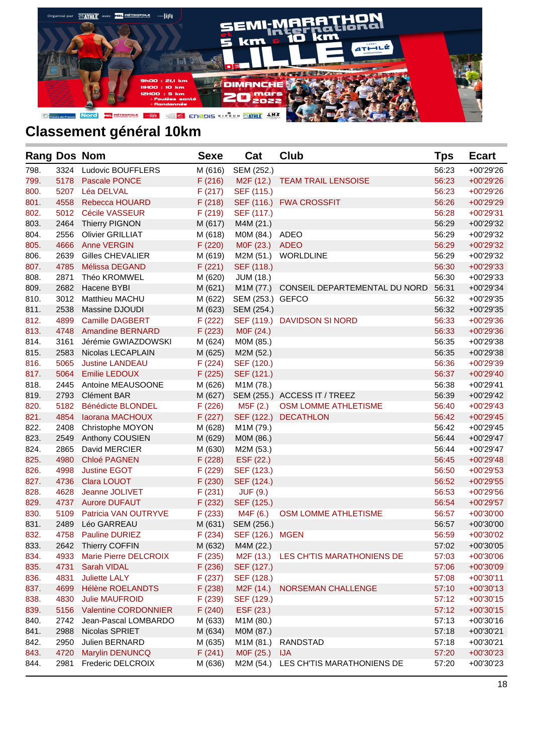## Classement général 10km

| Rang | Dos | Nom | Sexe | Cat | Club | Tps | Ecart |
|---|---|---|---|---|---|---|---|
| 798. | 3324 | Ludovic BOUFFLERS | M (616) | SEM (252.) | | 56:23 | +00'29'26 |
| 799. | 5178 | Pascale PONCE | F (216) | M2F (12.) | TEAM TRAIL LENSOISE | 56:23 | +00'29'26 |
| 800. | 5207 | Léa DELVAL | F (217) | SEF (115.) | | 56:23 | +00'29'26 |
| 801. | 4558 | Rebecca HOUARD | F (218) | SEF (116.) | FWA CROSSFIT | 56:26 | +00'29'29 |
| 802. | 5012 | Cécile VASSEUR | F (219) | SEF (117.) | | 56:28 | +00'29'31 |
| 803. | 2464 | Thierry PIGNON | M (617) | M4M (21.) | | 56:29 | +00'29'32 |
| 804. | 2556 | Olivier GRILLIAT | M (618) | M0M (84.) | ADEO | 56:29 | +00'29'32 |
| 805. | 4666 | Anne VERGIN | F (220) | M0F (23.) | ADEO | 56:29 | +00'29'32 |
| 806. | 2639 | Gilles CHEVALIER | M (619) | M2M (51.) | WORLDLINE | 56:29 | +00'29'32 |
| 807. | 4785 | Mélissa DEGAND | F (221) | SEF (118.) | | 56:30 | +00'29'33 |
| 808. | 2871 | Théo KROMWEL | M (620) | JUM (18.) | | 56:30 | +00'29'33 |
| 809. | 2682 | Hacene BYBI | M (621) | M1M (77.) | CONSEIL DEPARTEMENTAL DU NORD | 56:31 | +00'29'34 |
| 810. | 3012 | Matthieu MACHU | M (622) | SEM (253.) | GEFCO | 56:32 | +00'29'35 |
| 811. | 2538 | Massine DJOUDI | M (623) | SEM (254.) | | 56:32 | +00'29'35 |
| 812. | 4899 | Camille DAGBERT | F (222) | SEF (119.) | DAVIDSON SI NORD | 56:33 | +00'29'36 |
| 813. | 4748 | Amandine BERNARD | F (223) | M0F (24.) | | 56:33 | +00'29'36 |
| 814. | 3161 | Jérémie GWIAZDOWSKI | M (624) | M0M (85.) | | 56:35 | +00'29'38 |
| 815. | 2583 | Nicolas LECAPLAIN | M (625) | M2M (52.) | | 56:35 | +00'29'38 |
| 816. | 5065 | Justine LANDEAU | F (224) | SEF (120.) | | 56:36 | +00'29'39 |
| 817. | 5064 | Emilie LEDOUX | F (225) | SEF (121.) | | 56:37 | +00'29'40 |
| 818. | 2445 | Antoine MEAUSOONE | M (626) | M1M (78.) | | 56:38 | +00'29'41 |
| 819. | 2793 | Clément BAR | M (627) | SEM (255.) | ACCESS IT / TREEZ | 56:39 | +00'29'42 |
| 820. | 5182 | Bénédicte BLONDEL | F (226) | M5F (2.) | OSM LOMME ATHLETISME | 56:40 | +00'29'43 |
| 821. | 4854 | Iaorana MACHOUX | F (227) | SEF (122.) | DECATHLON | 56:42 | +00'29'45 |
| 822. | 2408 | Christophe MOYON | M (628) | M1M (79.) | | 56:42 | +00'29'45 |
| 823. | 2549 | Anthony COUSIEN | M (629) | M0M (86.) | | 56:44 | +00'29'47 |
| 824. | 2865 | David MERCIER | M (630) | M2M (53.) | | 56:44 | +00'29'47 |
| 825. | 4980 | Chloé PAGNEN | F (228) | ESF (22.) | | 56:45 | +00'29'48 |
| 826. | 4998 | Justine EGOT | F (229) | SEF (123.) | | 56:50 | +00'29'53 |
| 827. | 4736 | Clara LOUOT | F (230) | SEF (124.) | | 56:52 | +00'29'55 |
| 828. | 4628 | Jeanne JOLIVET | F (231) | JUF (9.) | | 56:53 | +00'29'56 |
| 829. | 4737 | Aurore DUFAUT | F (232) | SEF (125.) | | 56:54 | +00'29'57 |
| 830. | 5109 | Patricia VAN OUTRYVE | F (233) | M4F (6.) | OSM LOMME ATHLETISME | 56:57 | +00'30'00 |
| 831. | 2489 | Léo GARREAU | M (631) | SEM (256.) | | 56:57 | +00'30'00 |
| 832. | 4758 | Pauline DURIEZ | F (234) | SEF (126.) | MGEN | 56:59 | +00'30'02 |
| 833. | 2642 | Thierry COFFIN | M (632) | M4M (22.) | | 57:02 | +00'30'05 |
| 834. | 4933 | Marie Pierre DELCROIX | F (235) | M2F (13.) | LES CH'TIS MARATHONIENS DE | 57:03 | +00'30'06 |
| 835. | 4731 | Sarah VIDAL | F (236) | SEF (127.) | | 57:06 | +00'30'09 |
| 836. | 4831 | Juliette LALY | F (237) | SEF (128.) | | 57:08 | +00'30'11 |
| 837. | 4699 | Hélène ROELANDTS | F (238) | M2F (14.) | NORSEMAN CHALLENGE | 57:10 | +00'30'13 |
| 838. | 4830 | Julie MAUFROID | F (239) | SEF (129.) | | 57:12 | +00'30'15 |
| 839. | 5156 | Valentine CORDONNIER | F (240) | ESF (23.) | | 57:12 | +00'30'15 |
| 840. | 2742 | Jean-Pascal LOMBARDO | M (633) | M1M (80.) | | 57:13 | +00'30'16 |
| 841. | 2988 | Nicolas SPRIET | M (634) | M0M (87.) | | 57:18 | +00'30'21 |
| 842. | 2950 | Julien BERNARD | M (635) | M1M (81.) | RANDSTAD | 57:18 | +00'30'21 |
| 843. | 4720 | Marylin DENUNCQ | F (241) | M0F (25.) | IJA | 57:20 | +00'30'23 |
| 844. | 2981 | Frederic DELCROIX | M (636) | M2M (54.) | LES CH'TIS MARATHONIENS DE | 57:20 | +00'30'23 |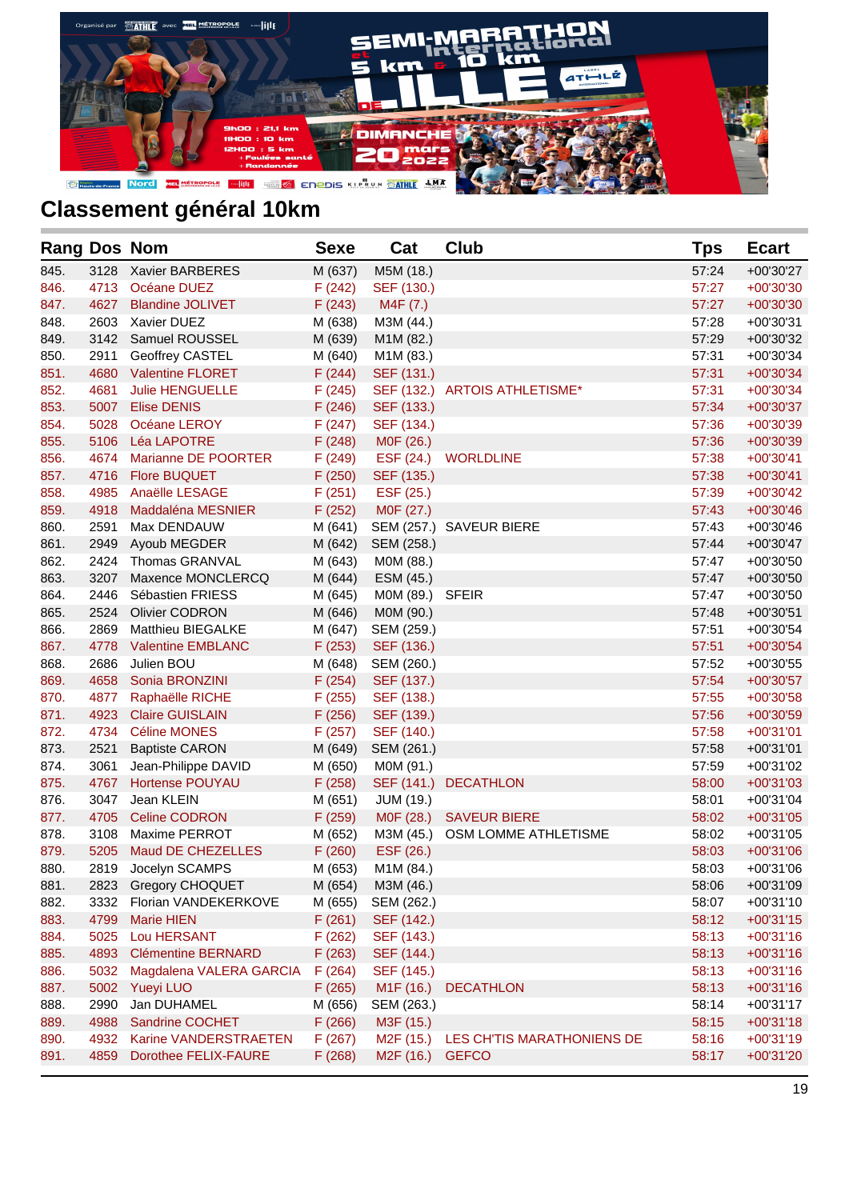## Classement général 10km

| Rang | Dos | Nom | Sexe | Cat | Club | Tps | Ecart |
|---|---|---|---|---|---|---|---|
| 845. | 3128 | Xavier BARBERES | M (637) | M5M (18.) | | 57:24 | +00'30'27 |
| 846. | 4713 | Océane DUEZ | F (242) | SEF (130.) | | 57:27 | +00'30'30 |
| 847. | 4627 | Blandine JOLIVET | F (243) | M4F (7.) | | 57:27 | +00'30'30 |
| 848. | 2603 | Xavier DUEZ | M (638) | M3M (44.) | | 57:28 | +00'30'31 |
| 849. | 3142 | Samuel ROUSSEL | M (639) | M1M (82.) | | 57:29 | +00'30'32 |
| 850. | 2911 | Geoffrey CASTEL | M (640) | M1M (83.) | | 57:31 | +00'30'34 |
| 851. | 4680 | Valentine FLORET | F (244) | SEF (131.) | | 57:31 | +00'30'34 |
| 852. | 4681 | Julie HENGUELLE | F (245) | SEF (132.) | ARTOIS ATHLETISME* | 57:31 | +00'30'34 |
| 853. | 5007 | Elise DENIS | F (246) | SEF (133.) | | 57:34 | +00'30'37 |
| 854. | 5028 | Océane LEROY | F (247) | SEF (134.) | | 57:36 | +00'30'39 |
| 855. | 5106 | Léa LAPOTRE | F (248) | M0F (26.) | | 57:36 | +00'30'39 |
| 856. | 4674 | Marianne DE POORTER | F (249) | ESF (24.) | WORLDLINE | 57:38 | +00'30'41 |
| 857. | 4716 | Flore BUQUET | F (250) | SEF (135.) | | 57:38 | +00'30'41 |
| 858. | 4985 | Anaëlle LESAGE | F (251) | ESF (25.) | | 57:39 | +00'30'42 |
| 859. | 4918 | Maddaléna MESNIER | F (252) | M0F (27.) | | 57:43 | +00'30'46 |
| 860. | 2591 | Max DENDAUW | M (641) | SEM (257.) | SAVEUR BIERE | 57:43 | +00'30'46 |
| 861. | 2949 | Ayoub MEGDER | M (642) | SEM (258.) | | 57:44 | +00'30'47 |
| 862. | 2424 | Thomas GRANVAL | M (643) | M0M (88.) | | 57:47 | +00'30'50 |
| 863. | 3207 | Maxence MONCLERCQ | M (644) | ESM (45.) | | 57:47 | +00'30'50 |
| 864. | 2446 | Sébastien FRIESS | M (645) | M0M (89.) | SFEIR | 57:47 | +00'30'50 |
| 865. | 2524 | Olivier CODRON | M (646) | M0M (90.) | | 57:48 | +00'30'51 |
| 866. | 2869 | Matthieu BIEGALKE | M (647) | SEM (259.) | | 57:51 | +00'30'54 |
| 867. | 4778 | Valentine EMBLANC | F (253) | SEF (136.) | | 57:51 | +00'30'54 |
| 868. | 2686 | Julien BOU | M (648) | SEM (260.) | | 57:52 | +00'30'55 |
| 869. | 4658 | Sonia BRONZINI | F (254) | SEF (137.) | | 57:54 | +00'30'57 |
| 870. | 4877 | Raphaëlle RICHE | F (255) | SEF (138.) | | 57:55 | +00'30'58 |
| 871. | 4923 | Claire GUISLAIN | F (256) | SEF (139.) | | 57:56 | +00'30'59 |
| 872. | 4734 | Céline MONES | F (257) | SEF (140.) | | 57:58 | +00'31'01 |
| 873. | 2521 | Baptiste CARON | M (649) | SEM (261.) | | 57:58 | +00'31'01 |
| 874. | 3061 | Jean-Philippe DAVID | M (650) | M0M (91.) | | 57:59 | +00'31'02 |
| 875. | 4767 | Hortense POUYAU | F (258) | SEF (141.) | DECATHLON | 58:00 | +00'31'03 |
| 876. | 3047 | Jean KLEIN | M (651) | JUM (19.) | | 58:01 | +00'31'04 |
| 877. | 4705 | Celine CODRON | F (259) | M0F (28.) | SAVEUR BIERE | 58:02 | +00'31'05 |
| 878. | 3108 | Maxime PERROT | M (652) | M3M (45.) | OSM LOMME ATHLETISME | 58:02 | +00'31'05 |
| 879. | 5205 | Maud DE CHEZELLES | F (260) | ESF (26.) | | 58:03 | +00'31'06 |
| 880. | 2819 | Jocelyn SCAMPS | M (653) | M1M (84.) | | 58:03 | +00'31'06 |
| 881. | 2823 | Gregory CHOQUET | M (654) | M3M (46.) | | 58:06 | +00'31'09 |
| 882. | 3332 | Florian VANDEKERKOVE | M (655) | SEM (262.) | | 58:07 | +00'31'10 |
| 883. | 4799 | Marie HIEN | F (261) | SEF (142.) | | 58:12 | +00'31'15 |
| 884. | 5025 | Lou HERSANT | F (262) | SEF (143.) | | 58:13 | +00'31'16 |
| 885. | 4893 | Clémentine BERNARD | F (263) | SEF (144.) | | 58:13 | +00'31'16 |
| 886. | 5032 | Magdalena VALERA GARCIA | F (264) | SEF (145.) | | 58:13 | +00'31'16 |
| 887. | 5002 | Yueyi LUO | F (265) | M1F (16.) | DECATHLON | 58:13 | +00'31'16 |
| 888. | 2990 | Jan DUHAMEL | M (656) | SEM (263.) | | 58:14 | +00'31'17 |
| 889. | 4988 | Sandrine COCHET | F (266) | M3F (15.) | | 58:15 | +00'31'18 |
| 890. | 4932 | Karine VANDERSTRAETEN | F (267) | M2F (15.) | LES CH'TIS MARATHONIENS DE | 58:16 | +00'31'19 |
| 891. | 4859 | Dorothee FELIX-FAURE | F (268) | M2F (16.) | GEFCO | 58:17 | +00'31'20 |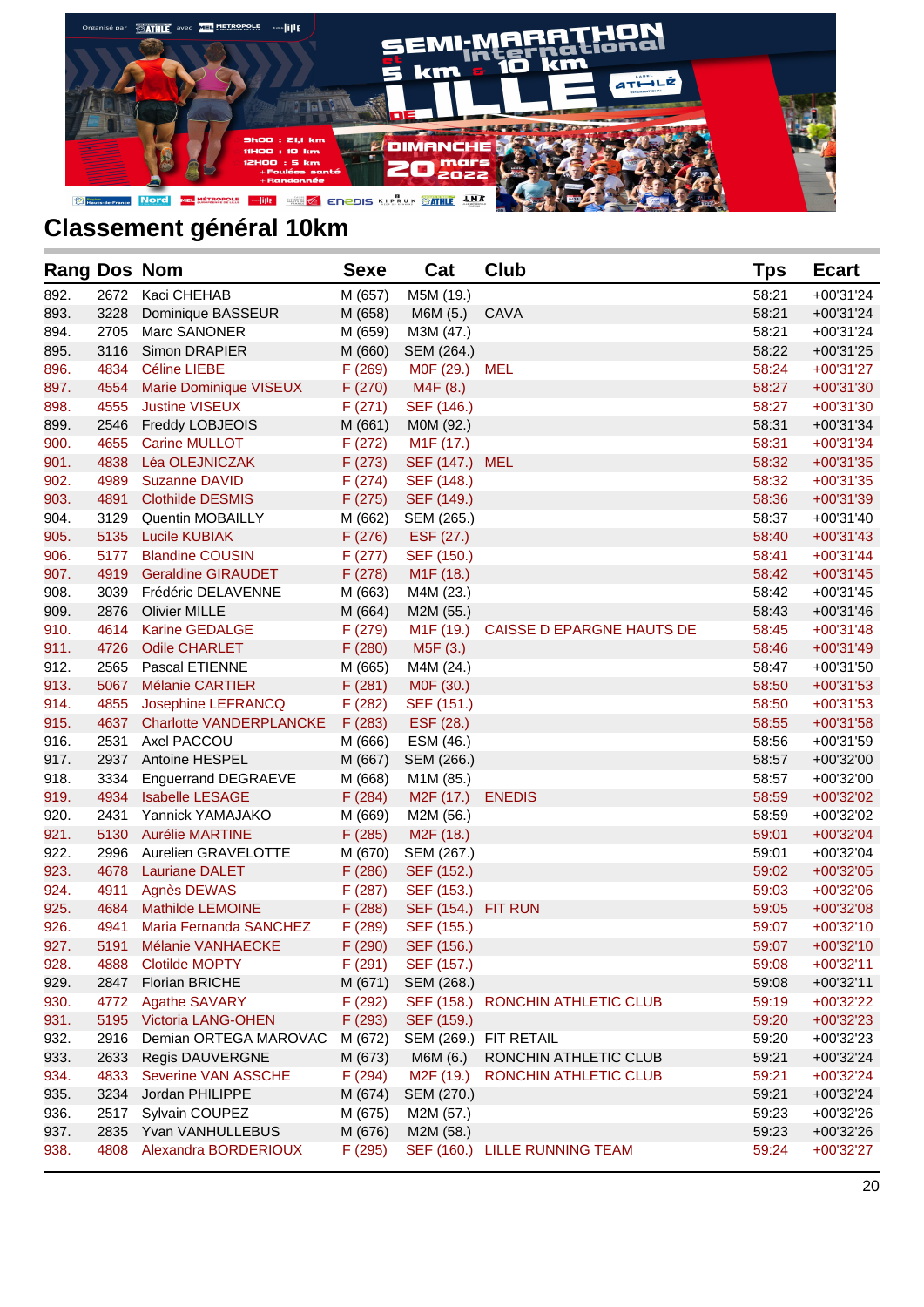## Classement général 10km

| Rang | Dos | Nom | Sexe | Cat | Club | Tps | Ecart |
|---|---|---|---|---|---|---|---|
| 892. | 2672 | Kaci CHEHAB | M (657) | M5M (19.) | | 58:21 | +00'31'24 |
| 893. | 3228 | Dominique BASSEUR | M (658) | M6M (5.) | CAVA | 58:21 | +00'31'24 |
| 894. | 2705 | Marc SANONER | M (659) | M3M (47.) | | 58:21 | +00'31'24 |
| 895. | 3116 | Simon DRAPIER | M (660) | SEM (264.) | | 58:22 | +00'31'25 |
| 896. | 4834 | Céline LIEBE | F (269) | M0F (29.) | MEL | 58:24 | +00'31'27 |
| 897. | 4554 | Marie Dominique VISEUX | F (270) | M4F (8.) | | 58:27 | +00'31'30 |
| 898. | 4555 | Justine VISEUX | F (271) | SEF (146.) | | 58:27 | +00'31'30 |
| 899. | 2546 | Freddy LOBJEOIS | M (661) | M0M (92.) | | 58:31 | +00'31'34 |
| 900. | 4655 | Carine MULLOT | F (272) | M1F (17.) | | 58:31 | +00'31'34 |
| 901. | 4838 | Léa OLEJNICZAK | F (273) | SEF (147.) | MEL | 58:32 | +00'31'35 |
| 902. | 4989 | Suzanne DAVID | F (274) | SEF (148.) | | 58:32 | +00'31'35 |
| 903. | 4891 | Clothilde DESMIS | F (275) | SEF (149.) | | 58:36 | +00'31'39 |
| 904. | 3129 | Quentin MOBAILLY | M (662) | SEM (265.) | | 58:37 | +00'31'40 |
| 905. | 5135 | Lucile KUBIAK | F (276) | ESF (27.) | | 58:40 | +00'31'43 |
| 906. | 5177 | Blandine COUSIN | F (277) | SEF (150.) | | 58:41 | +00'31'44 |
| 907. | 4919 | Geraldine GIRAUDET | F (278) | M1F (18.) | | 58:42 | +00'31'45 |
| 908. | 3039 | Frédéric DELAVENNE | M (663) | M4M (23.) | | 58:42 | +00'31'45 |
| 909. | 2876 | Olivier MILLE | M (664) | M2M (55.) | | 58:43 | +00'31'46 |
| 910. | 4614 | Karine GEDALGE | F (279) | M1F (19.) | CAISSE D EPARGNE HAUTS DE | 58:45 | +00'31'48 |
| 911. | 4726 | Odile CHARLET | F (280) | M5F (3.) | | 58:46 | +00'31'49 |
| 912. | 2565 | Pascal ETIENNE | M (665) | M4M (24.) | | 58:47 | +00'31'50 |
| 913. | 5067 | Mélanie CARTIER | F (281) | M0F (30.) | | 58:50 | +00'31'53 |
| 914. | 4855 | Josephine LEFRANCQ | F (282) | SEF (151.) | | 58:50 | +00'31'53 |
| 915. | 4637 | Charlotte VANDERPLANCKE | F (283) | ESF (28.) | | 58:55 | +00'31'58 |
| 916. | 2531 | Axel PACCOU | M (666) | ESM (46.) | | 58:56 | +00'31'59 |
| 917. | 2937 | Antoine HESPEL | M (667) | SEM (266.) | | 58:57 | +00'32'00 |
| 918. | 3334 | Enguerrand DEGRAEVE | M (668) | M1M (85.) | | 58:57 | +00'32'00 |
| 919. | 4934 | Isabelle LESAGE | F (284) | M2F (17.) | ENEDIS | 58:59 | +00'32'02 |
| 920. | 2431 | Yannick YAMAJAKO | M (669) | M2M (56.) | | 58:59 | +00'32'02 |
| 921. | 5130 | Aurélie MARTINE | F (285) | M2F (18.) | | 59:01 | +00'32'04 |
| 922. | 2996 | Aurelien GRAVELOTTE | M (670) | SEM (267.) | | 59:01 | +00'32'04 |
| 923. | 4678 | Lauriane DALET | F (286) | SEF (152.) | | 59:02 | +00'32'05 |
| 924. | 4911 | Agnès DEWAS | F (287) | SEF (153.) | | 59:03 | +00'32'06 |
| 925. | 4684 | Mathilde LEMOINE | F (288) | SEF (154.) | FIT RUN | 59:05 | +00'32'08 |
| 926. | 4941 | Maria Fernanda SANCHEZ | F (289) | SEF (155.) | | 59:07 | +00'32'10 |
| 927. | 5191 | Mélanie VANHAECKE | F (290) | SEF (156.) | | 59:07 | +00'32'10 |
| 928. | 4888 | Clotilde MOPTY | F (291) | SEF (157.) | | 59:08 | +00'32'11 |
| 929. | 2847 | Florian BRICHE | M (671) | SEM (268.) | | 59:08 | +00'32'11 |
| 930. | 4772 | Agathe SAVARY | F (292) | SEF (158.) | RONCHIN ATHLETIC CLUB | 59:19 | +00'32'22 |
| 931. | 5195 | Victoria LANG-OHEN | F (293) | SEF (159.) | | 59:20 | +00'32'23 |
| 932. | 2916 | Demian ORTEGA MAROVAC | M (672) | SEM (269.) | FIT RETAIL | 59:20 | +00'32'23 |
| 933. | 2633 | Regis DAUVERGNE | M (673) | M6M (6.) | RONCHIN ATHLETIC CLUB | 59:21 | +00'32'24 |
| 934. | 4833 | Severine VAN ASSCHE | F (294) | M2F (19.) | RONCHIN ATHLETIC CLUB | 59:21 | +00'32'24 |
| 935. | 3234 | Jordan PHILIPPE | M (674) | SEM (270.) | | 59:21 | +00'32'24 |
| 936. | 2517 | Sylvain COUPEZ | M (675) | M2M (57.) | | 59:23 | +00'32'26 |
| 937. | 2835 | Yvan VANHULLEBUS | M (676) | M2M (58.) | | 59:23 | +00'32'26 |
| 938. | 4808 | Alexandra BORDERIOUX | F (295) | SEF (160.) | LILLE RUNNING TEAM | 59:24 | +00'32'27 |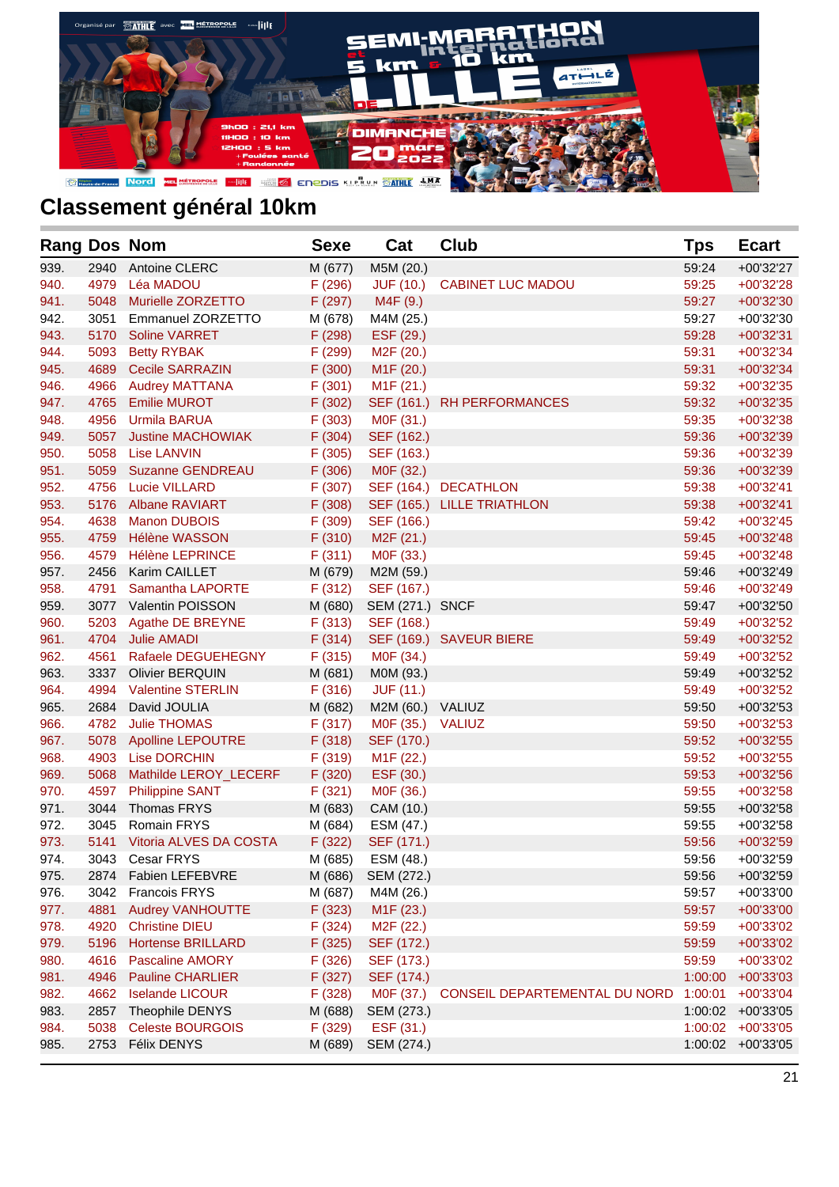## Classement général 10km

| Rang | Dos | Nom | Sexe | Cat | Club | Tps | Ecart |
|---|---|---|---|---|---|---|---|
| 939. | 2940 | Antoine CLERC | M (677) | M5M (20.) | | 59:24 | +00'32'27 |
| 940. | 4979 | Léa MADOU | F (296) | JUF (10.) | CABINET LUC MADOU | 59:25 | +00'32'28 |
| 941. | 5048 | Murielle ZORZETTO | F (297) | M4F (9.) | | 59:27 | +00'32'30 |
| 942. | 3051 | Emmanuel ZORZETTO | M (678) | M4M (25.) | | 59:27 | +00'32'30 |
| 943. | 5170 | Soline VARRET | F (298) | ESF (29.) | | 59:28 | +00'32'31 |
| 944. | 5093 | Betty RYBAK | F (299) | M2F (20.) | | 59:31 | +00'32'34 |
| 945. | 4689 | Cecile SARRAZIN | F (300) | M1F (20.) | | 59:31 | +00'32'34 |
| 946. | 4966 | Audrey MATTANA | F (301) | M1F (21.) | | 59:32 | +00'32'35 |
| 947. | 4765 | Emilie MUROT | F (302) | SEF (161.) | RH PERFORMANCES | 59:32 | +00'32'35 |
| 948. | 4956 | Urmila BARUA | F (303) | M0F (31.) | | 59:35 | +00'32'38 |
| 949. | 5057 | Justine MACHOWIAK | F (304) | SEF (162.) | | 59:36 | +00'32'39 |
| 950. | 5058 | Lise LANVIN | F (305) | SEF (163.) | | 59:36 | +00'32'39 |
| 951. | 5059 | Suzanne GENDREAU | F (306) | M0F (32.) | | 59:36 | +00'32'39 |
| 952. | 4756 | Lucie VILLARD | F (307) | SEF (164.) | DECATHLON | 59:38 | +00'32'41 |
| 953. | 5176 | Albane RAVIART | F (308) | SEF (165.) | LILLE TRIATHLON | 59:38 | +00'32'41 |
| 954. | 4638 | Manon DUBOIS | F (309) | SEF (166.) | | 59:42 | +00'32'45 |
| 955. | 4759 | Hélène WASSON | F (310) | M2F (21.) | | 59:45 | +00'32'48 |
| 956. | 4579 | Hélène LEPRINCE | F (311) | M0F (33.) | | 59:45 | +00'32'48 |
| 957. | 2456 | Karim CAILLET | M (679) | M2M (59.) | | 59:46 | +00'32'49 |
| 958. | 4791 | Samantha LAPORTE | F (312) | SEF (167.) | | 59:46 | +00'32'49 |
| 959. | 3077 | Valentin POISSON | M (680) | SEM (271.) | SNCF | 59:47 | +00'32'50 |
| 960. | 5203 | Agathe DE BREYNE | F (313) | SEF (168.) | | 59:49 | +00'32'52 |
| 961. | 4704 | Julie AMADI | F (314) | SEF (169.) | SAVEUR BIERE | 59:49 | +00'32'52 |
| 962. | 4561 | Rafaele DEGUEHEGNY | F (315) | M0F (34.) | | 59:49 | +00'32'52 |
| 963. | 3337 | Olivier BERQUIN | M (681) | M0M (93.) | | 59:49 | +00'32'52 |
| 964. | 4994 | Valentine STERLIN | F (316) | JUF (11.) | | 59:49 | +00'32'52 |
| 965. | 2684 | David JOULIA | M (682) | M2M (60.) | VALIUZ | 59:50 | +00'32'53 |
| 966. | 4782 | Julie THOMAS | F (317) | M0F (35.) | VALIUZ | 59:50 | +00'32'53 |
| 967. | 5078 | Apolline LEPOUTRE | F (318) | SEF (170.) | | 59:52 | +00'32'55 |
| 968. | 4903 | Lise DORCHIN | F (319) | M1F (22.) | | 59:52 | +00'32'55 |
| 969. | 5068 | Mathilde LEROY_LECERF | F (320) | ESF (30.) | | 59:53 | +00'32'56 |
| 970. | 4597 | Philippine SANT | F (321) | M0F (36.) | | 59:55 | +00'32'58 |
| 971. | 3044 | Thomas FRYS | M (683) | CAM (10.) | | 59:55 | +00'32'58 |
| 972. | 3045 | Romain FRYS | M (684) | ESM (47.) | | 59:55 | +00'32'58 |
| 973. | 5141 | Vitoria ALVES DA COSTA | F (322) | SEF (171.) | | 59:56 | +00'32'59 |
| 974. | 3043 | Cesar FRYS | M (685) | ESM (48.) | | 59:56 | +00'32'59 |
| 975. | 2874 | Fabien LEFEBVRE | M (686) | SEM (272.) | | 59:56 | +00'32'59 |
| 976. | 3042 | Francois FRYS | M (687) | M4M (26.) | | 59:57 | +00'33'00 |
| 977. | 4881 | Audrey VANHOUTTE | F (323) | M1F (23.) | | 59:57 | +00'33'00 |
| 978. | 4920 | Christine DIEU | F (324) | M2F (22.) | | 59:59 | +00'33'02 |
| 979. | 5196 | Hortense BRILLARD | F (325) | SEF (172.) | | 59:59 | +00'33'02 |
| 980. | 4616 | Pascaline AMORY | F (326) | SEF (173.) | | 59:59 | +00'33'02 |
| 981. | 4946 | Pauline CHARLIER | F (327) | SEF (174.) | | 1:00:00 | +00'33'03 |
| 982. | 4662 | Iselande LICOUR | F (328) | M0F (37.) | CONSEIL DEPARTEMENTAL DU NORD | 1:00:01 | +00'33'04 |
| 983. | 2857 | Theophile DENYS | M (688) | SEM (273.) | | 1:00:02 | +00'33'05 |
| 984. | 5038 | Celeste BOURGOIS | F (329) | ESF (31.) | | 1:00:02 | +00'33'05 |
| 985. | 2753 | Félix DENYS | M (689) | SEM (274.) | | 1:00:02 | +00'33'05 |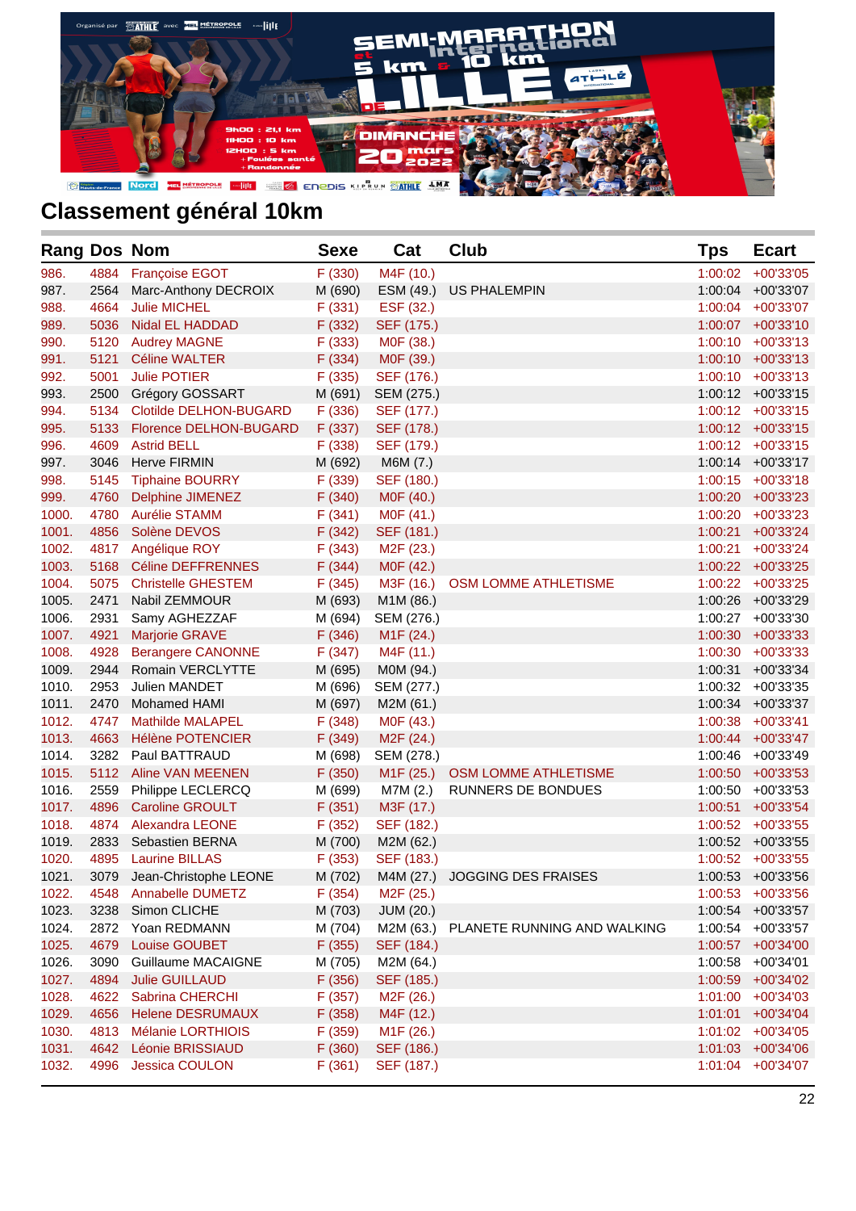## Classement général 10km

| Rang | Dos | Nom | Sexe | Cat | Club | Tps | Ecart |
|---|---|---|---|---|---|---|---|
| 986. | 4884 | Françoise EGOT | F (330) | M4F (10.) | | 1:00:02 | +00'33'05 |
| 987. | 2564 | Marc-Anthony DECROIX | M (690) | ESM (49.) | US PHALEMPIN | 1:00:04 | +00'33'07 |
| 988. | 4664 | Julie MICHEL | F (331) | ESF (32.) | | 1:00:04 | +00'33'07 |
| 989. | 5036 | Nidal EL HADDAD | F (332) | SEF (175.) | | 1:00:07 | +00'33'10 |
| 990. | 5120 | Audrey MAGNE | F (333) | M0F (38.) | | 1:00:10 | +00'33'13 |
| 991. | 5121 | Céline WALTER | F (334) | M0F (39.) | | 1:00:10 | +00'33'13 |
| 992. | 5001 | Julie POTIER | F (335) | SEF (176.) | | 1:00:10 | +00'33'13 |
| 993. | 2500 | Grégory GOSSART | M (691) | SEM (275.) | | 1:00:12 | +00'33'15 |
| 994. | 5134 | Clotilde DELHON-BUGARD | F (336) | SEF (177.) | | 1:00:12 | +00'33'15 |
| 995. | 5133 | Florence DELHON-BUGARD | F (337) | SEF (178.) | | 1:00:12 | +00'33'15 |
| 996. | 4609 | Astrid BELL | F (338) | SEF (179.) | | 1:00:12 | +00'33'15 |
| 997. | 3046 | Herve FIRMIN | M (692) | M6M (7.) | | 1:00:14 | +00'33'17 |
| 998. | 5145 | Tiphaine BOURRY | F (339) | SEF (180.) | | 1:00:15 | +00'33'18 |
| 999. | 4760 | Delphine JIMENEZ | F (340) | M0F (40.) | | 1:00:20 | +00'33'23 |
| 1000. | 4780 | Aurélie STAMM | F (341) | M0F (41.) | | 1:00:20 | +00'33'23 |
| 1001. | 4856 | Solène DEVOS | F (342) | SEF (181.) | | 1:00:21 | +00'33'24 |
| 1002. | 4817 | Angélique ROY | F (343) | M2F (23.) | | 1:00:21 | +00'33'24 |
| 1003. | 5168 | Céline DEFFRENNES | F (344) | M0F (42.) | | 1:00:22 | +00'33'25 |
| 1004. | 5075 | Christelle GHESTEM | F (345) | M3F (16.) | OSM LOMME ATHLETISME | 1:00:22 | +00'33'25 |
| 1005. | 2471 | Nabil ZEMMOUR | M (693) | M1M (86.) | | 1:00:26 | +00'33'29 |
| 1006. | 2931 | Samy AGHEZZAF | M (694) | SEM (276.) | | 1:00:27 | +00'33'30 |
| 1007. | 4921 | Marjorie GRAVE | F (346) | M1F (24.) | | 1:00:30 | +00'33'33 |
| 1008. | 4928 | Berangere CANONNE | F (347) | M4F (11.) | | 1:00:30 | +00'33'33 |
| 1009. | 2944 | Romain VERCLYTTE | M (695) | M0M (94.) | | 1:00:31 | +00'33'34 |
| 1010. | 2953 | Julien MANDET | M (696) | SEM (277.) | | 1:00:32 | +00'33'35 |
| 1011. | 2470 | Mohamed HAMI | M (697) | M2M (61.) | | 1:00:34 | +00'33'37 |
| 1012. | 4747 | Mathilde MALAPEL | F (348) | M0F (43.) | | 1:00:38 | +00'33'41 |
| 1013. | 4663 | Hélène POTENCIER | F (349) | M2F (24.) | | 1:00:44 | +00'33'47 |
| 1014. | 3282 | Paul BATTRAUD | M (698) | SEM (278.) | | 1:00:46 | +00'33'49 |
| 1015. | 5112 | Aline VAN MEENEN | F (350) | M1F (25.) | OSM LOMME ATHLETISME | 1:00:50 | +00'33'53 |
| 1016. | 2559 | Philippe LECLERCQ | M (699) | M7M (2.) | RUNNERS DE BONDUES | 1:00:50 | +00'33'53 |
| 1017. | 4896 | Caroline GROULT | F (351) | M3F (17.) | | 1:00:51 | +00'33'54 |
| 1018. | 4874 | Alexandra LEONE | F (352) | SEF (182.) | | 1:00:52 | +00'33'55 |
| 1019. | 2833 | Sebastien BERNA | M (700) | M2M (62.) | | 1:00:52 | +00'33'55 |
| 1020. | 4895 | Laurine BILLAS | F (353) | SEF (183.) | | 1:00:52 | +00'33'55 |
| 1021. | 3079 | Jean-Christophe LEONE | M (702) | M4M (27.) | JOGGING DES FRAISES | 1:00:53 | +00'33'56 |
| 1022. | 4548 | Annabelle DUMETZ | F (354) | M2F (25.) | | 1:00:53 | +00'33'56 |
| 1023. | 3238 | Simon CLICHE | M (703) | JUM (20.) | | 1:00:54 | +00'33'57 |
| 1024. | 2872 | Yoan REDMANN | M (704) | M2M (63.) | PLANETE RUNNING AND WALKING | 1:00:54 | +00'33'57 |
| 1025. | 4679 | Louise GOUBET | F (355) | SEF (184.) | | 1:00:57 | +00'34'00 |
| 1026. | 3090 | Guillaume MACAIGNE | M (705) | M2M (64.) | | 1:00:58 | +00'34'01 |
| 1027. | 4894 | Julie GUILLAUD | F (356) | SEF (185.) | | 1:00:59 | +00'34'02 |
| 1028. | 4622 | Sabrina CHERCHI | F (357) | M2F (26.) | | 1:01:00 | +00'34'03 |
| 1029. | 4656 | Helene DESRUMAUX | F (358) | M4F (12.) | | 1:01:01 | +00'34'04 |
| 1030. | 4813 | Mélanie LORTHIOIS | F (359) | M1F (26.) | | 1:01:02 | +00'34'05 |
| 1031. | 4642 | Léonie BRISSIAUD | F (360) | SEF (186.) | | 1:01:03 | +00'34'06 |
| 1032. | 4996 | Jessica COULON | F (361) | SEF (187.) | | 1:01:04 | +00'34'07 |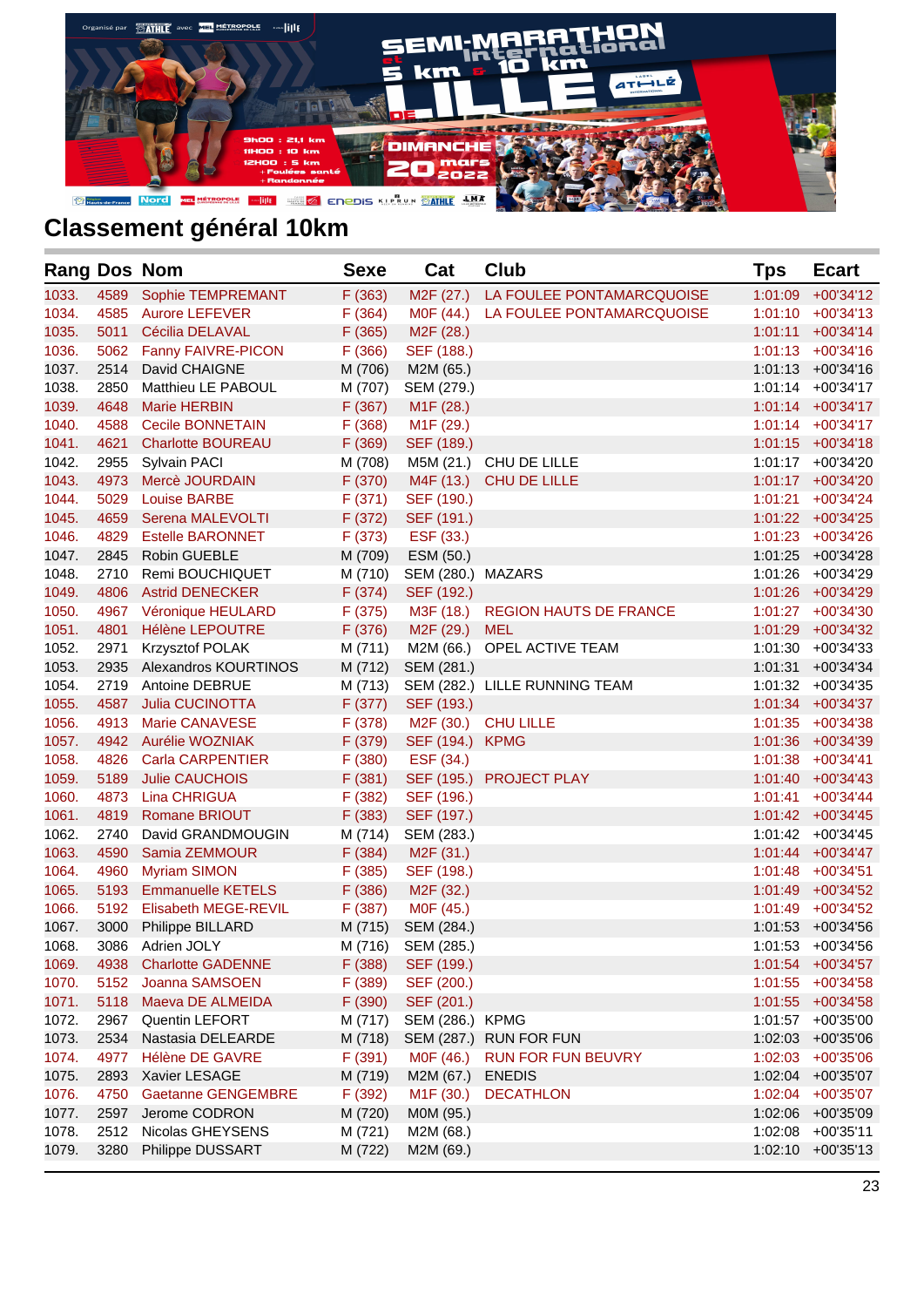## Classement général 10km

| Rang | Dos | Nom | Sexe | Cat | Club | Tps | Ecart |
|---|---|---|---|---|---|---|---|
| 1033. | 4589 | Sophie TEMPREMANT | F (363) | M2F (27.) | LA FOULEE PONTAMARCQUOISE | 1:01:09 | +00'34'12 |
| 1034. | 4585 | Aurore LEFEVER | F (364) | M0F (44.) | LA FOULEE PONTAMARCQUOISE | 1:01:10 | +00'34'13 |
| 1035. | 5011 | Cécilia DELAVAL | F (365) | M2F (28.) | | 1:01:11 | +00'34'14 |
| 1036. | 5062 | Fanny FAIVRE-PICON | F (366) | SEF (188.) | | 1:01:13 | +00'34'16 |
| 1037. | 2514 | David CHAIGNE | M (706) | M2M (65.) | | 1:01:13 | +00'34'16 |
| 1038. | 2850 | Matthieu LE PABOUL | M (707) | SEM (279.) | | 1:01:14 | +00'34'17 |
| 1039. | 4648 | Marie HERBIN | F (367) | M1F (28.) | | 1:01:14 | +00'34'17 |
| 1040. | 4588 | Cecile BONNETAIN | F (368) | M1F (29.) | | 1:01:14 | +00'34'17 |
| 1041. | 4621 | Charlotte BOUREAU | F (369) | SEF (189.) | | 1:01:15 | +00'34'18 |
| 1042. | 2955 | Sylvain PACI | M (708) | M5M (21.) | CHU DE LILLE | 1:01:17 | +00'34'20 |
| 1043. | 4973 | Mercè JOURDAIN | F (370) | M4F (13.) | CHU DE LILLE | 1:01:17 | +00'34'20 |
| 1044. | 5029 | Louise BARBE | F (371) | SEF (190.) | | 1:01:21 | +00'34'24 |
| 1045. | 4659 | Serena MALEVOLTI | F (372) | SEF (191.) | | 1:01:22 | +00'34'25 |
| 1046. | 4829 | Estelle BARONNET | F (373) | ESF (33.) | | 1:01:23 | +00'34'26 |
| 1047. | 2845 | Robin GUEBLE | M (709) | ESM (50.) | | 1:01:25 | +00'34'28 |
| 1048. | 2710 | Remi BOUCHIQUET | M (710) | SEM (280.) | MAZARS | 1:01:26 | +00'34'29 |
| 1049. | 4806 | Astrid DENECKER | F (374) | SEF (192.) | | 1:01:26 | +00'34'29 |
| 1050. | 4967 | Véronique HEULARD | F (375) | M3F (18.) | REGION HAUTS DE FRANCE | 1:01:27 | +00'34'30 |
| 1051. | 4801 | Hélène LEPOUTRE | F (376) | M2F (29.) | MEL | 1:01:29 | +00'34'32 |
| 1052. | 2971 | Krzysztof POLAK | M (711) | M2M (66.) | OPEL ACTIVE TEAM | 1:01:30 | +00'34'33 |
| 1053. | 2935 | Alexandros KOURTINOS | M (712) | SEM (281.) | | 1:01:31 | +00'34'34 |
| 1054. | 2719 | Antoine DEBRUE | M (713) | SEM (282.) | LILLE RUNNING TEAM | 1:01:32 | +00'34'35 |
| 1055. | 4587 | Julia CUCINOTTA | F (377) | SEF (193.) | | 1:01:34 | +00'34'37 |
| 1056. | 4913 | Marie CANAVESE | F (378) | M2F (30.) | CHU LILLE | 1:01:35 | +00'34'38 |
| 1057. | 4942 | Aurélie WOZNIAK | F (379) | SEF (194.) | KPMG | 1:01:36 | +00'34'39 |
| 1058. | 4826 | Carla CARPENTIER | F (380) | ESF (34.) | | 1:01:38 | +00'34'41 |
| 1059. | 5189 | Julie CAUCHOIS | F (381) | SEF (195.) | PROJECT PLAY | 1:01:40 | +00'34'43 |
| 1060. | 4873 | Lina CHRIGUA | F (382) | SEF (196.) | | 1:01:41 | +00'34'44 |
| 1061. | 4819 | Romane BRIOUT | F (383) | SEF (197.) | | 1:01:42 | +00'34'45 |
| 1062. | 2740 | David GRANDMOUGIN | M (714) | SEM (283.) | | 1:01:42 | +00'34'45 |
| 1063. | 4590 | Samia ZEMMOUR | F (384) | M2F (31.) | | 1:01:44 | +00'34'47 |
| 1064. | 4960 | Myriam SIMON | F (385) | SEF (198.) | | 1:01:48 | +00'34'51 |
| 1065. | 5193 | Emmanuelle KETELS | F (386) | M2F (32.) | | 1:01:49 | +00'34'52 |
| 1066. | 5192 | Elisabeth MEGE-REVIL | F (387) | M0F (45.) | | 1:01:49 | +00'34'52 |
| 1067. | 3000 | Philippe BILLARD | M (715) | SEM (284.) | | 1:01:53 | +00'34'56 |
| 1068. | 3086 | Adrien JOLY | M (716) | SEM (285.) | | 1:01:53 | +00'34'56 |
| 1069. | 4938 | Charlotte GADENNE | F (388) | SEF (199.) | | 1:01:54 | +00'34'57 |
| 1070. | 5152 | Joanna SAMSOEN | F (389) | SEF (200.) | | 1:01:55 | +00'34'58 |
| 1071. | 5118 | Maeva DE ALMEIDA | F (390) | SEF (201.) | | 1:01:55 | +00'34'58 |
| 1072. | 2967 | Quentin LEFORT | M (717) | SEM (286.) | KPMG | 1:01:57 | +00'35'00 |
| 1073. | 2534 | Nastasia DELEARDE | M (718) | SEM (287.) | RUN FOR FUN | 1:02:03 | +00'35'06 |
| 1074. | 4977 | Hélène DE GAVRE | F (391) | M0F (46.) | RUN FOR FUN BEUVRY | 1:02:03 | +00'35'06 |
| 1075. | 2893 | Xavier LESAGE | M (719) | M2M (67.) | ENEDIS | 1:02:04 | +00'35'07 |
| 1076. | 4750 | Gaetanne GENGEMBRE | F (392) | M1F (30.) | DECATHLON | 1:02:04 | +00'35'07 |
| 1077. | 2597 | Jerome CODRON | M (720) | M0M (95.) | | 1:02:06 | +00'35'09 |
| 1078. | 2512 | Nicolas GHEYSENS | M (721) | M2M (68.) | | 1:02:08 | +00'35'11 |
| 1079. | 3280 | Philippe DUSSART | M (722) | M2M (69.) | | 1:02:10 | +00'35'13 |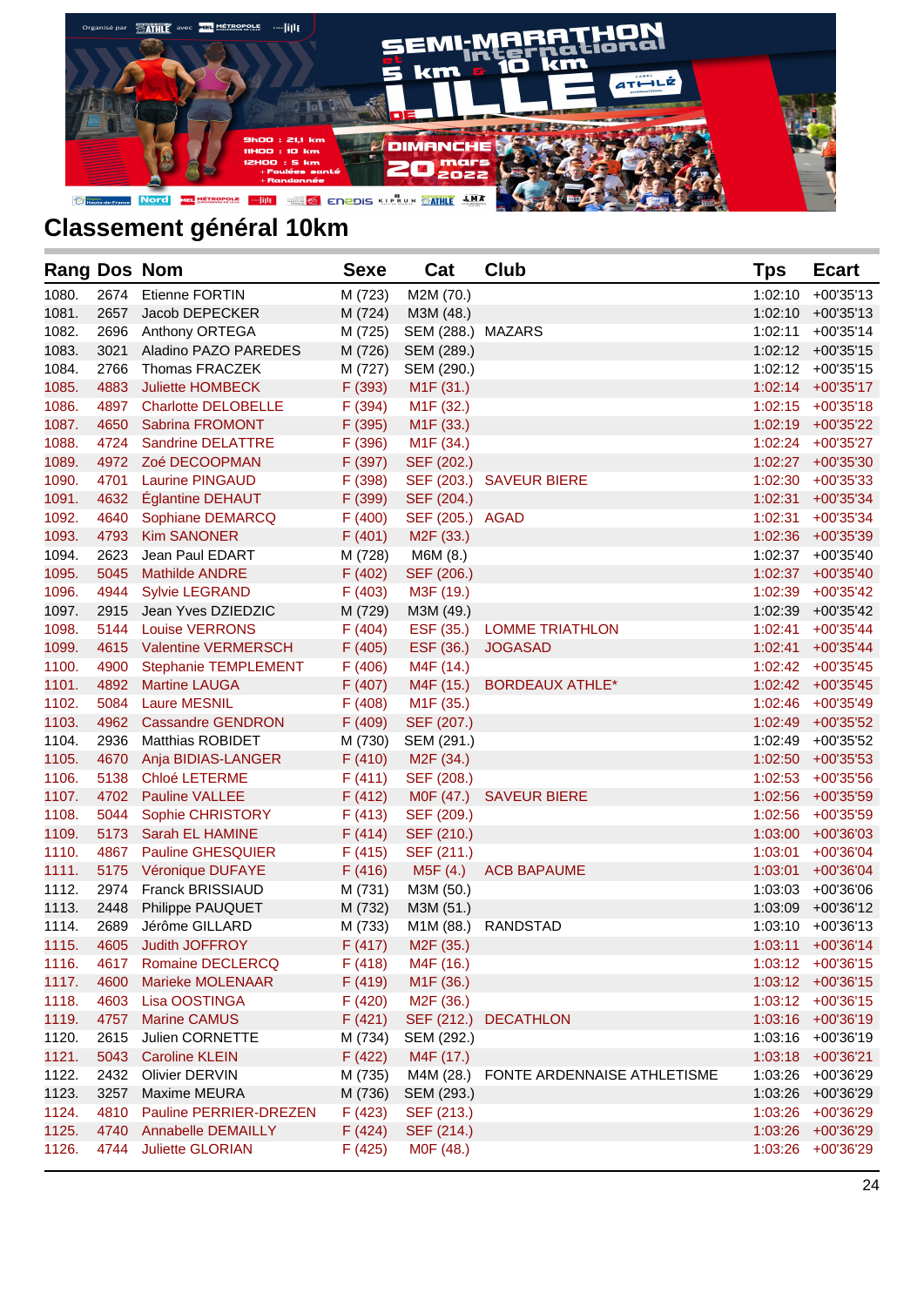## Classement général 10km

| Rang | Dos | Nom | Sexe | Cat | Club | Tps | Ecart |
|---|---|---|---|---|---|---|---|
| 1080. | 2674 | Etienne FORTIN | M (723) | M2M (70.) | | 1:02:10 | +00'35'13 |
| 1081. | 2657 | Jacob DEPECKER | M (724) | M3M (48.) | | 1:02:10 | +00'35'13 |
| 1082. | 2696 | Anthony ORTEGA | M (725) | SEM (288.) | MAZARS | 1:02:11 | +00'35'14 |
| 1083. | 3021 | Aladino PAZO PAREDES | M (726) | SEM (289.) | | 1:02:12 | +00'35'15 |
| 1084. | 2766 | Thomas FRAZECK | M (727) | SEM (290.) | | 1:02:12 | +00'35'15 |
| 1085. | 4883 | Juliette HOMBECK | F (393) | M1F (31.) | | 1:02:14 | +00'35'17 |
| 1086. | 4897 | Charlotte DELOBELLE | F (394) | M1F (32.) | | 1:02:15 | +00'35'18 |
| 1087. | 4650 | Sabrina FROMONT | F (395) | M1F (33.) | | 1:02:19 | +00'35'22 |
| 1088. | 4724 | Sandrine DELATTRE | F (396) | M1F (34.) | | 1:02:24 | +00'35'27 |
| 1089. | 4972 | Zoé DECOOPMAN | F (397) | SEF (202.) | | 1:02:27 | +00'35'30 |
| 1090. | 4701 | Laurine PINGAUD | F (398) | SEF (203.) | SAVEUR BIERE | 1:02:30 | +00'35'33 |
| 1091. | 4632 | Églantine DEHAUT | F (399) | SEF (204.) | | 1:02:31 | +00'35'34 |
| 1092. | 4640 | Sophiane DEMARCQ | F (400) | SEF (205.) | AGAD | 1:02:31 | +00'35'34 |
| 1093. | 4793 | Kim SANONER | F (401) | M2F (33.) | | 1:02:36 | +00'35'39 |
| 1094. | 2623 | Jean Paul EDART | M (728) | M6M (8.) | | 1:02:37 | +00'35'40 |
| 1095. | 5045 | Mathilde ANDRE | F (402) | SEF (206.) | | 1:02:37 | +00'35'40 |
| 1096. | 4944 | Sylvie LEGRAND | F (403) | M3F (19.) | | 1:02:39 | +00'35'42 |
| 1097. | 2915 | Jean Yves DZIEDZIC | M (729) | M3M (49.) | | 1:02:39 | +00'35'42 |
| 1098. | 5144 | Louise VERRONS | F (404) | ESF (35.) | LOMME TRIATHLON | 1:02:41 | +00'35'44 |
| 1099. | 4615 | Valentine VERMERSCH | F (405) | ESF (36.) | JOGASAD | 1:02:41 | +00'35'44 |
| 1100. | 4900 | Stephanie TEMPLEMENT | F (406) | M4F (14.) | | 1:02:42 | +00'35'45 |
| 1101. | 4892 | Martine LAUGA | F (407) | M4F (15.) | BORDEAUX ATHLE* | 1:02:42 | +00'35'45 |
| 1102. | 5084 | Laure MESNIL | F (408) | M1F (35.) | | 1:02:46 | +00'35'49 |
| 1103. | 4962 | Cassandre GENDRON | F (409) | SEF (207.) | | 1:02:49 | +00'35'52 |
| 1104. | 2936 | Matthias ROBIDET | M (730) | SEM (291.) | | 1:02:49 | +00'35'52 |
| 1105. | 4670 | Anja BIDIAS-LANGER | F (410) | M2F (34.) | | 1:02:50 | +00'35'53 |
| 1106. | 5138 | Chloé LETERME | F (411) | SEF (208.) | | 1:02:53 | +00'35'56 |
| 1107. | 4702 | Pauline VALLEE | F (412) | M0F (47.) | SAVEUR BIERE | 1:02:56 | +00'35'59 |
| 1108. | 5044 | Sophie CHRISTORY | F (413) | SEF (209.) | | 1:02:56 | +00'35'59 |
| 1109. | 5173 | Sarah EL HAMINE | F (414) | SEF (210.) | | 1:03:00 | +00'36'03 |
| 1110. | 4867 | Pauline GHESQUIER | F (415) | SEF (211.) | | 1:03:01 | +00'36'04 |
| 1111. | 5175 | Véronique DUFAYE | F (416) | M5F (4.) | ACB BAPAUME | 1:03:01 | +00'36'04 |
| 1112. | 2974 | Franck BRISSIAUD | M (731) | M3M (50.) | | 1:03:03 | +00'36'06 |
| 1113. | 2448 | Philippe PAUQUET | M (732) | M3M (51.) | | 1:03:09 | +00'36'12 |
| 1114. | 2689 | Jérôme GILLARD | M (733) | M1M (88.) | RANDSTAD | 1:03:10 | +00'36'13 |
| 1115. | 4605 | Judith JOFFROY | F (417) | M2F (35.) | | 1:03:11 | +00'36'14 |
| 1116. | 4617 | Romaine DECLERCQ | F (418) | M4F (16.) | | 1:03:12 | +00'36'15 |
| 1117. | 4600 | Marieke MOLENAAR | F (419) | M1F (36.) | | 1:03:12 | +00'36'15 |
| 1118. | 4603 | Lisa OOSTINGA | F (420) | M2F (36.) | | 1:03:12 | +00'36'15 |
| 1119. | 4757 | Marine CAMUS | F (421) | SEF (212.) | DECATHLON | 1:03:16 | +00'36'19 |
| 1120. | 2615 | Julien CORNETTE | M (734) | SEM (292.) | | 1:03:16 | +00'36'19 |
| 1121. | 5043 | Caroline KLEIN | F (422) | M4F (17.) | | 1:03:18 | +00'36'21 |
| 1122. | 2432 | Olivier DERVIN | M (735) | M4M (28.) | FONTE ARDENNAISE ATHLETISME | 1:03:26 | +00'36'29 |
| 1123. | 3257 | Maxime MEURA | M (736) | SEM (293.) | | 1:03:26 | +00'36'29 |
| 1124. | 4810 | Pauline PERRIER-DREZEN | F (423) | SEF (213.) | | 1:03:26 | +00'36'29 |
| 1125. | 4740 | Annabelle DEMAILLY | F (424) | SEF (214.) | | 1:03:26 | +00'36'29 |
| 1126. | 4744 | Juliette GLORIAN | F (425) | M0F (48.) | | 1:03:26 | +00'36'29 |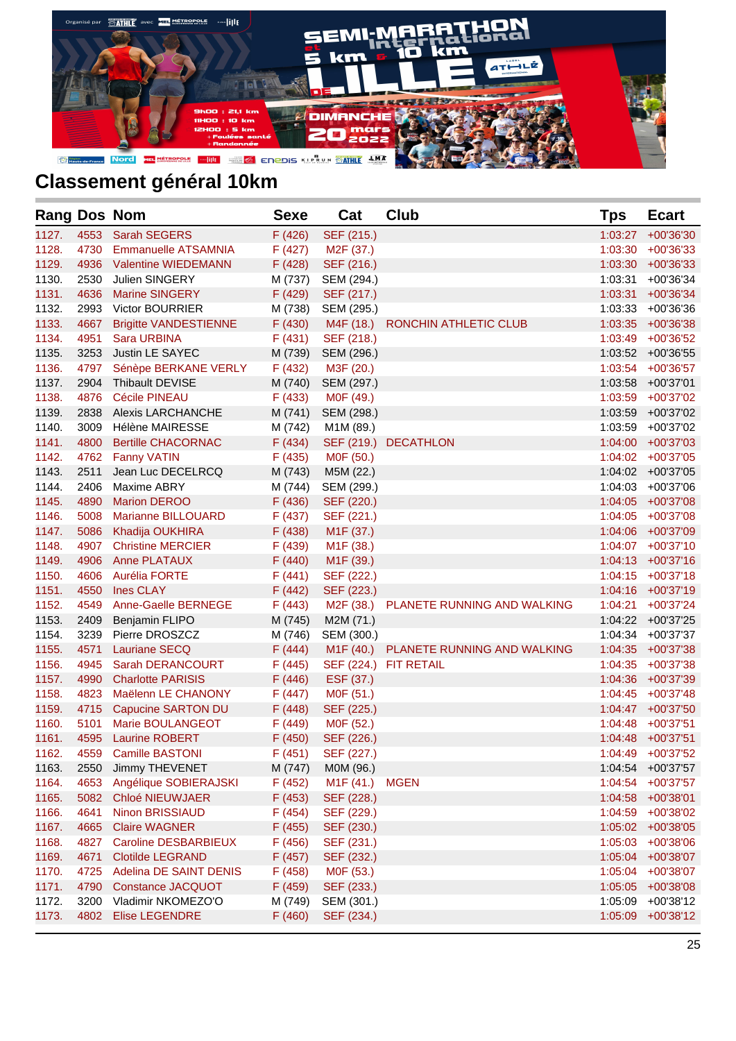## Classement général 10km

| Rang | Dos | Nom | Sexe | Cat | Club | Tps | Ecart |
|---|---|---|---|---|---|---|---|
| 1127. | 4553 | Sarah SEGERS | F (426) | SEF (215.) | | 1:03:27 | +00'36'30 |
| 1128. | 4730 | Emmanuelle ATSAMNIA | F (427) | M2F (37.) | | 1:03:30 | +00'36'33 |
| 1129. | 4936 | Valentine WIEDEMANN | F (428) | SEF (216.) | | 1:03:30 | +00'36'33 |
| 1130. | 2530 | Julien SINGERY | M (737) | SEM (294.) | | 1:03:31 | +00'36'34 |
| 1131. | 4636 | Marine SINGERY | F (429) | SEF (217.) | | 1:03:31 | +00'36'34 |
| 1132. | 2993 | Victor BOURRIER | M (738) | SEM (295.) | | 1:03:33 | +00'36'36 |
| 1133. | 4667 | Brigitte VANDESTIENNE | F (430) | M4F (18.) | RONCHIN ATHLETIC CLUB | 1:03:35 | +00'36'38 |
| 1134. | 4951 | Sara URBINA | F (431) | SEF (218.) | | 1:03:49 | +00'36'52 |
| 1135. | 3253 | Justin LE SAYEC | M (739) | SEM (296.) | | 1:03:52 | +00'36'55 |
| 1136. | 4797 | Sénèpe BERKANE VERLY | F (432) | M3F (20.) | | 1:03:54 | +00'36'57 |
| 1137. | 2904 | Thibault DEVISE | M (740) | SEM (297.) | | 1:03:58 | +00'37'01 |
| 1138. | 4876 | Cécile PINEAU | F (433) | M0F (49.) | | 1:03:59 | +00'37'02 |
| 1139. | 2838 | Alexis LARCHANCHE | M (741) | SEM (298.) | | 1:03:59 | +00'37'02 |
| 1140. | 3009 | Hélène MAIRESSE | M (742) | M1M (89.) | | 1:03:59 | +00'37'02 |
| 1141. | 4800 | Bertille CHACORNAC | F (434) | SEF (219.) | DECATHLON | 1:04:00 | +00'37'03 |
| 1142. | 4762 | Fanny VATIN | F (435) | M0F (50.) | | 1:04:02 | +00'37'05 |
| 1143. | 2511 | Jean Luc DECELRCQ | M (743) | M5M (22.) | | 1:04:02 | +00'37'05 |
| 1144. | 2406 | Maxime ABRY | M (744) | SEM (299.) | | 1:04:03 | +00'37'06 |
| 1145. | 4890 | Marion DEROO | F (436) | SEF (220.) | | 1:04:05 | +00'37'08 |
| 1146. | 5008 | Marianne BILLOUARD | F (437) | SEF (221.) | | 1:04:05 | +00'37'08 |
| 1147. | 5086 | Khadija OUKHIRA | F (438) | M1F (37.) | | 1:04:06 | +00'37'09 |
| 1148. | 4907 | Christine MERCIER | F (439) | M1F (38.) | | 1:04:07 | +00'37'10 |
| 1149. | 4906 | Anne PLATAUX | F (440) | M1F (39.) | | 1:04:13 | +00'37'16 |
| 1150. | 4606 | Aurélia FORTE | F (441) | SEF (222.) | | 1:04:15 | +00'37'18 |
| 1151. | 4550 | Ines CLAY | F (442) | SEF (223.) | | 1:04:16 | +00'37'19 |
| 1152. | 4549 | Anne-Gaelle BERNEGE | F (443) | M2F (38.) | PLANETE RUNNING AND WALKING | 1:04:21 | +00'37'24 |
| 1153. | 2409 | Benjamin FLIPO | M (745) | M2M (71.) | | 1:04:22 | +00'37'25 |
| 1154. | 3239 | Pierre DROSZCZ | M (746) | SEM (300.) | | 1:04:34 | +00'37'37 |
| 1155. | 4571 | Lauriane SECQ | F (444) | M1F (40.) | PLANETE RUNNING AND WALKING | 1:04:35 | +00'37'38 |
| 1156. | 4945 | Sarah DERANCOURT | F (445) | SEF (224.) | FIT RETAIL | 1:04:35 | +00'37'38 |
| 1157. | 4990 | Charlotte PARISIS | F (446) | ESF (37.) | | 1:04:36 | +00'37'39 |
| 1158. | 4823 | Maëlenn LE CHANONY | F (447) | M0F (51.) | | 1:04:45 | +00'37'48 |
| 1159. | 4715 | Capucine SARTON DU | F (448) | SEF (225.) | | 1:04:47 | +00'37'50 |
| 1160. | 5101 | Marie BOULANGEOT | F (449) | M0F (52.) | | 1:04:48 | +00'37'51 |
| 1161. | 4595 | Laurine ROBERT | F (450) | SEF (226.) | | 1:04:48 | +00'37'51 |
| 1162. | 4559 | Camille BASTONI | F (451) | SEF (227.) | | 1:04:49 | +00'37'52 |
| 1163. | 2550 | Jimmy THEVENET | M (747) | M0M (96.) | | 1:04:54 | +00'37'57 |
| 1164. | 4653 | Angélique SOBIERAJSKI | F (452) | M1F (41.) | MGEN | 1:04:54 | +00'37'57 |
| 1165. | 5082 | Chloé NIEUWJAER | F (453) | SEF (228.) | | 1:04:58 | +00'38'01 |
| 1166. | 4641 | Ninon BRISSIAUD | F (454) | SEF (229.) | | 1:04:59 | +00'38'02 |
| 1167. | 4665 | Claire WAGNER | F (455) | SEF (230.) | | 1:05:02 | +00'38'05 |
| 1168. | 4827 | Caroline DESBARBIEUX | F (456) | SEF (231.) | | 1:05:03 | +00'38'06 |
| 1169. | 4671 | Clotilde LEGRAND | F (457) | SEF (232.) | | 1:05:04 | +00'38'07 |
| 1170. | 4725 | Adelina DE SAINT DENIS | F (458) | M0F (53.) | | 1:05:04 | +00'38'07 |
| 1171. | 4790 | Constance JACQUOT | F (459) | SEF (233.) | | 1:05:05 | +00'38'08 |
| 1172. | 3200 | Vladimir NKOMEZO'O | M (749) | SEM (301.) | | 1:05:09 | +00'38'12 |
| 1173. | 4802 | Elise LEGENDRE | F (460) | SEF (234.) | | 1:05:09 | +00'38'12 |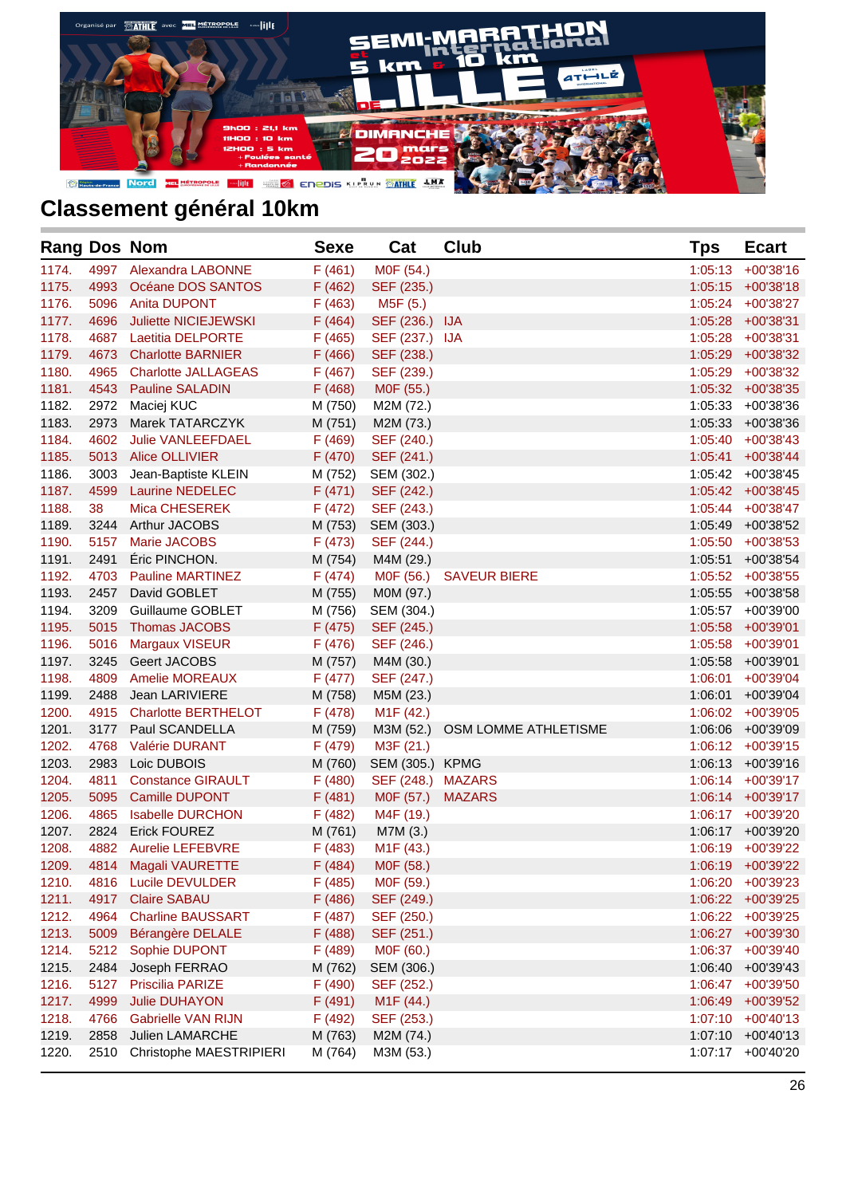## Classement général 10km

| Rang | Dos | Nom | Sexe | Cat | Club | Tps | Ecart |
|---|---|---|---|---|---|---|---|
| 1174. | 4997 | Alexandra LABONNE | F (461) | M0F (54.) | | 1:05:13 | +00'38'16 |
| 1175. | 4993 | Océane DOS SANTOS | F (462) | SEF (235.) | | 1:05:15 | +00'38'18 |
| 1176. | 5096 | Anita DUPONT | F (463) | M5F (5.) | | 1:05:24 | +00'38'27 |
| 1177. | 4696 | Juliette NICIEJEWSKI | F (464) | SEF (236.) | IJA | 1:05:28 | +00'38'31 |
| 1178. | 4687 | Laetitia DELPORTE | F (465) | SEF (237.) | IJA | 1:05:28 | +00'38'31 |
| 1179. | 4673 | Charlotte BARNIER | F (466) | SEF (238.) | | 1:05:29 | +00'38'32 |
| 1180. | 4965 | Charlotte JALLAGEAS | F (467) | SEF (239.) | | 1:05:29 | +00'38'32 |
| 1181. | 4543 | Pauline SALADIN | F (468) | M0F (55.) | | 1:05:32 | +00'38'35 |
| 1182. | 2972 | Maciej KUC | M (750) | M2M (72.) | | 1:05:33 | +00'38'36 |
| 1183. | 2973 | Marek TATARCZYK | M (751) | M2M (73.) | | 1:05:33 | +00'38'36 |
| 1184. | 4602 | Julie VANLEEFDAEL | F (469) | SEF (240.) | | 1:05:40 | +00'38'43 |
| 1185. | 5013 | Alice OLLIVIER | F (470) | SEF (241.) | | 1:05:41 | +00'38'44 |
| 1186. | 3003 | Jean-Baptiste KLEIN | M (752) | SEM (302.) | | 1:05:42 | +00'38'45 |
| 1187. | 4599 | Laurine NEDELEC | F (471) | SEF (242.) | | 1:05:42 | +00'38'45 |
| 1188. | 38 | Mica CHESEREK | F (472) | SEF (243.) | | 1:05:44 | +00'38'47 |
| 1189. | 3244 | Arthur JACOBS | M (753) | SEM (303.) | | 1:05:49 | +00'38'52 |
| 1190. | 5157 | Marie JACOBS | F (473) | SEF (244.) | | 1:05:50 | +00'38'53 |
| 1191. | 2491 | Éric PINCHON. | M (754) | M4M (29.) | | 1:05:51 | +00'38'54 |
| 1192. | 4703 | Pauline MARTINEZ | F (474) | M0F (56.) | SAVEUR BIERE | 1:05:52 | +00'38'55 |
| 1193. | 2457 | David GOBLET | M (755) | M0M (97.) | | 1:05:55 | +00'38'58 |
| 1194. | 3209 | Guillaume GOBLET | M (756) | SEM (304.) | | 1:05:57 | +00'39'00 |
| 1195. | 5015 | Thomas JACOBS | F (475) | SEF (245.) | | 1:05:58 | +00'39'01 |
| 1196. | 5016 | Margaux VISEUR | F (476) | SEF (246.) | | 1:05:58 | +00'39'01 |
| 1197. | 3245 | Geert JACOBS | M (757) | M4M (30.) | | 1:05:58 | +00'39'01 |
| 1198. | 4809 | Amelie MOREAUX | F (477) | SEF (247.) | | 1:06:01 | +00'39'04 |
| 1199. | 2488 | Jean LARIVIERE | M (758) | M5M (23.) | | 1:06:01 | +00'39'04 |
| 1200. | 4915 | Charlotte BERTHELOT | F (478) | M1F (42.) | | 1:06:02 | +00'39'05 |
| 1201. | 3177 | Paul SCANDELLA | M (759) | M3M (52.) | OSM LOMME ATHLETISME | 1:06:06 | +00'39'09 |
| 1202. | 4768 | Valérie DURANT | F (479) | M3F (21.) | | 1:06:12 | +00'39'15 |
| 1203. | 2983 | Loic DUBOIS | M (760) | SEM (305.) | KPMG | 1:06:13 | +00'39'16 |
| 1204. | 4811 | Constance GIRAULT | F (480) | SEF (248.) | MAZARS | 1:06:14 | +00'39'17 |
| 1205. | 5095 | Camille DUPONT | F (481) | M0F (57.) | MAZARS | 1:06:14 | +00'39'17 |
| 1206. | 4865 | Isabelle DURCHON | F (482) | M4F (19.) | | 1:06:17 | +00'39'20 |
| 1207. | 2824 | Erick FOUREZ | M (761) | M7M (3.) | | 1:06:17 | +00'39'20 |
| 1208. | 4882 | Aurelie LEFEBVRE | F (483) | M1F (43.) | | 1:06:19 | +00'39'22 |
| 1209. | 4814 | Magali VAURETTE | F (484) | M0F (58.) | | 1:06:19 | +00'39'22 |
| 1210. | 4816 | Lucile DEVULDER | F (485) | M0F (59.) | | 1:06:20 | +00'39'23 |
| 1211. | 4917 | Claire SABAU | F (486) | SEF (249.) | | 1:06:22 | +00'39'25 |
| 1212. | 4964 | Charline BAUSSART | F (487) | SEF (250.) | | 1:06:22 | +00'39'25 |
| 1213. | 5009 | Bérangère DELALE | F (488) | SEF (251.) | | 1:06:27 | +00'39'30 |
| 1214. | 5212 | Sophie DUPONT | F (489) | M0F (60.) | | 1:06:37 | +00'39'40 |
| 1215. | 2484 | Joseph FERRAO | M (762) | SEM (306.) | | 1:06:40 | +00'39'43 |
| 1216. | 5127 | Priscilia PARIZE | F (490) | SEF (252.) | | 1:06:47 | +00'39'50 |
| 1217. | 4999 | Julie DUHAYON | F (491) | M1F (44.) | | 1:06:49 | +00'39'52 |
| 1218. | 4766 | Gabrielle VAN RIJN | F (492) | SEF (253.) | | 1:07:10 | +00'40'13 |
| 1219. | 2858 | Julien LAMARCHE | M (763) | M2M (74.) | | 1:07:10 | +00'40'13 |
| 1220. | 2510 | Christophe MAESTRIPIERI | M (764) | M3M (53.) | | 1:07:17 | +00'40'20 |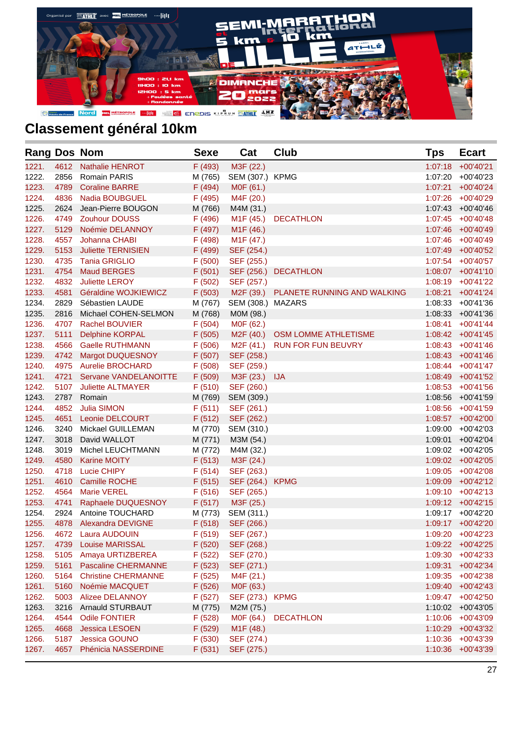## Classement général 10km

| Rang | Dos | Nom | Sexe | Cat | Club | Tps | Ecart |
|---|---|---|---|---|---|---|---|
| 1221. | 4612 | Nathalie HENROT | F (493) | M3F (22.) | | 1:07:18 | +00'40'21 |
| 1222. | 2856 | Romain PARIS | M (765) | SEM (307.) | KPMG | 1:07:20 | +00'40'23 |
| 1223. | 4789 | Coraline BARRE | F (494) | M0F (61.) | | 1:07:21 | +00'40'24 |
| 1224. | 4836 | Nadia BOUBGUEL | F (495) | M4F (20.) | | 1:07:26 | +00'40'29 |
| 1225. | 2624 | Jean-Pierre BOUGON | M (766) | M4M (31.) | | 1:07:43 | +00'40'46 |
| 1226. | 4749 | Zouhour DOUSS | F (496) | M1F (45.) | DECATHLON | 1:07:45 | +00'40'48 |
| 1227. | 5129 | Noémie DELANNOY | F (497) | M1F (46.) | | 1:07:46 | +00'40'49 |
| 1228. | 4557 | Johanna CHABI | F (498) | M1F (47.) | | 1:07:46 | +00'40'49 |
| 1229. | 5153 | Juliette TERNISIEN | F (499) | SEF (254.) | | 1:07:49 | +00'40'52 |
| 1230. | 4735 | Tania GRIGLIO | F (500) | SEF (255.) | | 1:07:54 | +00'40'57 |
| 1231. | 4754 | Maud BERGES | F (501) | SEF (256.) | DECATHLON | 1:08:07 | +00'41'10 |
| 1232. | 4832 | Juliette LEROY | F (502) | SEF (257.) | | 1:08:19 | +00'41'22 |
| 1233. | 4581 | Géraldine WOJKIEWICZ | F (503) | M2F (39.) | PLANETE RUNNING AND WALKING | 1:08:21 | +00'41'24 |
| 1234. | 2829 | Sébastien LAUDE | M (767) | SEM (308.) | MAZARS | 1:08:33 | +00'41'36 |
| 1235. | 2816 | Michael COHEN-SELMON | M (768) | M0M (98.) | | 1:08:33 | +00'41'36 |
| 1236. | 4707 | Rachel BOUVIER | F (504) | M0F (62.) | | 1:08:41 | +00'41'44 |
| 1237. | 5111 | Delphine KORPAL | F (505) | M2F (40.) | OSM LOMME ATHLETISME | 1:08:42 | +00'41'45 |
| 1238. | 4566 | Gaelle RUTHMANN | F (506) | M2F (41.) | RUN FOR FUN BEUVRY | 1:08:43 | +00'41'46 |
| 1239. | 4742 | Margot DUQUESNOY | F (507) | SEF (258.) | | 1:08:43 | +00'41'46 |
| 1240. | 4975 | Aurelie BROCHARD | F (508) | SEF (259.) | | 1:08:44 | +00'41'47 |
| 1241. | 4721 | Servane VANDELANOITTE | F (509) | M3F (23.) | IJA | 1:08:49 | +00'41'52 |
| 1242. | 5107 | Juliette ALTMAYER | F (510) | SEF (260.) | | 1:08:53 | +00'41'56 |
| 1243. | 2787 | Romain | M (769) | SEM (309.) | | 1:08:56 | +00'41'59 |
| 1244. | 4852 | Julia SIMON | F (511) | SEF (261.) | | 1:08:56 | +00'41'59 |
| 1245. | 4651 | Leonie DELCOURT | F (512) | SEF (262.) | | 1:08:57 | +00'42'00 |
| 1246. | 3240 | Mickael GUILLEMAN | M (770) | SEM (310.) | | 1:09:00 | +00'42'03 |
| 1247. | 3018 | David WALLOT | M (771) | M3M (54.) | | 1:09:01 | +00'42'04 |
| 1248. | 3019 | Michel LEUCHTMANN | M (772) | M4M (32.) | | 1:09:02 | +00'42'05 |
| 1249. | 4580 | Karine MOITY | F (513) | M3F (24.) | | 1:09:02 | +00'42'05 |
| 1250. | 4718 | Lucie CHIPY | F (514) | SEF (263.) | | 1:09:05 | +00'42'08 |
| 1251. | 4610 | Camille ROCHE | F (515) | SEF (264.) | KPMG | 1:09:09 | +00'42'12 |
| 1252. | 4564 | Marie VEREL | F (516) | SEF (265.) | | 1:09:10 | +00'42'13 |
| 1253. | 4741 | Raphaele DUQUESNOY | F (517) | M3F (25.) | | 1:09:12 | +00'42'15 |
| 1254. | 2924 | Antoine TOUCHARD | M (773) | SEM (311.) | | 1:09:17 | +00'42'20 |
| 1255. | 4878 | Alexandra DEVIGNE | F (518) | SEF (266.) | | 1:09:17 | +00'42'20 |
| 1256. | 4672 | Laura AUDOUIN | F (519) | SEF (267.) | | 1:09:20 | +00'42'23 |
| 1257. | 4739 | Louise MARISSAL | F (520) | SEF (268.) | | 1:09:22 | +00'42'25 |
| 1258. | 5105 | Amaya URTIZBEREA | F (522) | SEF (270.) | | 1:09:30 | +00'42'33 |
| 1259. | 5161 | Pascaline CHERMANNE | F (523) | SEF (271.) | | 1:09:31 | +00'42'34 |
| 1260. | 5164 | Christine CHERMANNE | F (525) | M4F (21.) | | 1:09:35 | +00'42'38 |
| 1261. | 5160 | Noémie MACQUET | F (526) | M0F (63.) | | 1:09:40 | +00'42'43 |
| 1262. | 5003 | Alizee DELANNOY | F (527) | SEF (273.) | KPMG | 1:09:47 | +00'42'50 |
| 1263. | 3216 | Arnauld STURBAUT | M (775) | M2M (75.) | | 1:10:02 | +00'43'05 |
| 1264. | 4544 | Odile FONTIER | F (528) | M0F (64.) | DECATHLON | 1:10:06 | +00'43'09 |
| 1265. | 4668 | Jessica LESOEN | F (529) | M1F (48.) | | 1:10:29 | +00'43'32 |
| 1266. | 5187 | Jessica GOUNO | F (530) | SEF (274.) | | 1:10:36 | +00'43'39 |
| 1267. | 4657 | Phénicia NASSERDINE | F (531) | SEF (275.) | | 1:10:36 | +00'43'39 |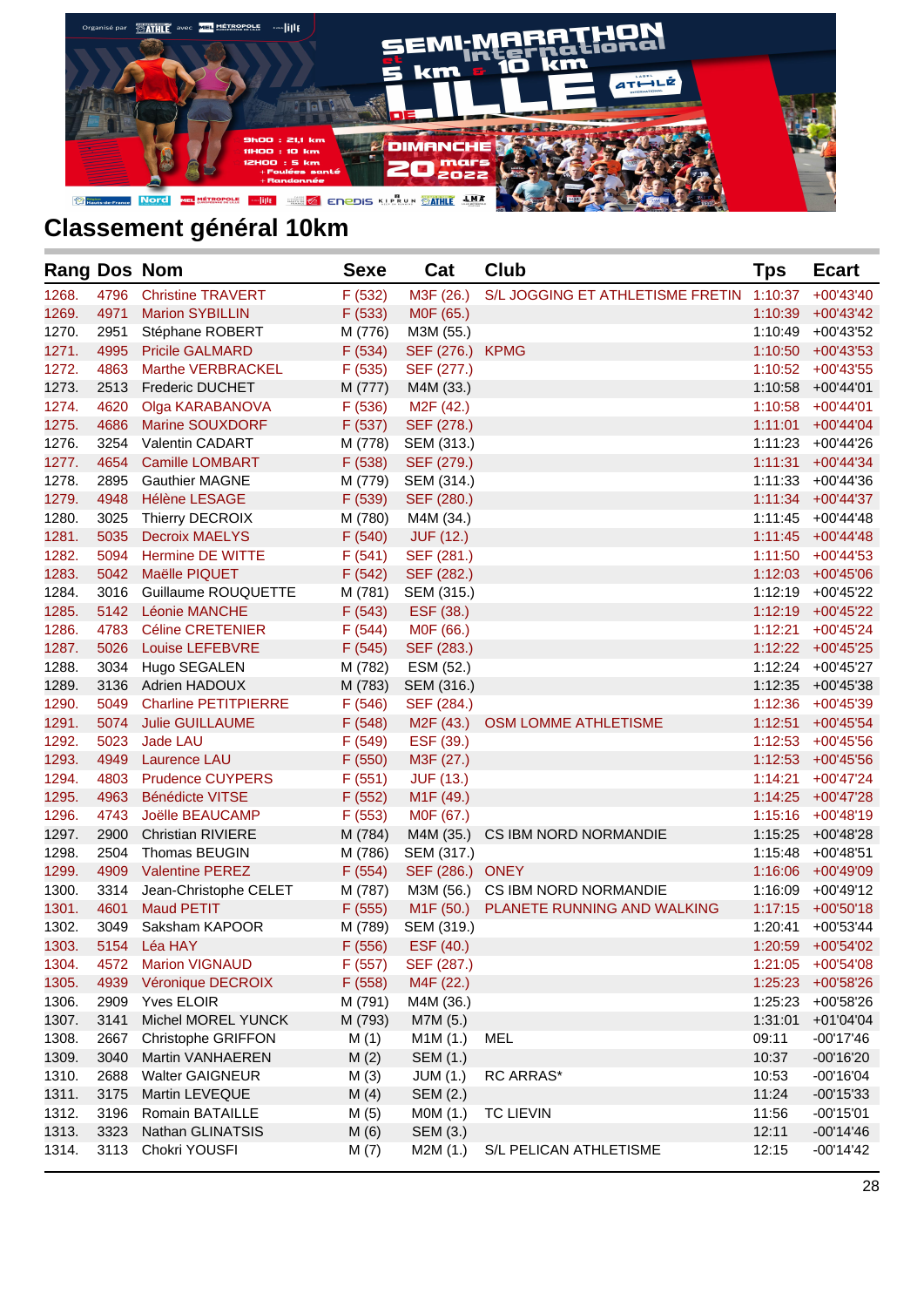## Classement général 10km

| Rang | Dos | Nom | Sexe | Cat | Club | Tps | Ecart |
|---|---|---|---|---|---|---|---|
| 1268. | 4796 | Christine TRAVERT | F (532) | M3F (26.) | S/L JOGGING ET ATHLETISME FRETIN | 1:10:37 | +00'43'40 |
| 1269. | 4971 | Marion SYBILLIN | F (533) | M0F (65.) | | 1:10:39 | +00'43'42 |
| 1270. | 2951 | Stéphane ROBERT | M (776) | M3M (55.) | | 1:10:49 | +00'43'52 |
| 1271. | 4995 | Pricile GALMARD | F (534) | SEF (276.) | KPMG | 1:10:50 | +00'43'53 |
| 1272. | 4863 | Marthe VERBRACKEL | F (535) | SEF (277.) | | 1:10:52 | +00'43'55 |
| 1273. | 2513 | Frederic DUCHET | M (777) | M4M (33.) | | 1:10:58 | +00'44'01 |
| 1274. | 4620 | Olga KARABANOVA | F (536) | M2F (42.) | | 1:10:58 | +00'44'01 |
| 1275. | 4686 | Marine SOUXDORF | F (537) | SEF (278.) | | 1:11:01 | +00'44'04 |
| 1276. | 3254 | Valentin CADART | M (778) | SEM (313.) | | 1:11:23 | +00'44'26 |
| 1277. | 4654 | Camille LOMBART | F (538) | SEF (279.) | | 1:11:31 | +00'44'34 |
| 1278. | 2895 | Gauthier MAGNE | M (779) | SEM (314.) | | 1:11:33 | +00'44'36 |
| 1279. | 4948 | Hélène LESAGE | F (539) | SEF (280.) | | 1:11:34 | +00'44'37 |
| 1280. | 3025 | Thierry DECROIX | M (780) | M4M (34.) | | 1:11:45 | +00'44'48 |
| 1281. | 5035 | Decroix MAELYS | F (540) | JUF (12.) | | 1:11:45 | +00'44'48 |
| 1282. | 5094 | Hermine DE WITTE | F (541) | SEF (281.) | | 1:11:50 | +00'44'53 |
| 1283. | 5042 | Maëlle PIQUET | F (542) | SEF (282.) | | 1:12:03 | +00'45'06 |
| 1284. | 3016 | Guillaume ROUQUETTE | M (781) | SEM (315.) | | 1:12:19 | +00'45'22 |
| 1285. | 5142 | Léonie MANCHE | F (543) | ESF (38.) | | 1:12:19 | +00'45'22 |
| 1286. | 4783 | Céline CRETENIER | F (544) | M0F (66.) | | 1:12:21 | +00'45'24 |
| 1287. | 5026 | Louise LEFEBVRE | F (545) | SEF (283.) | | 1:12:22 | +00'45'25 |
| 1288. | 3034 | Hugo SEGALEN | M (782) | ESM (52.) | | 1:12:24 | +00'45'27 |
| 1289. | 3136 | Adrien HADOUX | M (783) | SEM (316.) | | 1:12:35 | +00'45'38 |
| 1290. | 5049 | Charline PETITPIERRE | F (546) | SEF (284.) | | 1:12:36 | +00'45'39 |
| 1291. | 5074 | Julie GUILLAUME | F (548) | M2F (43.) | OSM LOMME ATHLETISME | 1:12:51 | +00'45'54 |
| 1292. | 5023 | Jade LAU | F (549) | ESF (39.) | | 1:12:53 | +00'45'56 |
| 1293. | 4949 | Laurence LAU | F (550) | M3F (27.) | | 1:12:53 | +00'45'56 |
| 1294. | 4803 | Prudence CUYPERS | F (551) | JUF (13.) | | 1:14:21 | +00'47'24 |
| 1295. | 4963 | Bénédicte VITSE | F (552) | M1F (49.) | | 1:14:25 | +00'47'28 |
| 1296. | 4743 | Joëlle BEAUCAMP | F (553) | M0F (67.) | | 1:15:16 | +00'48'19 |
| 1297. | 2900 | Christian RIVIERE | M (784) | M4M (35.) | CS IBM NORD NORMANDIE | 1:15:25 | +00'48'28 |
| 1298. | 2504 | Thomas BEUGIN | M (786) | SEM (317.) | | 1:15:48 | +00'48'51 |
| 1299. | 4909 | Valentine PEREZ | F (554) | SEF (286.) | ONEY | 1:16:06 | +00'49'09 |
| 1300. | 3314 | Jean-Christophe CELET | M (787) | M3M (56.) | CS IBM NORD NORMANDIE | 1:16:09 | +00'49'12 |
| 1301. | 4601 | Maud PETIT | F (555) | M1F (50.) | PLANETE RUNNING AND WALKING | 1:17:15 | +00'50'18 |
| 1302. | 3049 | Saksham KAPOOR | M (789) | SEM (319.) | | 1:20:41 | +00'53'44 |
| 1303. | 5154 | Léa HAY | F (556) | ESF (40.) | | 1:20:59 | +00'54'02 |
| 1304. | 4572 | Marion VIGNAUD | F (557) | SEF (287.) | | 1:21:05 | +00'54'08 |
| 1305. | 4939 | Véronique DECROIX | F (558) | M4F (22.) | | 1:25:23 | +00'58'26 |
| 1306. | 2909 | Yves ELOIR | M (791) | M4M (36.) | | 1:25:23 | +00'58'26 |
| 1307. | 3141 | Michel MOREL YUNCK | M (793) | M7M (5.) | | 1:31:01 | +01'04'04 |
| 1308. | 2667 | Christophe GRIFFON | M (1) | M1M (1.) | MEL | 09:11 | -00'17'46 |
| 1309. | 3040 | Martin VANHAEREN | M (2) | SEM (1.) | | 10:37 | -00'16'20 |
| 1310. | 2688 | Walter GAIGNEUR | M (3) | JUM (1.) | RC ARRAS* | 10:53 | -00'16'04 |
| 1311. | 3175 | Martin LEVEQUE | M (4) | SEM (2.) | | 11:24 | -00'15'33 |
| 1312. | 3196 | Romain BATAILLE | M (5) | M0M (1.) | TC LIEVIN | 11:56 | -00'15'01 |
| 1313. | 3323 | Nathan GLINATSIS | M (6) | SEM (3.) | | 12:11 | -00'14'46 |
| 1314. | 3113 | Chokri YOUSFI | M (7) | M2M (1.) | S/L PELICAN ATHLETISME | 12:15 | -00'14'42 |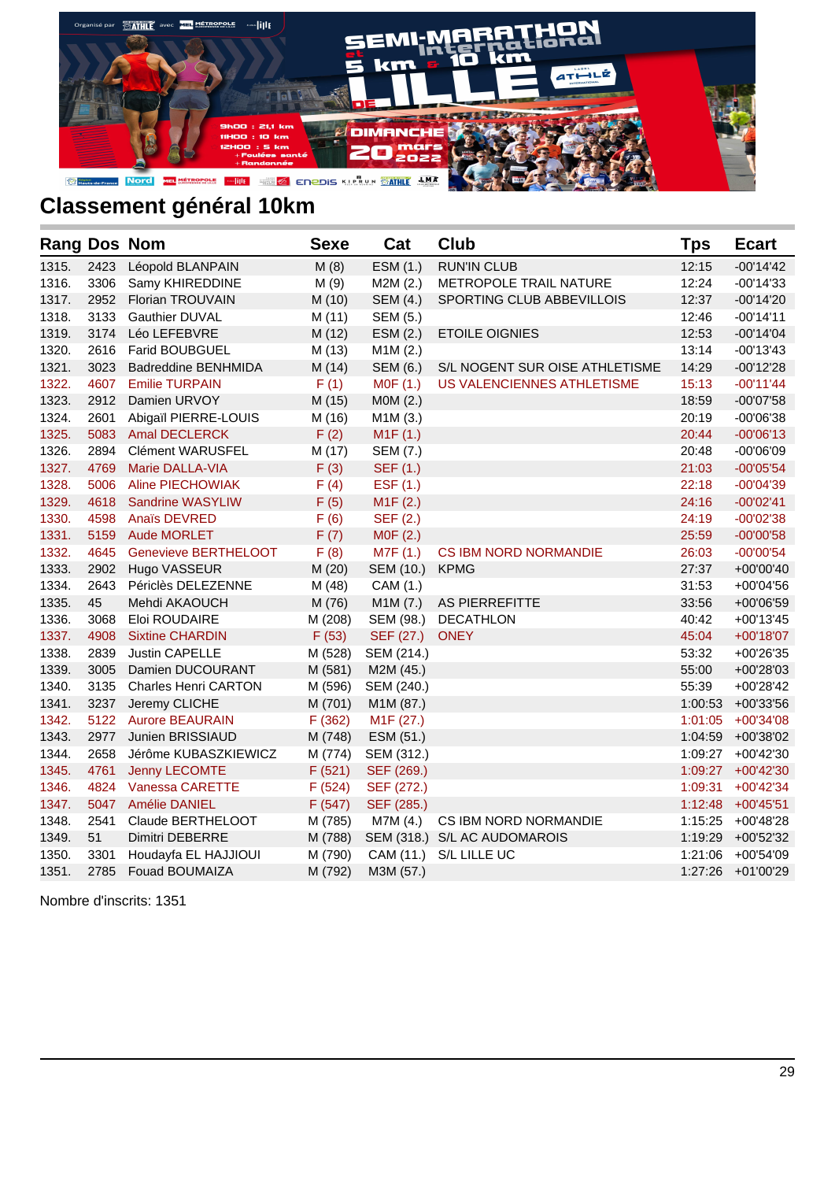## Classement général 10km

| Rang | Dos | Nom | Sexe | Cat | Club | Tps | Ecart |
|---|---|---|---|---|---|---|---|
| 1315. | 2423 | Léopold BLANPAIN | M (8) | ESM (1.) | RUN'IN CLUB | 12:15 | -00'14'42 |
| 1316. | 3306 | Samy KHIREDDINE | M (9) | M2M (2.) | METROPOLE TRAIL NATURE | 12:24 | -00'14'33 |
| 1317. | 2952 | Florian TROUVAIN | M (10) | SEM (4.) | SPORTING CLUB ABBEVILLOIS | 12:37 | -00'14'20 |
| 1318. | 3133 | Gauthier DUVAL | M (11) | SEM (5.) | | 12:46 | -00'14'11 |
| 1319. | 3174 | Léo LEFEBVRE | M (12) | ESM (2.) | ETOILE OIGNIES | 12:53 | -00'14'04 |
| 1320. | 2616 | Farid BOUBGUEL | M (13) | M1M (2.) | | 13:14 | -00'13'43 |
| 1321. | 3023 | Badreddine BENHMIDA | M (14) | SEM (6.) | S/L NOGENT SUR OISE ATHLETISME | 14:29 | -00'12'28 |
| 1322. | 4607 | Emilie TURPAIN | F (1) | M0F (1.) | US VALENCIENNES ATHLETISME | 15:13 | -00'11'44 |
| 1323. | 2912 | Damien URVOY | M (15) | M0M (2.) | | 18:59 | -00'07'58 |
| 1324. | 2601 | Abigaïl PIERRE-LOUIS | M (16) | M1M (3.) | | 20:19 | -00'06'38 |
| 1325. | 5083 | Amal DECLERCK | F (2) | M1F (1.) | | 20:44 | -00'06'13 |
| 1326. | 2894 | Clément WARUSFEL | M (17) | SEM (7.) | | 20:48 | -00'06'09 |
| 1327. | 4769 | Marie DALLA-VIA | F (3) | SEF (1.) | | 21:03 | -00'05'54 |
| 1328. | 5006 | Aline PIECHOWIAK | F (4) | ESF (1.) | | 22:18 | -00'04'39 |
| 1329. | 4618 | Sandrine WASYLIW | F (5) | M1F (2.) | | 24:16 | -00'02'41 |
| 1330. | 4598 | Anaïs DEVRED | F (6) | SEF (2.) | | 24:19 | -00'02'38 |
| 1331. | 5159 | Aude MORLET | F (7) | M0F (2.) | | 25:59 | -00'00'58 |
| 1332. | 4645 | Genevieve BERTHELOOT | F (8) | M7F (1.) | CS IBM NORD NORMANDIE | 26:03 | -00'00'54 |
| 1333. | 2902 | Hugo VASSEUR | M (20) | SEM (10.) | KPMG | 27:37 | +00'00'40 |
| 1334. | 2643 | Périclès DELEZENNE | M (48) | CAM (1.) | | 31:53 | +00'04'56 |
| 1335. | 45 | Mehdi AKAOUCH | M (76) | M1M (7.) | AS PIERREFITTE | 33:56 | +00'06'59 |
| 1336. | 3068 | Eloi ROUDAIRE | M (208) | SEM (98.) | DECATHLON | 40:42 | +00'13'45 |
| 1337. | 4908 | Sixtine CHARDIN | F (53) | SEF (27.) | ONEY | 45:04 | +00'18'07 |
| 1338. | 2839 | Justin CAPELLE | M (528) | SEM (214.) | | 53:32 | +00'26'35 |
| 1339. | 3005 | Damien DUCOURANT | M (581) | M2M (45.) | | 55:00 | +00'28'03 |
| 1340. | 3135 | Charles Henri CARTON | M (596) | SEM (240.) | | 55:39 | +00'28'42 |
| 1341. | 3237 | Jeremy CLICHE | M (701) | M1M (87.) | | 1:00:53 | +00'33'56 |
| 1342. | 5122 | Aurore BEAURAIN | F (362) | M1F (27.) | | 1:01:05 | +00'34'08 |
| 1343. | 2977 | Junien BRISSIAUD | M (748) | ESM (51.) | | 1:04:59 | +00'38'02 |
| 1344. | 2658 | Jérôme KUBASZKIEWICZ | M (774) | SEM (312.) | | 1:09:27 | +00'42'30 |
| 1345. | 4761 | Jenny LECOMTE | F (521) | SEF (269.) | | 1:09:27 | +00'42'30 |
| 1346. | 4824 | Vanessa CARETTE | F (524) | SEF (272.) | | 1:09:31 | +00'42'34 |
| 1347. | 5047 | Amélie DANIEL | F (547) | SEF (285.) | | 1:12:48 | +00'45'51 |
| 1348. | 2541 | Claude BERTHELOOT | M (785) | M7M (4.) | CS IBM NORD NORMANDIE | 1:15:25 | +00'48'28 |
| 1349. | 51 | Dimitri DEBERRE | M (788) | SEM (318.) | S/L AC AUDOMAROIS | 1:19:29 | +00'52'32 |
| 1350. | 3301 | Houdayfa EL HAJJIOUI | M (790) | CAM (11.) | S/L LILLE UC | 1:21:06 | +00'54'09 |
| 1351. | 2785 | Fouad BOUMAIZA | M (792) | M3M (57.) | | 1:27:26 | +01'00'29 |

Nombre d'inscrits: 1351